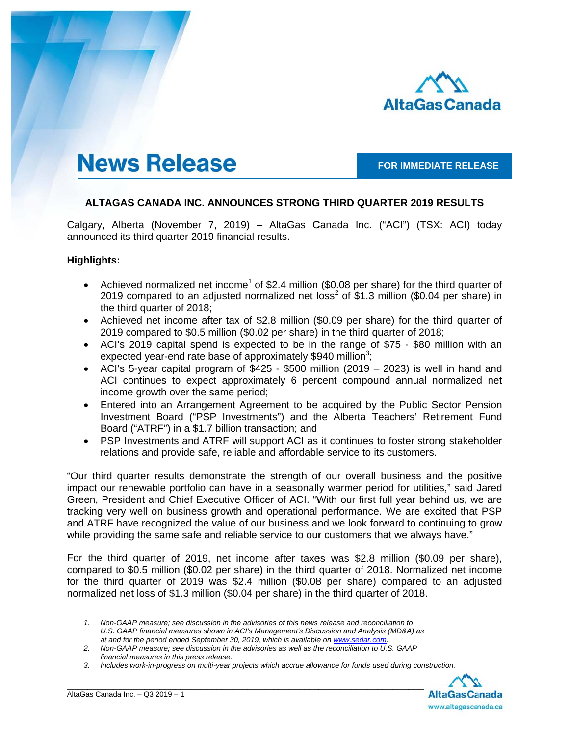# News Release

**FOR IMMEDIATE RELEASE**

## ALTAGAS CANADA INC. ANNOUNCES STRONG THIRD QUARTER 2019 RESULTS

Calgary, Alberta (November 7, 2019) – AltaGas Canada Inc. ("ACI") (TSX: ACI) today announced its third quarter 2019 financial results.

**Highlights:**

- Achieved normalized net income[1] of $2.4 million ($0.08 per share) for the third quarter of 2019 compared to an adjusted normalized net loss[2] of $1.3 million ($0.04 per share) in the third quarter of 2018;
- Achieved net income after tax of $2.8 million ($0.09 per share) for the third quarter of 2019 compared to $0.5 million ($0.02 per share) in the third quarter of 2018;
- ACI's 2019 capital spend is expected to be in the range of $75 - $80 million with an expected year-end rate base of approximately $940 million[3];
- ACI's 5-year capital program of $425 - $500 million (2019 – 2023) is well in hand and ACI continues to expect approximately 6 percent compound annual normalized net income growth over the same period;
- Entered into an Arrangement Agreement to be acquired by the Public Sector Pension Investment Board ("PSP Investments") and the Alberta Teachers' Retirement Fund Board ("ATRF") in a $1.7 billion transaction; and
- PSP Investments and ATRF will support ACI as it continues to foster strong stakeholder relations and provide safe, reliable and affordable service to its customers.

"Our third quarter results demonstrate the strength of our overall business and the positive impact our renewable portfolio can have in a seasonally warmer period for utilities," said Jared Green, President and Chief Executive Officer of ACI. "With our first full year behind us, we are tracking very well on business growth and operational performance. We are excited that PSP and ATRF have recognized the value of our business and we look forward to continuing to grow while providing the same safe and reliable service to our customers that we always have."

For the third quarter of 2019, net income after taxes was $2.8 million ($0.09 per share), compared to $0.5 million ($0.02 per share) in the third quarter of 2018. Normalized net income for the third quarter of 2019 was $2.4 million ($0.08 per share) compared to an adjusted normalized net loss of $1.3 million ($0.04 per share) in the third quarter of 2018.

1. *Non-GAAP measure; see discussion in the advisories of this news release and reconciliation to U.S. GAAP financial measures shown in ACI's Management's Discussion and Analysis (MD&A) as at and for the period ended September 30, 2019, which is available on www.sedar.com.*
2. *Non-GAAP measure; see discussion in the advisories as well as the reconciliation to U.S. GAAP financial measures in this press release.*
3. *Includes work-in-progress on multi-year projects which accrue allowance for funds used during construction.*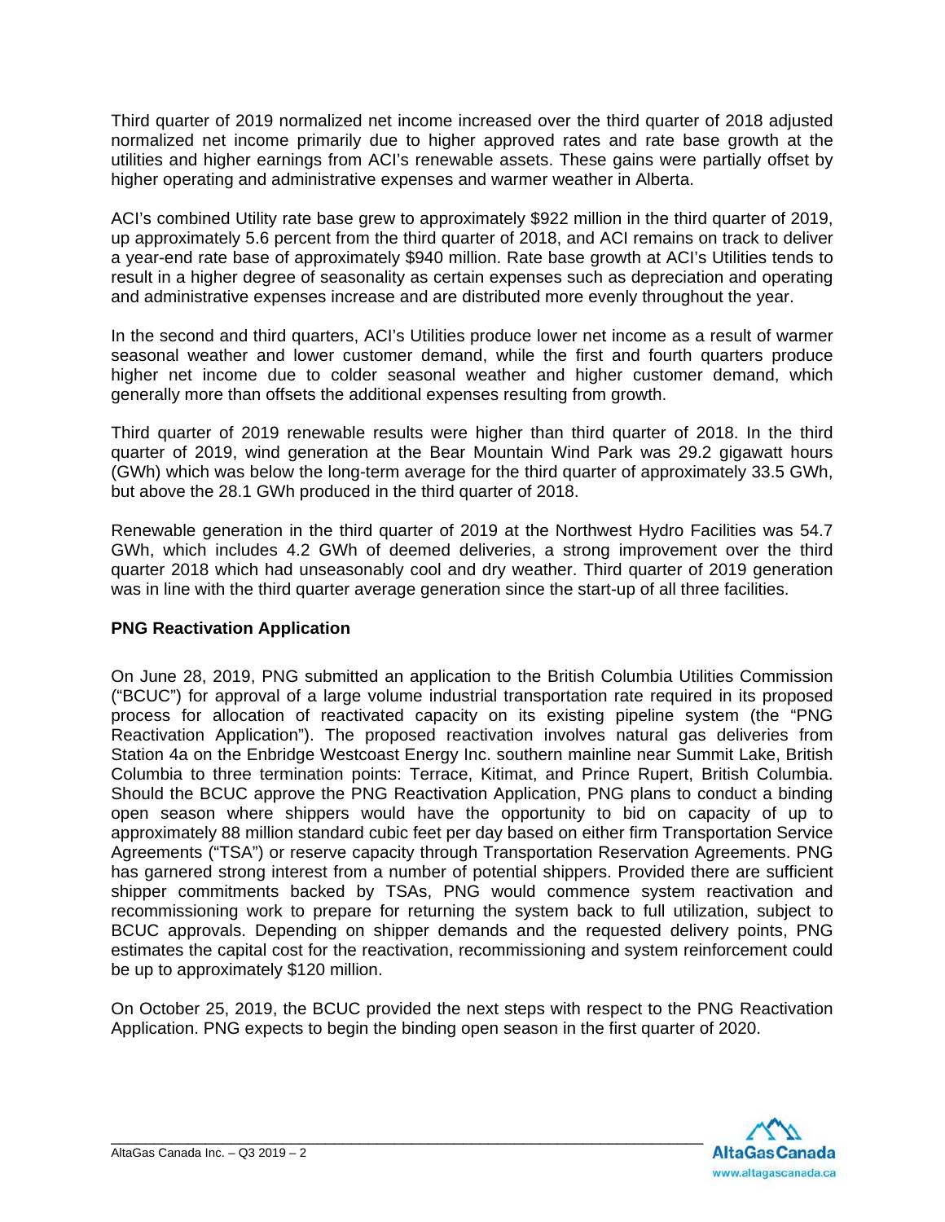Third quarter of 2019 normalized net income increased over the third quarter of 2018 adjusted normalized net income primarily due to higher approved rates and rate base growth at the utilities and higher earnings from ACI's renewable assets. These gains were partially offset by higher operating and administrative expenses and warmer weather in Alberta.

ACI's combined Utility rate base grew to approximately $922 million in the third quarter of 2019, up approximately 5.6 percent from the third quarter of 2018, and ACI remains on track to deliver a year-end rate base of approximately $940 million. Rate base growth at ACI's Utilities tends to result in a higher degree of seasonality as certain expenses such as depreciation and operating and administrative expenses increase and are distributed more evenly throughout the year.

In the second and third quarters, ACI's Utilities produce lower net income as a result of warmer seasonal weather and lower customer demand, while the first and fourth quarters produce higher net income due to colder seasonal weather and higher customer demand, which generally more than offsets the additional expenses resulting from growth.

Third quarter of 2019 renewable results were higher than third quarter of 2018. In the third quarter of 2019, wind generation at the Bear Mountain Wind Park was 29.2 gigawatt hours (GWh) which was below the long-term average for the third quarter of approximately 33.5 GWh, but above the 28.1 GWh produced in the third quarter of 2018.

Renewable generation in the third quarter of 2019 at the Northwest Hydro Facilities was 54.7 GWh, which includes 4.2 GWh of deemed deliveries, a strong improvement over the third quarter 2018 which had unseasonably cool and dry weather. Third quarter of 2019 generation was in line with the third quarter average generation since the start-up of all three facilities.

**PNG Reactivation Application**

On June 28, 2019, PNG submitted an application to the British Columbia Utilities Commission ("BCUC") for approval of a large volume industrial transportation rate required in its proposed process for allocation of reactivated capacity on its existing pipeline system (the "PNG Reactivation Application"). The proposed reactivation involves natural gas deliveries from Station 4a on the Enbridge Westcoast Energy Inc. southern mainline near Summit Lake, British Columbia to three termination points: Terrace, Kitimat, and Prince Rupert, British Columbia. Should the BCUC approve the PNG Reactivation Application, PNG plans to conduct a binding open season where shippers would have the opportunity to bid on capacity of up to approximately 88 million standard cubic feet per day based on either firm Transportation Service Agreements ("TSA") or reserve capacity through Transportation Reservation Agreements. PNG has garnered strong interest from a number of potential shippers. Provided there are sufficient shipper commitments backed by TSAs, PNG would commence system reactivation and recommissioning work to prepare for returning the system back to full utilization, subject to BCUC approvals. Depending on shipper demands and the requested delivery points, PNG estimates the capital cost for the reactivation, recommissioning and system reinforcement could be up to approximately $120 million.

On October 25, 2019, the BCUC provided the next steps with respect to the PNG Reactivation Application. PNG expects to begin the binding open season in the first quarter of 2020.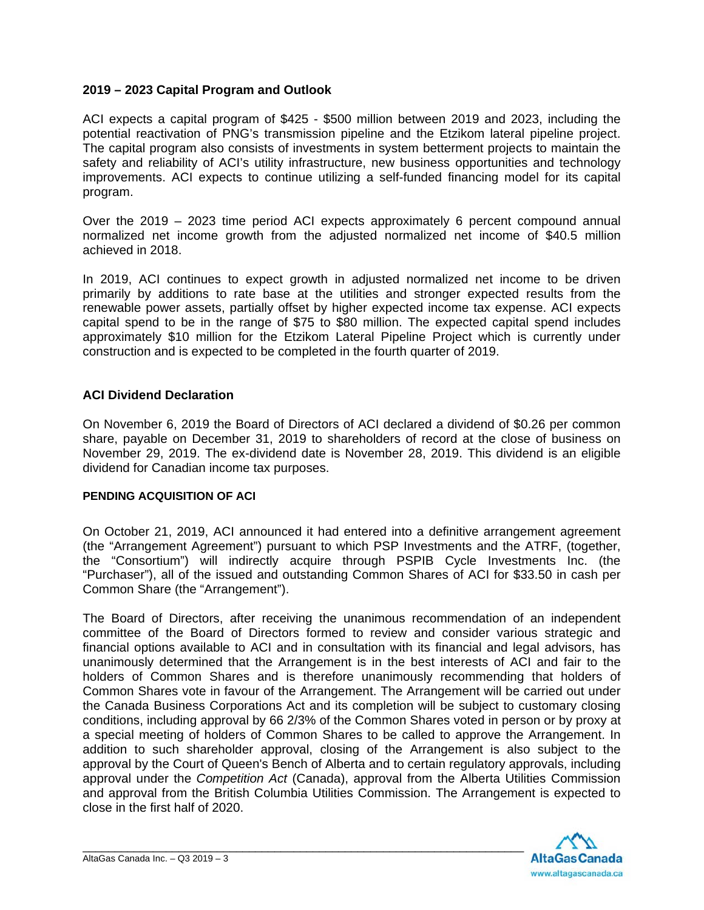## 2019 – 2023 Capital Program and Outlook

ACI expects a capital program of $425 - $500 million between 2019 and 2023, including the potential reactivation of PNG's transmission pipeline and the Etzikom lateral pipeline project. The capital program also consists of investments in system betterment projects to maintain the safety and reliability of ACI's utility infrastructure, new business opportunities and technology improvements. ACI expects to continue utilizing a self-funded financing model for its capital program.

Over the 2019 – 2023 time period ACI expects approximately 6 percent compound annual normalized net income growth from the adjusted normalized net income of $40.5 million achieved in 2018.

In 2019, ACI continues to expect growth in adjusted normalized net income to be driven primarily by additions to rate base at the utilities and stronger expected results from the renewable power assets, partially offset by higher expected income tax expense. ACI expects capital spend to be in the range of $75 to $80 million. The expected capital spend includes approximately $10 million for the Etzikom Lateral Pipeline Project which is currently under construction and is expected to be completed in the fourth quarter of 2019.

## ACI Dividend Declaration

On November 6, 2019 the Board of Directors of ACI declared a dividend of $0.26 per common share, payable on December 31, 2019 to shareholders of record at the close of business on November 29, 2019. The ex-dividend date is November 28, 2019. This dividend is an eligible dividend for Canadian income tax purposes.

### PENDING ACQUISITION OF ACI

On October 21, 2019, ACI announced it had entered into a definitive arrangement agreement (the "Arrangement Agreement") pursuant to which PSP Investments and the ATRF, (together, the "Consortium") will indirectly acquire through PSPIB Cycle Investments Inc. (the "Purchaser"), all of the issued and outstanding Common Shares of ACI for $33.50 in cash per Common Share (the "Arrangement").

The Board of Directors, after receiving the unanimous recommendation of an independent committee of the Board of Directors formed to review and consider various strategic and financial options available to ACI and in consultation with its financial and legal advisors, has unanimously determined that the Arrangement is in the best interests of ACI and fair to the holders of Common Shares and is therefore unanimously recommending that holders of Common Shares vote in favour of the Arrangement. The Arrangement will be carried out under the Canada Business Corporations Act and its completion will be subject to customary closing conditions, including approval by 66 2/3% of the Common Shares voted in person or by proxy at a special meeting of holders of Common Shares to be called to approve the Arrangement. In addition to such shareholder approval, closing of the Arrangement is also subject to the approval by the Court of Queen's Bench of Alberta and to certain regulatory approvals, including approval under the *Competition Act* (Canada), approval from the Alberta Utilities Commission and approval from the British Columbia Utilities Commission. The Arrangement is expected to close in the first half of 2020.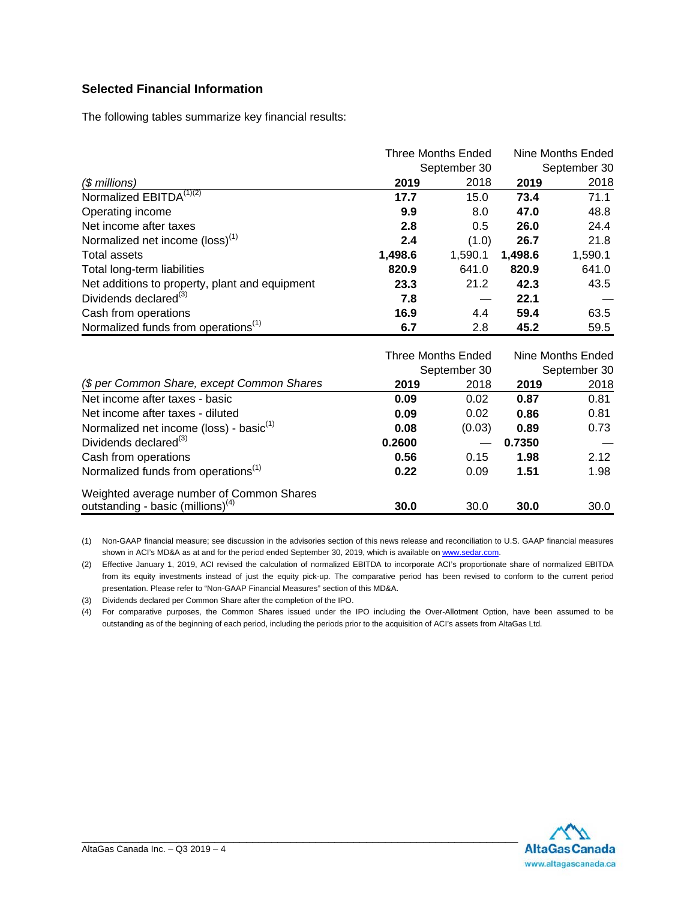## Selected Financial Information

The following tables summarize key financial results:

| | Three Months Ended September 30 | | Nine Months Ended September 30 | |
|---|---|---|---|---|
| *($ millions)* | **2019** | 2018 | **2019** | 2018 |
| Normalized EBITDA[(1)(2)] | **17.7** | 15.0 | **73.4** | 71.1 |
| Operating income | **9.9** | 8.0 | **47.0** | 48.8 |
| Net income after taxes | **2.8** | 0.5 | **26.0** | 24.4 |
| Normalized net income (loss)[(1)] | **2.4** | (1.0) | **26.7** | 21.8 |
| Total assets | **1,498.6** | 1,590.1 | **1,498.6** | 1,590.1 |
| Total long-term liabilities | **820.9** | 641.0 | **820.9** | 641.0 |
| Net additions to property, plant and equipment | **23.3** | 21.2 | **42.3** | 43.5 |
| Dividends declared[(3)] | **7.8** | — | **22.1** | — |
| Cash from operations | **16.9** | 4.4 | **59.4** | 63.5 |
| Normalized funds from operations[(1)] | **6.7** | 2.8 | **45.2** | 59.5 |

| | Three Months Ended September 30 | | Nine Months Ended September 30 | |
|---|---|---|---|---|
| *($ per Common Share, except Common Shares* | **2019** | 2018 | **2019** | 2018 |
| Net income after taxes - basic | **0.09** | 0.02 | **0.87** | 0.81 |
| Net income after taxes - diluted | **0.09** | 0.02 | **0.86** | 0.81 |
| Normalized net income (loss) - basic[(1)] | **0.08** | (0.03) | **0.89** | 0.73 |
| Dividends declared[(3)] | **0.2600** | — | **0.7350** | — |
| Cash from operations | **0.56** | 0.15 | **1.98** | 2.12 |
| Normalized funds from operations[(1)] | **0.22** | 0.09 | **1.51** | 1.98 |
| Weighted average number of Common Shares outstanding - basic (millions)[(4)] | **30.0** | 30.0 | **30.0** | 30.0 |

(1) Non-GAAP financial measure; see discussion in the advisories section of this news release and reconciliation to U.S. GAAP financial measures shown in ACI's MD&A as at and for the period ended September 30, 2019, which is available on www.sedar.com.

(2) Effective January 1, 2019, ACI revised the calculation of normalized EBITDA to incorporate ACI's proportionate share of normalized EBITDA from its equity investments instead of just the equity pick-up. The comparative period has been revised to conform to the current period presentation. Please refer to "Non-GAAP Financial Measures" section of this MD&A.

(3) Dividends declared per Common Share after the completion of the IPO.

(4) For comparative purposes, the Common Shares issued under the IPO including the Over-Allotment Option, have been assumed to be outstanding as of the beginning of each period, including the periods prior to the acquisition of ACI's assets from AltaGas Ltd.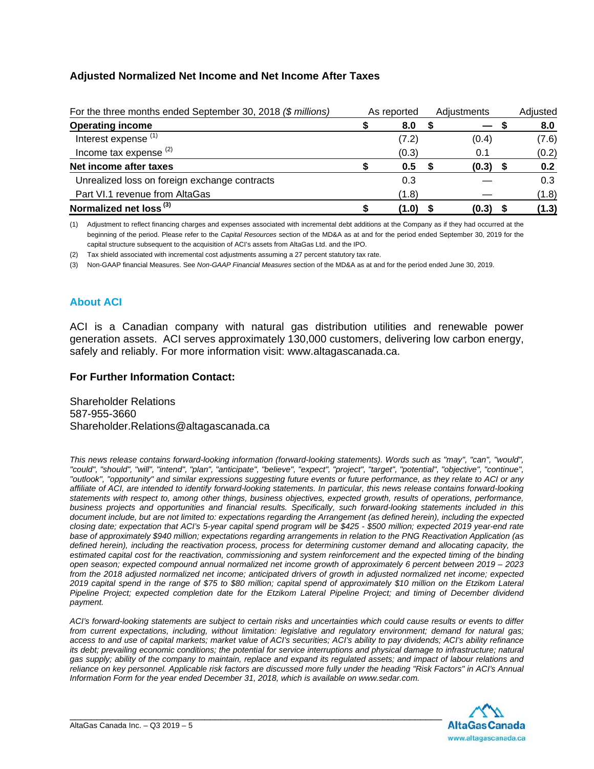## Adjusted Normalized Net Income and Net Income After Taxes

| For the three months ended September 30, 2018 *($ millions)* | As reported | Adjustments | Adjusted |
|---|---|---|---|
| **Operating income** | **$ 8.0** | **$ —** | **$ 8.0** |
| Interest expense [(1)] | (7.2) | (0.4) | (7.6) |
| Income tax expense [(2)] | (0.3) | 0.1 | (0.2) |
| **Net income after taxes** | **$ 0.5** | **$ (0.3)** | **$ 0.2** |
| Unrealized loss on foreign exchange contracts | 0.3 | — | 0.3 |
| Part VI.1 revenue from AltaGas | (1.8) | — | (1.8) |
| **Normalized net loss [(3)]** | **$ (1.0)** | **$ (0.3)** | **$ (1.3)** |

(1) Adjustment to reflect financing charges and expenses associated with incremental debt additions at the Company as if they had occurred at the beginning of the period. Please refer to the *Capital Resources* section of the MD&A as at and for the period ended September 30, 2019 for the capital structure subsequent to the acquisition of ACI's assets from AltaGas Ltd. and the IPO.

(2) Tax shield associated with incremental cost adjustments assuming a 27 percent statutory tax rate.

(3) Non-GAAP financial Measures. See *Non-GAAP Financial Measures* section of the MD&A as at and for the period ended June 30, 2019.

## About ACI

ACI is a Canadian company with natural gas distribution utilities and renewable power generation assets. ACI serves approximately 130,000 customers, delivering low carbon energy, safely and reliably. For more information visit: www.altagascanada.ca.

### For Further Information Contact:

Shareholder Relations
587-955-3660
Shareholder.Relations@altagascanada.ca

*This news release contains forward-looking information (forward-looking statements). Words such as "may", "can", "would", "could", "should", "will", "intend", "plan", "anticipate", "believe", "expect", "project", "target", "potential", "objective", "continue", "outlook", "opportunity" and similar expressions suggesting future events or future performance, as they relate to ACI or any affiliate of ACI, are intended to identify forward-looking statements. In particular, this news release contains forward-looking statements with respect to, among other things, business objectives, expected growth, results of operations, performance, business projects and opportunities and financial results. Specifically, such forward-looking statements included in this document include, but are not limited to: expectations regarding the Arrangement (as defined herein), including the expected closing date; expectation that ACI's 5-year capital spend program will be $425 - $500 million; expected 2019 year-end rate base of approximately $940 million; expectations regarding arrangements in relation to the PNG Reactivation Application (as defined herein), including the reactivation process, process for determining customer demand and allocating capacity, the estimated capital cost for the reactivation, commissioning and system reinforcement and the expected timing of the binding open season; expected compound annual normalized net income growth of approximately 6 percent between 2019 – 2023 from the 2018 adjusted normalized net income; anticipated drivers of growth in adjusted normalized net income; expected 2019 capital spend in the range of $75 to $80 million; capital spend of approximately $10 million on the Etzikom Lateral Pipeline Project; expected completion date for the Etzikom Lateral Pipeline Project; and timing of December dividend payment.*

*ACI's forward-looking statements are subject to certain risks and uncertainties which could cause results or events to differ from current expectations, including, without limitation: legislative and regulatory environment; demand for natural gas; access to and use of capital markets; market value of ACI's securities; ACI's ability to pay dividends; ACI's ability refinance its debt; prevailing economic conditions; the potential for service interruptions and physical damage to infrastructure; natural gas supply; ability of the company to maintain, replace and expand its regulated assets; and impact of labour relations and reliance on key personnel. Applicable risk factors are discussed more fully under the heading "Risk Factors" in ACI's Annual Information Form for the year ended December 31, 2018, which is available on www.sedar.com.*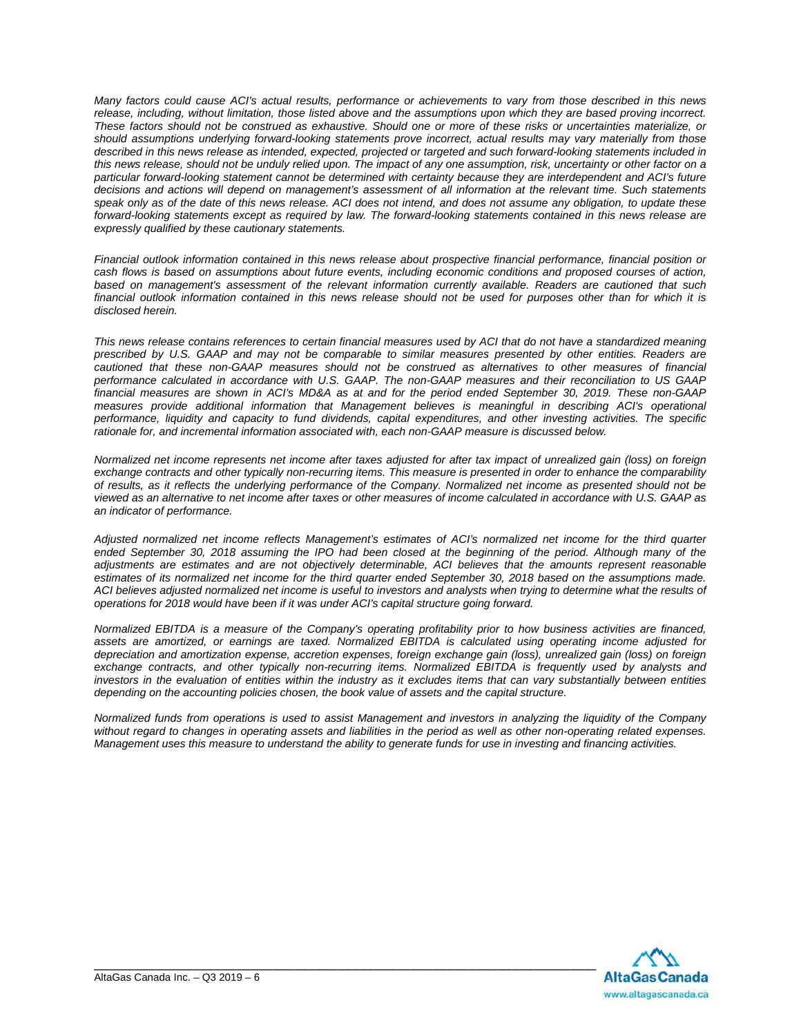*Many factors could cause ACI's actual results, performance or achievements to vary from those described in this news release, including, without limitation, those listed above and the assumptions upon which they are based proving incorrect. These factors should not be construed as exhaustive. Should one or more of these risks or uncertainties materialize, or should assumptions underlying forward-looking statements prove incorrect, actual results may vary materially from those described in this news release as intended, expected, projected or targeted and such forward-looking statements included in this news release, should not be unduly relied upon. The impact of any one assumption, risk, uncertainty or other factor on a particular forward-looking statement cannot be determined with certainty because they are interdependent and ACI's future decisions and actions will depend on management's assessment of all information at the relevant time. Such statements speak only as of the date of this news release. ACI does not intend, and does not assume any obligation, to update these forward-looking statements except as required by law. The forward-looking statements contained in this news release are expressly qualified by these cautionary statements.*

*Financial outlook information contained in this news release about prospective financial performance, financial position or cash flows is based on assumptions about future events, including economic conditions and proposed courses of action, based on management's assessment of the relevant information currently available. Readers are cautioned that such financial outlook information contained in this news release should not be used for purposes other than for which it is disclosed herein.*

*This news release contains references to certain financial measures used by ACI that do not have a standardized meaning prescribed by U.S. GAAP and may not be comparable to similar measures presented by other entities. Readers are cautioned that these non-GAAP measures should not be construed as alternatives to other measures of financial performance calculated in accordance with U.S. GAAP. The non-GAAP measures and their reconciliation to US GAAP financial measures are shown in ACI's MD&A as at and for the period ended September 30, 2019. These non-GAAP measures provide additional information that Management believes is meaningful in describing ACI's operational performance, liquidity and capacity to fund dividends, capital expenditures, and other investing activities. The specific rationale for, and incremental information associated with, each non-GAAP measure is discussed below.*

*Normalized net income represents net income after taxes adjusted for after tax impact of unrealized gain (loss) on foreign exchange contracts and other typically non-recurring items. This measure is presented in order to enhance the comparability of results, as it reflects the underlying performance of the Company. Normalized net income as presented should not be viewed as an alternative to net income after taxes or other measures of income calculated in accordance with U.S. GAAP as an indicator of performance.*

*Adjusted normalized net income reflects Management's estimates of ACI's normalized net income for the third quarter ended September 30, 2018 assuming the IPO had been closed at the beginning of the period. Although many of the adjustments are estimates and are not objectively determinable, ACI believes that the amounts represent reasonable estimates of its normalized net income for the third quarter ended September 30, 2018 based on the assumptions made. ACI believes adjusted normalized net income is useful to investors and analysts when trying to determine what the results of operations for 2018 would have been if it was under ACI's capital structure going forward.*

*Normalized EBITDA is a measure of the Company's operating profitability prior to how business activities are financed, assets are amortized, or earnings are taxed. Normalized EBITDA is calculated using operating income adjusted for depreciation and amortization expense, accretion expenses, foreign exchange gain (loss), unrealized gain (loss) on foreign exchange contracts, and other typically non-recurring items. Normalized EBITDA is frequently used by analysts and investors in the evaluation of entities within the industry as it excludes items that can vary substantially between entities depending on the accounting policies chosen, the book value of assets and the capital structure.*

*Normalized funds from operations is used to assist Management and investors in analyzing the liquidity of the Company without regard to changes in operating assets and liabilities in the period as well as other non-operating related expenses. Management uses this measure to understand the ability to generate funds for use in investing and financing activities.*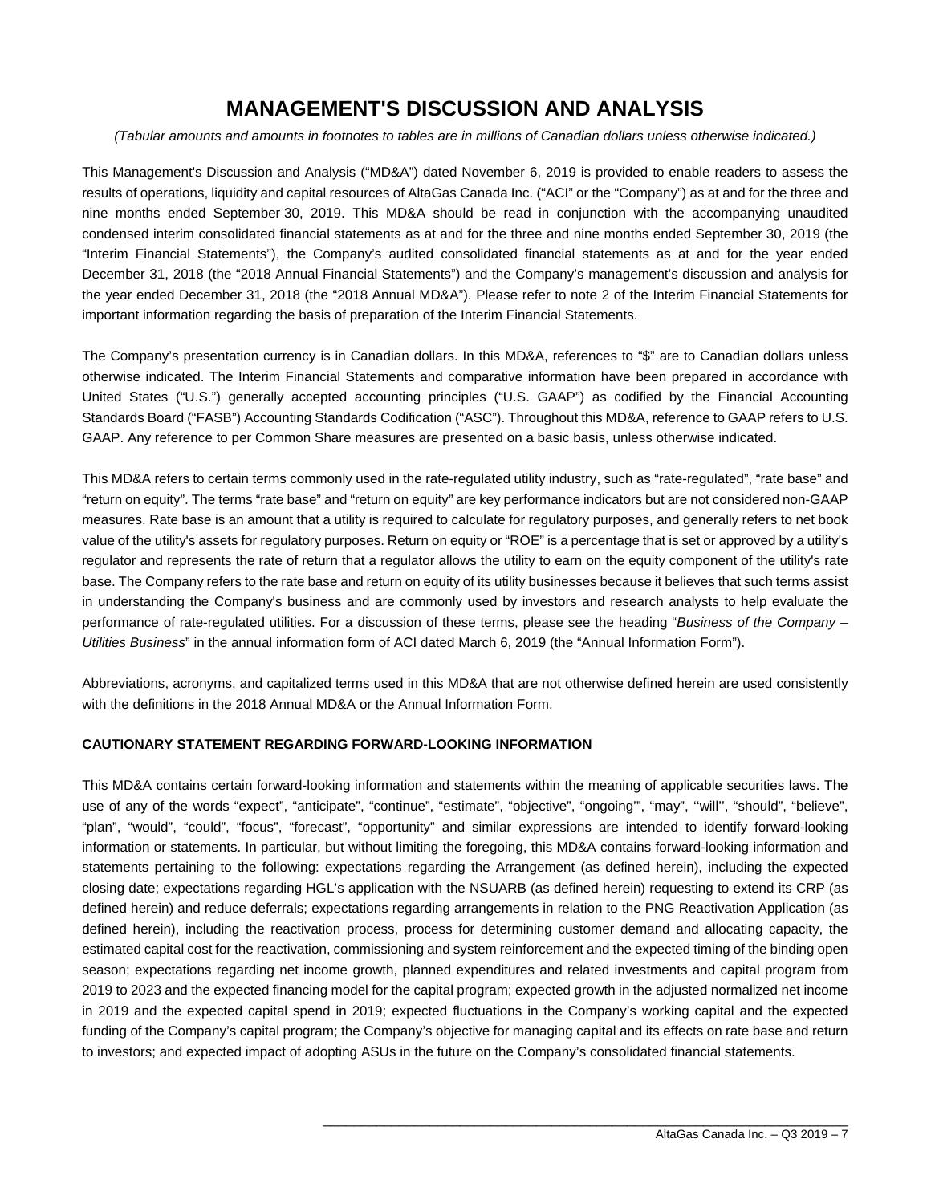# MANAGEMENT'S DISCUSSION AND ANALYSIS

*(Tabular amounts and amounts in footnotes to tables are in millions of Canadian dollars unless otherwise indicated.)*

This Management's Discussion and Analysis ("MD&A") dated November 6, 2019 is provided to enable readers to assess the results of operations, liquidity and capital resources of AltaGas Canada Inc. ("ACI" or the "Company") as at and for the three and nine months ended September 30, 2019. This MD&A should be read in conjunction with the accompanying unaudited condensed interim consolidated financial statements as at and for the three and nine months ended September 30, 2019 (the "Interim Financial Statements"), the Company's audited consolidated financial statements as at and for the year ended December 31, 2018 (the "2018 Annual Financial Statements") and the Company's management's discussion and analysis for the year ended December 31, 2018 (the "2018 Annual MD&A"). Please refer to note 2 of the Interim Financial Statements for important information regarding the basis of preparation of the Interim Financial Statements.

The Company's presentation currency is in Canadian dollars. In this MD&A, references to "$" are to Canadian dollars unless otherwise indicated. The Interim Financial Statements and comparative information have been prepared in accordance with United States ("U.S.") generally accepted accounting principles ("U.S. GAAP") as codified by the Financial Accounting Standards Board ("FASB") Accounting Standards Codification ("ASC"). Throughout this MD&A, reference to GAAP refers to U.S. GAAP. Any reference to per Common Share measures are presented on a basic basis, unless otherwise indicated.

This MD&A refers to certain terms commonly used in the rate-regulated utility industry, such as "rate-regulated", "rate base" and "return on equity". The terms "rate base" and "return on equity" are key performance indicators but are not considered non-GAAP measures. Rate base is an amount that a utility is required to calculate for regulatory purposes, and generally refers to net book value of the utility's assets for regulatory purposes. Return on equity or "ROE" is a percentage that is set or approved by a utility's regulator and represents the rate of return that a regulator allows the utility to earn on the equity component of the utility's rate base. The Company refers to the rate base and return on equity of its utility businesses because it believes that such terms assist in understanding the Company's business and are commonly used by investors and research analysts to help evaluate the performance of rate-regulated utilities. For a discussion of these terms, please see the heading "*Business of the Company – Utilities Business*" in the annual information form of ACI dated March 6, 2019 (the "Annual Information Form").

Abbreviations, acronyms, and capitalized terms used in this MD&A that are not otherwise defined herein are used consistently with the definitions in the 2018 Annual MD&A or the Annual Information Form.

## CAUTIONARY STATEMENT REGARDING FORWARD-LOOKING INFORMATION

This MD&A contains certain forward-looking information and statements within the meaning of applicable securities laws. The use of any of the words "expect", "anticipate", "continue", "estimate", "objective", "ongoing'", "may", ''will'', "should", "believe", "plan", "would", "could", "focus", "forecast", "opportunity" and similar expressions are intended to identify forward-looking information or statements. In particular, but without limiting the foregoing, this MD&A contains forward-looking information and statements pertaining to the following: expectations regarding the Arrangement (as defined herein), including the expected closing date; expectations regarding HGL's application with the NSUARB (as defined herein) requesting to extend its CRP (as defined herein) and reduce deferrals; expectations regarding arrangements in relation to the PNG Reactivation Application (as defined herein), including the reactivation process, process for determining customer demand and allocating capacity, the estimated capital cost for the reactivation, commissioning and system reinforcement and the expected timing of the binding open season; expectations regarding net income growth, planned expenditures and related investments and capital program from 2019 to 2023 and the expected financing model for the capital program; expected growth in the adjusted normalized net income in 2019 and the expected capital spend in 2019; expected fluctuations in the Company's working capital and the expected funding of the Company's capital program; the Company's objective for managing capital and its effects on rate base and return to investors; and expected impact of adopting ASUs in the future on the Company's consolidated financial statements.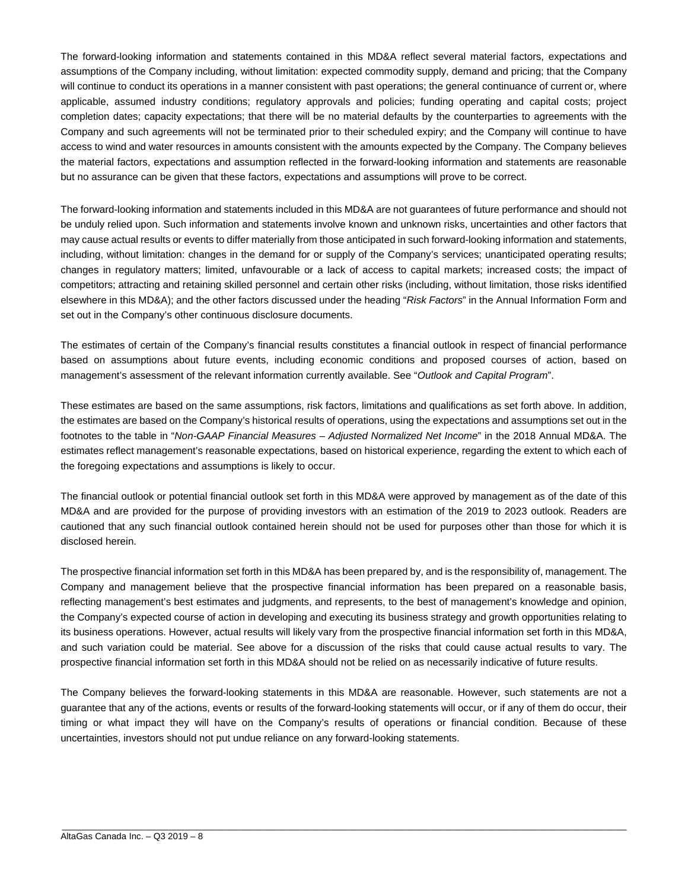The forward-looking information and statements contained in this MD&A reflect several material factors, expectations and assumptions of the Company including, without limitation: expected commodity supply, demand and pricing; that the Company will continue to conduct its operations in a manner consistent with past operations; the general continuance of current or, where applicable, assumed industry conditions; regulatory approvals and policies; funding operating and capital costs; project completion dates; capacity expectations; that there will be no material defaults by the counterparties to agreements with the Company and such agreements will not be terminated prior to their scheduled expiry; and the Company will continue to have access to wind and water resources in amounts consistent with the amounts expected by the Company. The Company believes the material factors, expectations and assumption reflected in the forward-looking information and statements are reasonable but no assurance can be given that these factors, expectations and assumptions will prove to be correct.

The forward-looking information and statements included in this MD&A are not guarantees of future performance and should not be unduly relied upon. Such information and statements involve known and unknown risks, uncertainties and other factors that may cause actual results or events to differ materially from those anticipated in such forward-looking information and statements, including, without limitation: changes in the demand for or supply of the Company's services; unanticipated operating results; changes in regulatory matters; limited, unfavourable or a lack of access to capital markets; increased costs; the impact of competitors; attracting and retaining skilled personnel and certain other risks (including, without limitation, those risks identified elsewhere in this MD&A); and the other factors discussed under the heading "*Risk Factors*" in the Annual Information Form and set out in the Company's other continuous disclosure documents.

The estimates of certain of the Company's financial results constitutes a financial outlook in respect of financial performance based on assumptions about future events, including economic conditions and proposed courses of action, based on management's assessment of the relevant information currently available. See "*Outlook and Capital Program*".

These estimates are based on the same assumptions, risk factors, limitations and qualifications as set forth above. In addition, the estimates are based on the Company's historical results of operations, using the expectations and assumptions set out in the footnotes to the table in "*Non-GAAP Financial Measures – Adjusted Normalized Net Income*" in the 2018 Annual MD&A. The estimates reflect management's reasonable expectations, based on historical experience, regarding the extent to which each of the foregoing expectations and assumptions is likely to occur.

The financial outlook or potential financial outlook set forth in this MD&A were approved by management as of the date of this MD&A and are provided for the purpose of providing investors with an estimation of the 2019 to 2023 outlook. Readers are cautioned that any such financial outlook contained herein should not be used for purposes other than those for which it is disclosed herein.

The prospective financial information set forth in this MD&A has been prepared by, and is the responsibility of, management. The Company and management believe that the prospective financial information has been prepared on a reasonable basis, reflecting management's best estimates and judgments, and represents, to the best of management's knowledge and opinion, the Company's expected course of action in developing and executing its business strategy and growth opportunities relating to its business operations. However, actual results will likely vary from the prospective financial information set forth in this MD&A, and such variation could be material. See above for a discussion of the risks that could cause actual results to vary. The prospective financial information set forth in this MD&A should not be relied on as necessarily indicative of future results.

The Company believes the forward-looking statements in this MD&A are reasonable. However, such statements are not a guarantee that any of the actions, events or results of the forward-looking statements will occur, or if any of them do occur, their timing or what impact they will have on the Company's results of operations or financial condition. Because of these uncertainties, investors should not put undue reliance on any forward-looking statements.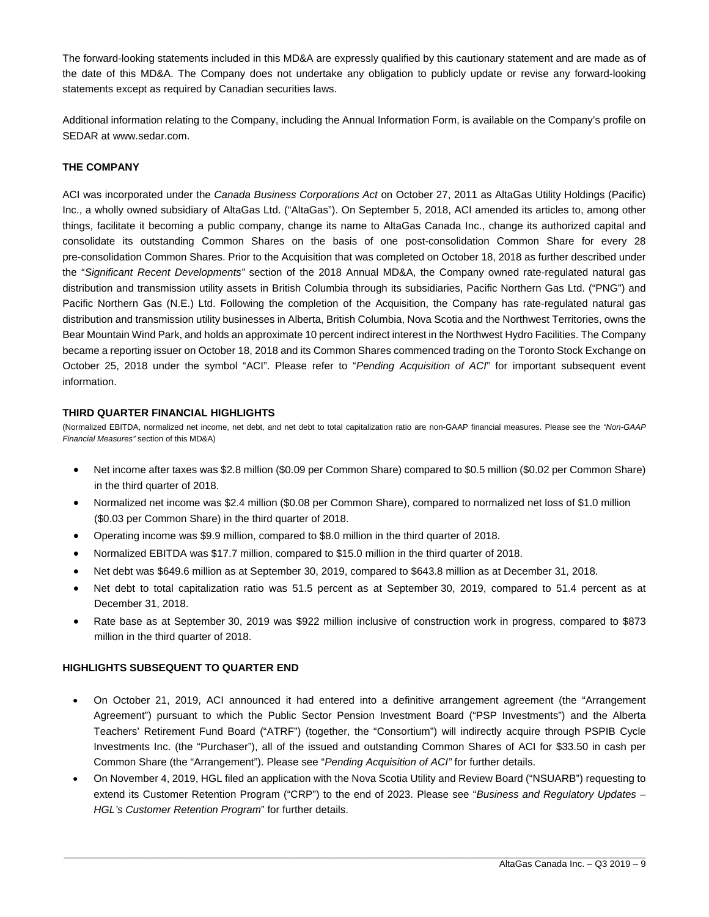The forward-looking statements included in this MD&A are expressly qualified by this cautionary statement and are made as of the date of this MD&A. The Company does not undertake any obligation to publicly update or revise any forward-looking statements except as required by Canadian securities laws.

Additional information relating to the Company, including the Annual Information Form, is available on the Company's profile on SEDAR at www.sedar.com.

## THE COMPANY

ACI was incorporated under the *Canada Business Corporations Act* on October 27, 2011 as AltaGas Utility Holdings (Pacific) Inc., a wholly owned subsidiary of AltaGas Ltd. ("AltaGas"). On September 5, 2018, ACI amended its articles to, among other things, facilitate it becoming a public company, change its name to AltaGas Canada Inc., change its authorized capital and consolidate its outstanding Common Shares on the basis of one post-consolidation Common Share for every 28 pre-consolidation Common Shares. Prior to the Acquisition that was completed on October 18, 2018 as further described under the "*Significant Recent Developments"* section of the 2018 Annual MD&A, the Company owned rate-regulated natural gas distribution and transmission utility assets in British Columbia through its subsidiaries, Pacific Northern Gas Ltd. ("PNG") and Pacific Northern Gas (N.E.) Ltd. Following the completion of the Acquisition, the Company has rate-regulated natural gas distribution and transmission utility businesses in Alberta, British Columbia, Nova Scotia and the Northwest Territories, owns the Bear Mountain Wind Park, and holds an approximate 10 percent indirect interest in the Northwest Hydro Facilities. The Company became a reporting issuer on October 18, 2018 and its Common Shares commenced trading on the Toronto Stock Exchange on October 25, 2018 under the symbol "ACI". Please refer to "*Pending Acquisition of ACI*" for important subsequent event information.

## THIRD QUARTER FINANCIAL HIGHLIGHTS

(Normalized EBITDA, normalized net income, net debt, and net debt to total capitalization ratio are non-GAAP financial measures. Please see the *"Non-GAAP Financial Measures"* section of this MD&A)

- Net income after taxes was \$2.8 million (\$0.09 per Common Share) compared to \$0.5 million (\$0.02 per Common Share) in the third quarter of 2018.
- Normalized net income was \$2.4 million (\$0.08 per Common Share), compared to normalized net loss of \$1.0 million (\$0.03 per Common Share) in the third quarter of 2018.
- Operating income was \$9.9 million, compared to \$8.0 million in the third quarter of 2018.
- Normalized EBITDA was \$17.7 million, compared to \$15.0 million in the third quarter of 2018.
- Net debt was \$649.6 million as at September 30, 2019, compared to \$643.8 million as at December 31, 2018.
- Net debt to total capitalization ratio was 51.5 percent as at September 30, 2019, compared to 51.4 percent as at December 31, 2018.
- Rate base as at September 30, 2019 was \$922 million inclusive of construction work in progress, compared to \$873 million in the third quarter of 2018.

## HIGHLIGHTS SUBSEQUENT TO QUARTER END

- On October 21, 2019, ACI announced it had entered into a definitive arrangement agreement (the "Arrangement Agreement") pursuant to which the Public Sector Pension Investment Board ("PSP Investments") and the Alberta Teachers' Retirement Fund Board ("ATRF") (together, the "Consortium") will indirectly acquire through PSPIB Cycle Investments Inc. (the "Purchaser"), all of the issued and outstanding Common Shares of ACI for \$33.50 in cash per Common Share (the "Arrangement"). Please see "*Pending Acquisition of ACI"* for further details.
- On November 4, 2019, HGL filed an application with the Nova Scotia Utility and Review Board ("NSUARB") requesting to extend its Customer Retention Program ("CRP") to the end of 2023. Please see "*Business and Regulatory Updates – HGL's Customer Retention Program*" for further details.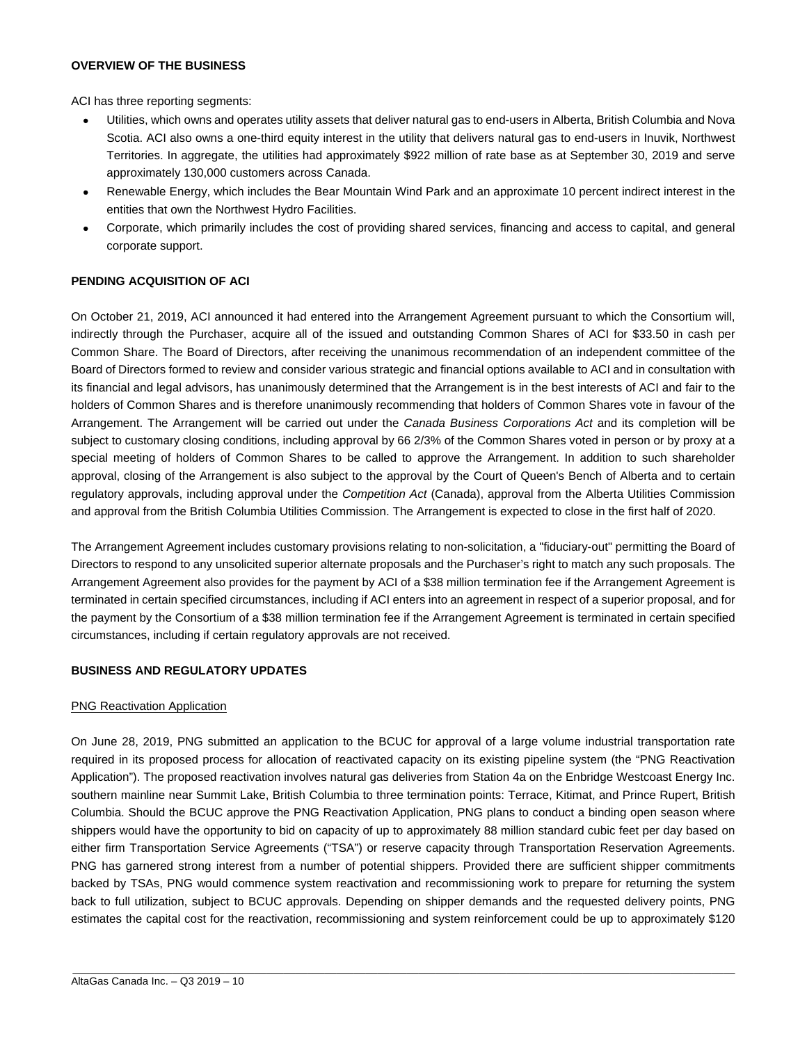## OVERVIEW OF THE BUSINESS

ACI has three reporting segments:

- Utilities, which owns and operates utility assets that deliver natural gas to end-users in Alberta, British Columbia and Nova Scotia. ACI also owns a one-third equity interest in the utility that delivers natural gas to end-users in Inuvik, Northwest Territories. In aggregate, the utilities had approximately $922 million of rate base as at September 30, 2019 and serve approximately 130,000 customers across Canada.
- Renewable Energy, which includes the Bear Mountain Wind Park and an approximate 10 percent indirect interest in the entities that own the Northwest Hydro Facilities.
- Corporate, which primarily includes the cost of providing shared services, financing and access to capital, and general corporate support.

## PENDING ACQUISITION OF ACI

On October 21, 2019, ACI announced it had entered into the Arrangement Agreement pursuant to which the Consortium will, indirectly through the Purchaser, acquire all of the issued and outstanding Common Shares of ACI for $33.50 in cash per Common Share. The Board of Directors, after receiving the unanimous recommendation of an independent committee of the Board of Directors formed to review and consider various strategic and financial options available to ACI and in consultation with its financial and legal advisors, has unanimously determined that the Arrangement is in the best interests of ACI and fair to the holders of Common Shares and is therefore unanimously recommending that holders of Common Shares vote in favour of the Arrangement. The Arrangement will be carried out under the *Canada Business Corporations Act* and its completion will be subject to customary closing conditions, including approval by 66 2/3% of the Common Shares voted in person or by proxy at a special meeting of holders of Common Shares to be called to approve the Arrangement. In addition to such shareholder approval, closing of the Arrangement is also subject to the approval by the Court of Queen's Bench of Alberta and to certain regulatory approvals, including approval under the *Competition Act* (Canada), approval from the Alberta Utilities Commission and approval from the British Columbia Utilities Commission. The Arrangement is expected to close in the first half of 2020.

The Arrangement Agreement includes customary provisions relating to non-solicitation, a "fiduciary-out" permitting the Board of Directors to respond to any unsolicited superior alternate proposals and the Purchaser's right to match any such proposals. The Arrangement Agreement also provides for the payment by ACI of a $38 million termination fee if the Arrangement Agreement is terminated in certain specified circumstances, including if ACI enters into an agreement in respect of a superior proposal, and for the payment by the Consortium of a $38 million termination fee if the Arrangement Agreement is terminated in certain specified circumstances, including if certain regulatory approvals are not received.

## BUSINESS AND REGULATORY UPDATES

### PNG Reactivation Application

On June 28, 2019, PNG submitted an application to the BCUC for approval of a large volume industrial transportation rate required in its proposed process for allocation of reactivated capacity on its existing pipeline system (the "PNG Reactivation Application"). The proposed reactivation involves natural gas deliveries from Station 4a on the Enbridge Westcoast Energy Inc. southern mainline near Summit Lake, British Columbia to three termination points: Terrace, Kitimat, and Prince Rupert, British Columbia. Should the BCUC approve the PNG Reactivation Application, PNG plans to conduct a binding open season where shippers would have the opportunity to bid on capacity of up to approximately 88 million standard cubic feet per day based on either firm Transportation Service Agreements ("TSA") or reserve capacity through Transportation Reservation Agreements. PNG has garnered strong interest from a number of potential shippers. Provided there are sufficient shipper commitments backed by TSAs, PNG would commence system reactivation and recommissioning work to prepare for returning the system back to full utilization, subject to BCUC approvals. Depending on shipper demands and the requested delivery points, PNG estimates the capital cost for the reactivation, recommissioning and system reinforcement could be up to approximately $120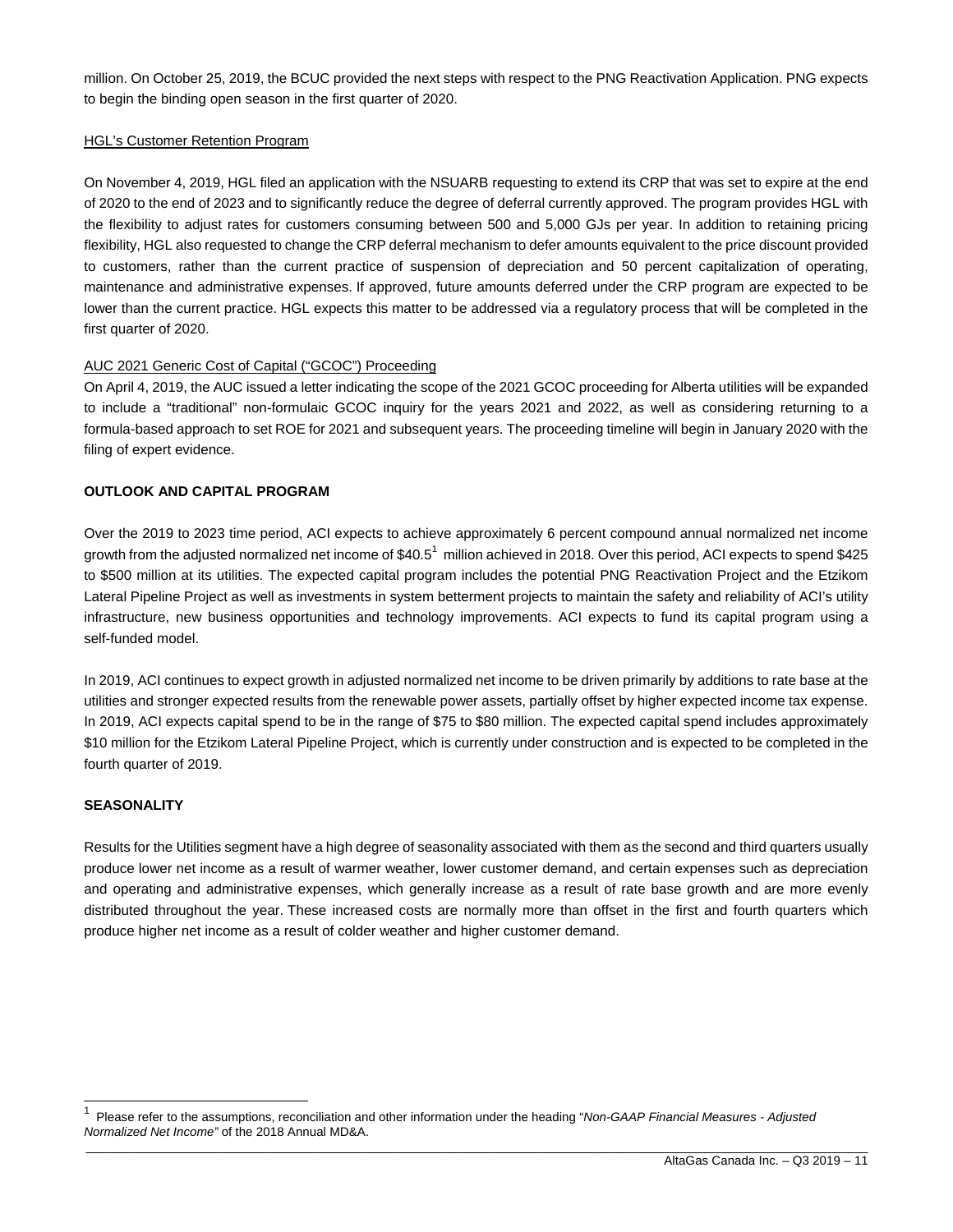million. On October 25, 2019, the BCUC provided the next steps with respect to the PNG Reactivation Application. PNG expects to begin the binding open season in the first quarter of 2020.

HGL's Customer Retention Program

On November 4, 2019, HGL filed an application with the NSUARB requesting to extend its CRP that was set to expire at the end of 2020 to the end of 2023 and to significantly reduce the degree of deferral currently approved. The program provides HGL with the flexibility to adjust rates for customers consuming between 500 and 5,000 GJs per year. In addition to retaining pricing flexibility, HGL also requested to change the CRP deferral mechanism to defer amounts equivalent to the price discount provided to customers, rather than the current practice of suspension of depreciation and 50 percent capitalization of operating, maintenance and administrative expenses. If approved, future amounts deferred under the CRP program are expected to be lower than the current practice. HGL expects this matter to be addressed via a regulatory process that will be completed in the first quarter of 2020.

AUC 2021 Generic Cost of Capital ("GCOC") Proceeding

On April 4, 2019, the AUC issued a letter indicating the scope of the 2021 GCOC proceeding for Alberta utilities will be expanded to include a "traditional" non-formulaic GCOC inquiry for the years 2021 and 2022, as well as considering returning to a formula-based approach to set ROE for 2021 and subsequent years. The proceeding timeline will begin in January 2020 with the filing of expert evidence.

## OUTLOOK AND CAPITAL PROGRAM

Over the 2019 to 2023 time period, ACI expects to achieve approximately 6 percent compound annual normalized net income growth from the adjusted normalized net income of $40.5[1] million achieved in 2018. Over this period, ACI expects to spend $425 to $500 million at its utilities. The expected capital program includes the potential PNG Reactivation Project and the Etzikom Lateral Pipeline Project as well as investments in system betterment projects to maintain the safety and reliability of ACI's utility infrastructure, new business opportunities and technology improvements. ACI expects to fund its capital program using a self-funded model.

In 2019, ACI continues to expect growth in adjusted normalized net income to be driven primarily by additions to rate base at the utilities and stronger expected results from the renewable power assets, partially offset by higher expected income tax expense. In 2019, ACI expects capital spend to be in the range of $75 to $80 million. The expected capital spend includes approximately $10 million for the Etzikom Lateral Pipeline Project, which is currently under construction and is expected to be completed in the fourth quarter of 2019.

## SEASONALITY

Results for the Utilities segment have a high degree of seasonality associated with them as the second and third quarters usually produce lower net income as a result of warmer weather, lower customer demand, and certain expenses such as depreciation and operating and administrative expenses, which generally increase as a result of rate base growth and are more evenly distributed throughout the year. These increased costs are normally more than offset in the first and fourth quarters which produce higher net income as a result of colder weather and higher customer demand.

[1] Please refer to the assumptions, reconciliation and other information under the heading "*Non-GAAP Financial Measures - Adjusted Normalized Net Income"* of the 2018 Annual MD&A.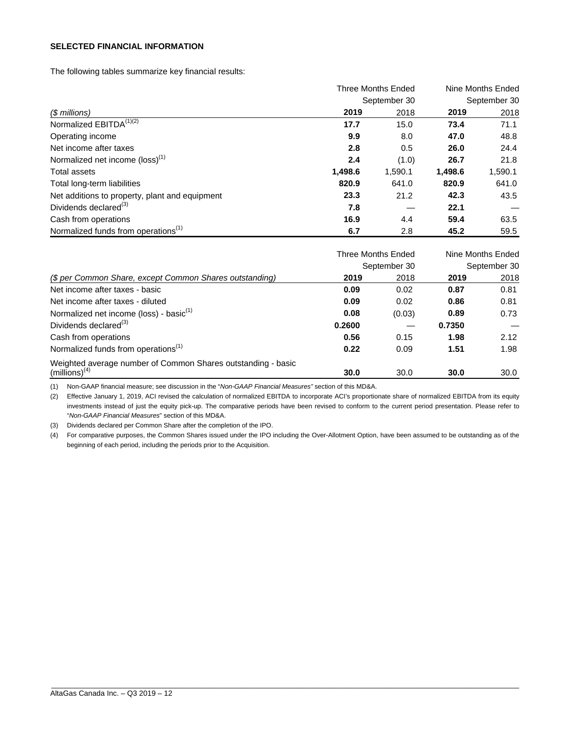**SELECTED FINANCIAL INFORMATION**

The following tables summarize key financial results:

| | Three Months Ended September 30 | | Nine Months Ended September 30 | |
|---|---|---|---|---|
| *($ millions)* | **2019** | 2018 | **2019** | 2018 |
| Normalized EBITDA[(1)(2)] | **17.7** | 15.0 | **73.4** | 71.1 |
| Operating income | **9.9** | 8.0 | **47.0** | 48.8 |
| Net income after taxes | **2.8** | 0.5 | **26.0** | 24.4 |
| Normalized net income (loss)[(1)] | **2.4** | (1.0) | **26.7** | 21.8 |
| Total assets | **1,498.6** | 1,590.1 | **1,498.6** | 1,590.1 |
| Total long-term liabilities | **820.9** | 641.0 | **820.9** | 641.0 |
| Net additions to property, plant and equipment | **23.3** | 21.2 | **42.3** | 43.5 |
| Dividends declared[(3)] | **7.8** | — | **22.1** | — |
| Cash from operations | **16.9** | 4.4 | **59.4** | 63.5 |
| Normalized funds from operations[(1)] | **6.7** | 2.8 | **45.2** | 59.5 |

| | Three Months Ended September 30 | | Nine Months Ended September 30 | |
|---|---|---|---|---|
| *($ per Common Share, except Common Shares outstanding)* | **2019** | 2018 | **2019** | 2018 |
| Net income after taxes - basic | **0.09** | 0.02 | **0.87** | 0.81 |
| Net income after taxes - diluted | **0.09** | 0.02 | **0.86** | 0.81 |
| Normalized net income (loss) - basic[(1)] | **0.08** | (0.03) | **0.89** | 0.73 |
| Dividends declared[(3)] | **0.2600** | — | **0.7350** | — |
| Cash from operations | **0.56** | 0.15 | **1.98** | 2.12 |
| Normalized funds from operations[(1)] | **0.22** | 0.09 | **1.51** | 1.98 |
| Weighted average number of Common Shares outstanding - basic (millions)[(4)] | **30.0** | 30.0 | **30.0** | 30.0 |

(1) Non-GAAP financial measure; see discussion in the "*Non-GAAP Financial Measures"* section of this MD&A.

(2) Effective January 1, 2019, ACI revised the calculation of normalized EBITDA to incorporate ACI's proportionate share of normalized EBITDA from its equity investments instead of just the equity pick-up. The comparative periods have been revised to conform to the current period presentation. Please refer to "*Non-GAAP Financial Measures*" section of this MD&A.

(3) Dividends declared per Common Share after the completion of the IPO.

(4) For comparative purposes, the Common Shares issued under the IPO including the Over-Allotment Option, have been assumed to be outstanding as of the beginning of each period, including the periods prior to the Acquisition.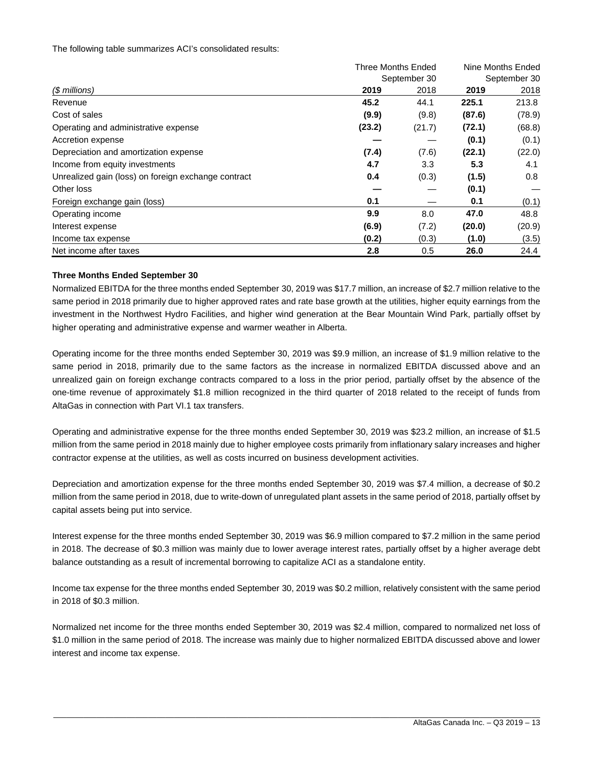The following table summarizes ACI's consolidated results:

| | Three Months Ended September 30 | | Nine Months Ended September 30 | |
|---|---|---|---|---|
| *($ millions)* | **2019** | 2018 | **2019** | 2018 |
| Revenue | **45.2** | 44.1 | **225.1** | 213.8 |
| Cost of sales | **(9.9)** | (9.8) | **(87.6)** | (78.9) |
| Operating and administrative expense | **(23.2)** | (21.7) | **(72.1)** | (68.8) |
| Accretion expense | **—** | — | **(0.1)** | (0.1) |
| Depreciation and amortization expense | **(7.4)** | (7.6) | **(22.1)** | (22.0) |
| Income from equity investments | **4.7** | 3.3 | **5.3** | 4.1 |
| Unrealized gain (loss) on foreign exchange contract | **0.4** | (0.3) | **(1.5)** | 0.8 |
| Other loss | **—** | — | **(0.1)** | — |
| Foreign exchange gain (loss) | **0.1** | — | **0.1** | (0.1) |
| Operating income | **9.9** | 8.0 | **47.0** | 48.8 |
| Interest expense | **(6.9)** | (7.2) | **(20.0)** | (20.9) |
| Income tax expense | **(0.2)** | (0.3) | **(1.0)** | (3.5) |
| Net income after taxes | **2.8** | 0.5 | **26.0** | 24.4 |

**Three Months Ended September 30**

Normalized EBITDA for the three months ended September 30, 2019 was $17.7 million, an increase of $2.7 million relative to the same period in 2018 primarily due to higher approved rates and rate base growth at the utilities, higher equity earnings from the investment in the Northwest Hydro Facilities, and higher wind generation at the Bear Mountain Wind Park, partially offset by higher operating and administrative expense and warmer weather in Alberta.

Operating income for the three months ended September 30, 2019 was $9.9 million, an increase of $1.9 million relative to the same period in 2018, primarily due to the same factors as the increase in normalized EBITDA discussed above and an unrealized gain on foreign exchange contracts compared to a loss in the prior period, partially offset by the absence of the one-time revenue of approximately $1.8 million recognized in the third quarter of 2018 related to the receipt of funds from AltaGas in connection with Part VI.1 tax transfers.

Operating and administrative expense for the three months ended September 30, 2019 was $23.2 million, an increase of $1.5 million from the same period in 2018 mainly due to higher employee costs primarily from inflationary salary increases and higher contractor expense at the utilities, as well as costs incurred on business development activities.

Depreciation and amortization expense for the three months ended September 30, 2019 was $7.4 million, a decrease of $0.2 million from the same period in 2018, due to write-down of unregulated plant assets in the same period of 2018, partially offset by capital assets being put into service.

Interest expense for the three months ended September 30, 2019 was $6.9 million compared to $7.2 million in the same period in 2018. The decrease of $0.3 million was mainly due to lower average interest rates, partially offset by a higher average debt balance outstanding as a result of incremental borrowing to capitalize ACI as a standalone entity.

Income tax expense for the three months ended September 30, 2019 was $0.2 million, relatively consistent with the same period in 2018 of $0.3 million.

Normalized net income for the three months ended September 30, 2019 was $2.4 million, compared to normalized net loss of $1.0 million in the same period of 2018. The increase was mainly due to higher normalized EBITDA discussed above and lower interest and income tax expense.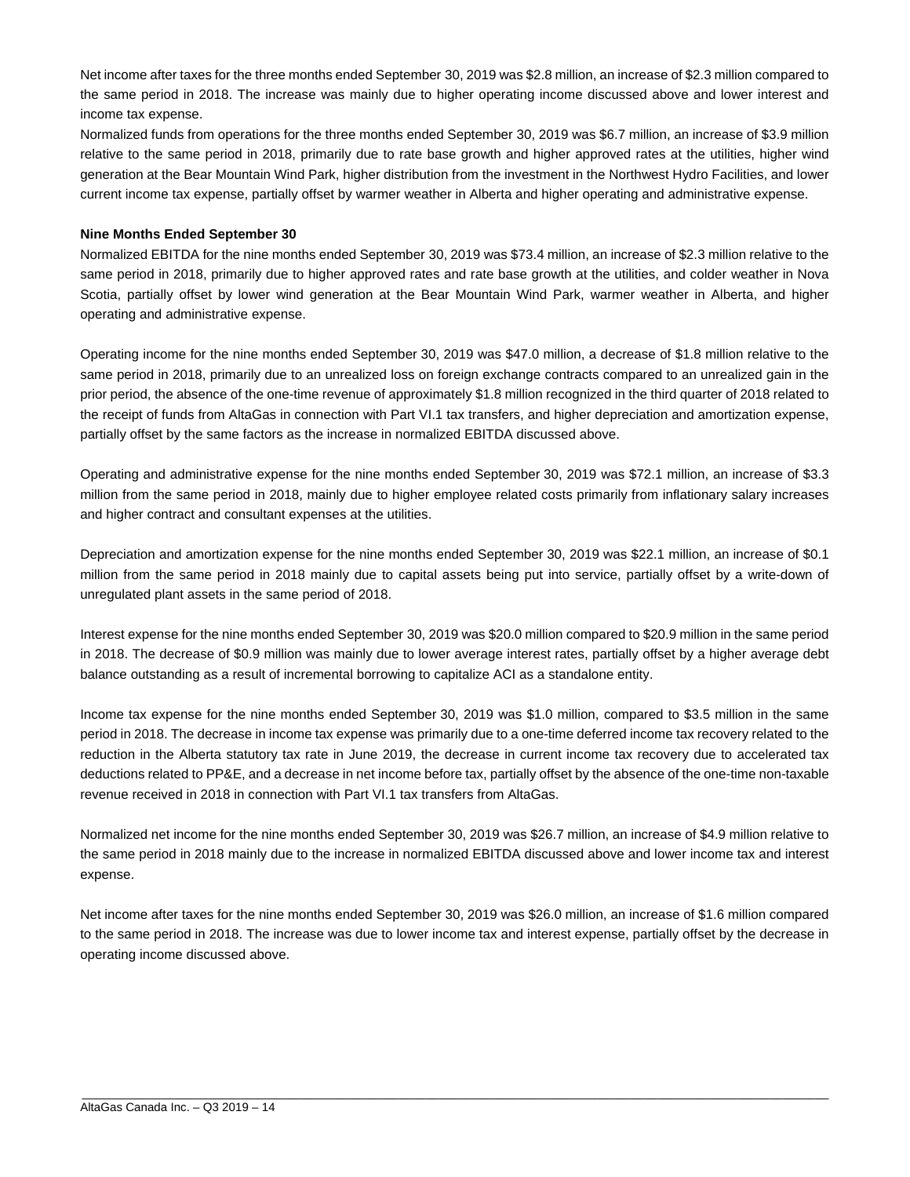Net income after taxes for the three months ended September 30, 2019 was $2.8 million, an increase of $2.3 million compared to the same period in 2018. The increase was mainly due to higher operating income discussed above and lower interest and income tax expense.

Normalized funds from operations for the three months ended September 30, 2019 was $6.7 million, an increase of $3.9 million relative to the same period in 2018, primarily due to rate base growth and higher approved rates at the utilities, higher wind generation at the Bear Mountain Wind Park, higher distribution from the investment in the Northwest Hydro Facilities, and lower current income tax expense, partially offset by warmer weather in Alberta and higher operating and administrative expense.

**Nine Months Ended September 30**

Normalized EBITDA for the nine months ended September 30, 2019 was $73.4 million, an increase of $2.3 million relative to the same period in 2018, primarily due to higher approved rates and rate base growth at the utilities, and colder weather in Nova Scotia, partially offset by lower wind generation at the Bear Mountain Wind Park, warmer weather in Alberta, and higher operating and administrative expense.

Operating income for the nine months ended September 30, 2019 was $47.0 million, a decrease of $1.8 million relative to the same period in 2018, primarily due to an unrealized loss on foreign exchange contracts compared to an unrealized gain in the prior period, the absence of the one-time revenue of approximately $1.8 million recognized in the third quarter of 2018 related to the receipt of funds from AltaGas in connection with Part VI.1 tax transfers, and higher depreciation and amortization expense, partially offset by the same factors as the increase in normalized EBITDA discussed above.

Operating and administrative expense for the nine months ended September 30, 2019 was $72.1 million, an increase of $3.3 million from the same period in 2018, mainly due to higher employee related costs primarily from inflationary salary increases and higher contract and consultant expenses at the utilities.

Depreciation and amortization expense for the nine months ended September 30, 2019 was $22.1 million, an increase of $0.1 million from the same period in 2018 mainly due to capital assets being put into service, partially offset by a write-down of unregulated plant assets in the same period of 2018.

Interest expense for the nine months ended September 30, 2019 was $20.0 million compared to $20.9 million in the same period in 2018. The decrease of $0.9 million was mainly due to lower average interest rates, partially offset by a higher average debt balance outstanding as a result of incremental borrowing to capitalize ACI as a standalone entity.

Income tax expense for the nine months ended September 30, 2019 was $1.0 million, compared to $3.5 million in the same period in 2018. The decrease in income tax expense was primarily due to a one-time deferred income tax recovery related to the reduction in the Alberta statutory tax rate in June 2019, the decrease in current income tax recovery due to accelerated tax deductions related to PP&E, and a decrease in net income before tax, partially offset by the absence of the one-time non-taxable revenue received in 2018 in connection with Part VI.1 tax transfers from AltaGas.

Normalized net income for the nine months ended September 30, 2019 was $26.7 million, an increase of $4.9 million relative to the same period in 2018 mainly due to the increase in normalized EBITDA discussed above and lower income tax and interest expense.

Net income after taxes for the nine months ended September 30, 2019 was $26.0 million, an increase of $1.6 million compared to the same period in 2018. The increase was due to lower income tax and interest expense, partially offset by the decrease in operating income discussed above.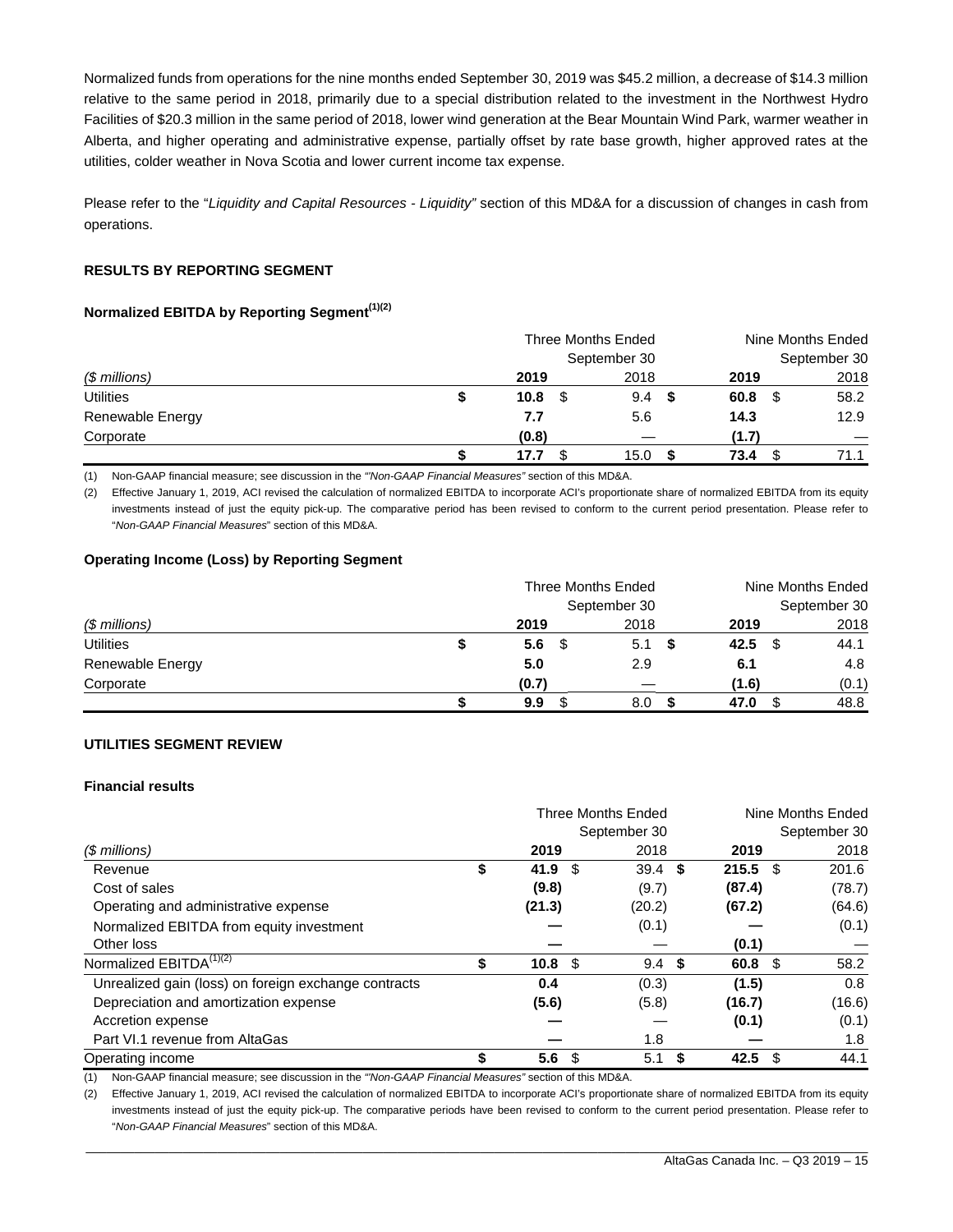Normalized funds from operations for the nine months ended September 30, 2019 was $45.2 million, a decrease of $14.3 million relative to the same period in 2018, primarily due to a special distribution related to the investment in the Northwest Hydro Facilities of $20.3 million in the same period of 2018, lower wind generation at the Bear Mountain Wind Park, warmer weather in Alberta, and higher operating and administrative expense, partially offset by rate base growth, higher approved rates at the utilities, colder weather in Nova Scotia and lower current income tax expense.

Please refer to the "*Liquidity and Capital Resources - Liquidity*" section of this MD&A for a discussion of changes in cash from operations.

### RESULTS BY REPORTING SEGMENT

#### Normalized EBITDA by Reporting Segment(1)(2)

| | Three Months Ended September 30 | | Nine Months Ended September 30 | |
|---|---|---|---|---|
| *($ millions)* | **2019** | 2018 | **2019** | 2018 |
| Utilities | **$ 10.8** | $ 9.4 | **$ 60.8** | $ 58.2 |
| Renewable Energy | **7.7** | 5.6 | **14.3** | 12.9 |
| Corporate | **(0.8)** | — | **(1.7)** | — |
| | **$ 17.7** | $ 15.0 | **$ 73.4** | $ 71.1 |

(1) Non-GAAP financial measure; see discussion in the *"Non-GAAP Financial Measures"* section of this MD&A.

(2) Effective January 1, 2019, ACI revised the calculation of normalized EBITDA to incorporate ACI's proportionate share of normalized EBITDA from its equity investments instead of just the equity pick-up. The comparative period has been revised to conform to the current period presentation. Please refer to "*Non-GAAP Financial Measures*" section of this MD&A.

#### Operating Income (Loss) by Reporting Segment

| | Three Months Ended September 30 | | Nine Months Ended September 30 | |
|---|---|---|---|---|
| *($ millions)* | **2019** | 2018 | **2019** | 2018 |
| Utilities | **$ 5.6** | $ 5.1 | **$ 42.5** | $ 44.1 |
| Renewable Energy | **5.0** | 2.9 | **6.1** | 4.8 |
| Corporate | **(0.7)** | — | **(1.6)** | (0.1) |
| | **$ 9.9** | $ 8.0 | **$ 47.0** | $ 48.8 |

### UTILITIES SEGMENT REVIEW

#### Financial results

| | Three Months Ended September 30 | | Nine Months Ended September 30 | |
|---|---|---|---|---|
| *($ millions)* | **2019** | 2018 | **2019** | 2018 |
| Revenue | **$ 41.9** | $ 39.4 | **$ 215.5** | $ 201.6 |
| Cost of sales | **(9.8)** | (9.7) | **(87.4)** | (78.7) |
| Operating and administrative expense | **(21.3)** | (20.2) | **(67.2)** | (64.6) |
| Normalized EBITDA from equity investment | **—** | (0.1) | **—** | (0.1) |
| Other loss | **—** | — | **(0.1)** | — |
| Normalized EBITDA(1)(2) | **$ 10.8** | $ 9.4 | **$ 60.8** | $ 58.2 |
| Unrealized gain (loss) on foreign exchange contracts | **0.4** | (0.3) | **(1.5)** | 0.8 |
| Depreciation and amortization expense | **(5.6)** | (5.8) | **(16.7)** | (16.6) |
| Accretion expense | **—** | — | **(0.1)** | (0.1) |
| Part VI.1 revenue from AltaGas | **—** | 1.8 | **—** | 1.8 |
| Operating income | **$ 5.6** | $ 5.1 | **$ 42.5** | $ 44.1 |

(1) Non-GAAP financial measure; see discussion in the *"Non-GAAP Financial Measures"* section of this MD&A.

(2) Effective January 1, 2019, ACI revised the calculation of normalized EBITDA to incorporate ACI's proportionate share of normalized EBITDA from its equity investments instead of just the equity pick-up. The comparative periods have been revised to conform to the current period presentation. Please refer to "*Non-GAAP Financial Measures*" section of this MD&A.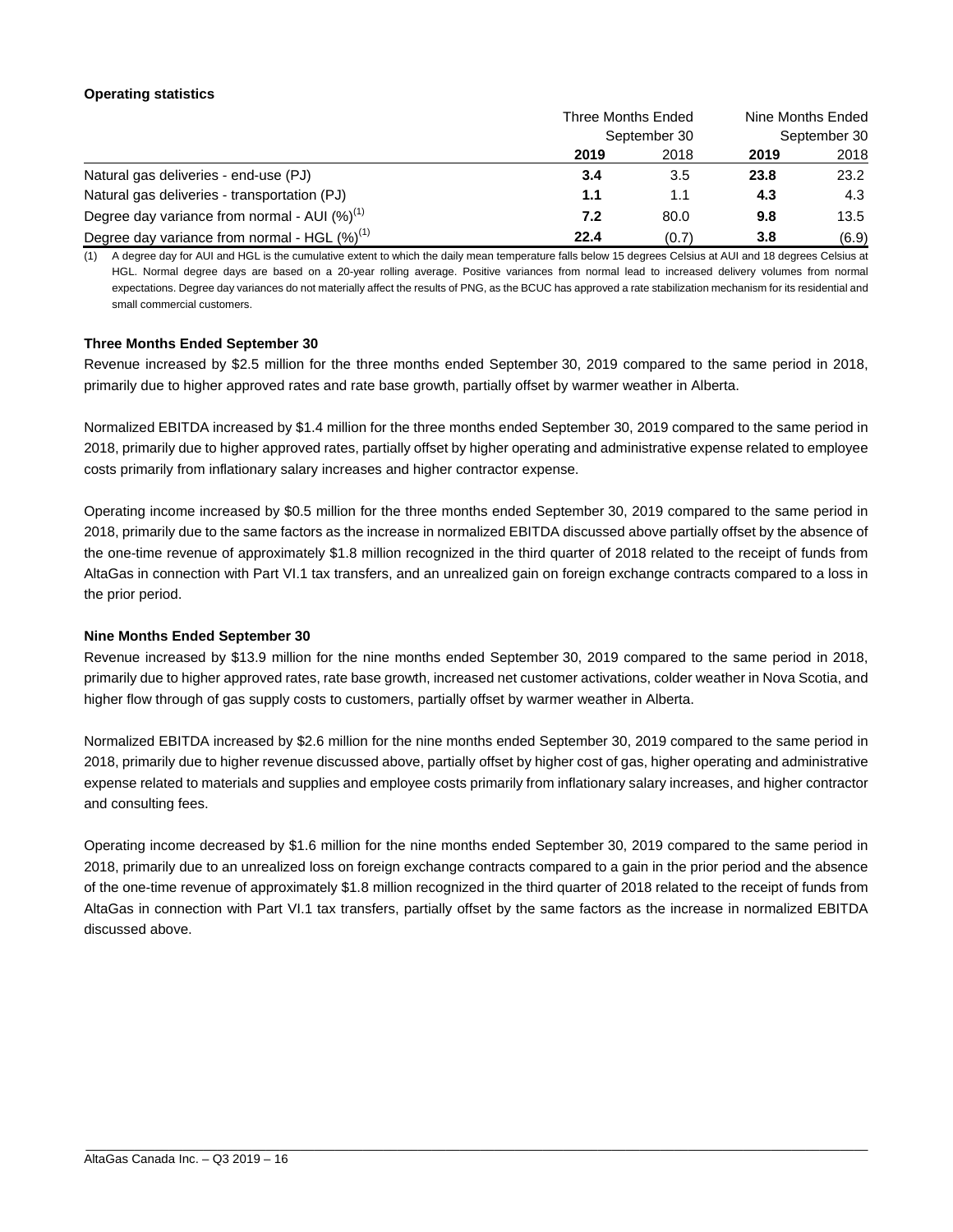**Operating statistics**

| | Three Months Ended September 30 | | Nine Months Ended September 30 | |
|---|---|---|---|---|
| | **2019** | 2018 | **2019** | 2018 |
| Natural gas deliveries - end-use (PJ) | **3.4** | 3.5 | **23.8** | 23.2 |
| Natural gas deliveries - transportation (PJ) | **1.1** | 1.1 | **4.3** | 4.3 |
| Degree day variance from normal - AUI (%)[1] | **7.2** | 80.0 | **9.8** | 13.5 |
| Degree day variance from normal - HGL (%)[1] | **22.4** | (0.7) | **3.8** | (6.9) |

(1) A degree day for AUI and HGL is the cumulative extent to which the daily mean temperature falls below 15 degrees Celsius at AUI and 18 degrees Celsius at HGL. Normal degree days are based on a 20-year rolling average. Positive variances from normal lead to increased delivery volumes from normal expectations. Degree day variances do not materially affect the results of PNG, as the BCUC has approved a rate stabilization mechanism for its residential and small commercial customers.

**Three Months Ended September 30**

Revenue increased by $2.5 million for the three months ended September 30, 2019 compared to the same period in 2018, primarily due to higher approved rates and rate base growth, partially offset by warmer weather in Alberta.

Normalized EBITDA increased by $1.4 million for the three months ended September 30, 2019 compared to the same period in 2018, primarily due to higher approved rates, partially offset by higher operating and administrative expense related to employee costs primarily from inflationary salary increases and higher contractor expense.

Operating income increased by $0.5 million for the three months ended September 30, 2019 compared to the same period in 2018, primarily due to the same factors as the increase in normalized EBITDA discussed above partially offset by the absence of the one-time revenue of approximately $1.8 million recognized in the third quarter of 2018 related to the receipt of funds from AltaGas in connection with Part VI.1 tax transfers, and an unrealized gain on foreign exchange contracts compared to a loss in the prior period.

**Nine Months Ended September 30**

Revenue increased by $13.9 million for the nine months ended September 30, 2019 compared to the same period in 2018, primarily due to higher approved rates, rate base growth, increased net customer activations, colder weather in Nova Scotia, and higher flow through of gas supply costs to customers, partially offset by warmer weather in Alberta.

Normalized EBITDA increased by $2.6 million for the nine months ended September 30, 2019 compared to the same period in 2018, primarily due to higher revenue discussed above, partially offset by higher cost of gas, higher operating and administrative expense related to materials and supplies and employee costs primarily from inflationary salary increases, and higher contractor and consulting fees.

Operating income decreased by $1.6 million for the nine months ended September 30, 2019 compared to the same period in 2018, primarily due to an unrealized loss on foreign exchange contracts compared to a gain in the prior period and the absence of the one-time revenue of approximately $1.8 million recognized in the third quarter of 2018 related to the receipt of funds from AltaGas in connection with Part VI.1 tax transfers, partially offset by the same factors as the increase in normalized EBITDA discussed above.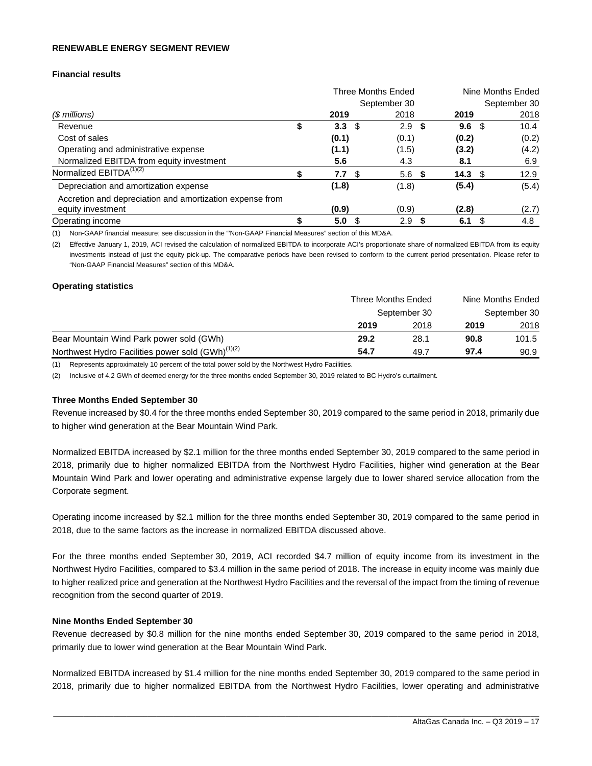**RENEWABLE ENERGY SEGMENT REVIEW**

**Financial results**

| | Three Months Ended September 30 | | Nine Months Ended September 30 | |
|---|---|---|---|---|
| *($ millions)* | **2019** | 2018 | **2019** | 2018 |
| Revenue | **$ 3.3** | $ 2.9 | **$ 9.6** | $ 10.4 |
| Cost of sales | **(0.1)** | (0.1) | **(0.2)** | (0.2) |
| Operating and administrative expense | **(1.1)** | (1.5) | **(3.2)** | (4.2) |
| Normalized EBITDA from equity investment | **5.6** | 4.3 | **8.1** | 6.9 |
| Normalized EBITDA[(1)(2)] | **$ 7.7** | $ 5.6 | **$ 14.3** | $ 12.9 |
| Depreciation and amortization expense | **(1.8)** | (1.8) | **(5.4)** | (5.4) |
| Accretion and depreciation and amortization expense from equity investment | **(0.9)** | (0.9) | **(2.8)** | (2.7) |
| Operating income | **$ 5.0** | $ 2.9 | **$ 6.1** | $ 4.8 |

(1) Non-GAAP financial measure; see discussion in the "Non-GAAP Financial Measures" section of this MD&A.

(2) Effective January 1, 2019, ACI revised the calculation of normalized EBITDA to incorporate ACI's proportionate share of normalized EBITDA from its equity investments instead of just the equity pick-up. The comparative periods have been revised to conform to the current period presentation. Please refer to "Non-GAAP Financial Measures" section of this MD&A.

**Operating statistics**

| | Three Months Ended September 30 | | Nine Months Ended September 30 | |
|---|---|---|---|---|
| | **2019** | 2018 | **2019** | 2018 |
| Bear Mountain Wind Park power sold (GWh) | **29.2** | 28.1 | **90.8** | 101.5 |
| Northwest Hydro Facilities power sold (GWh)[(1)(2)] | **54.7** | 49.7 | **97.4** | 90.9 |

(1) Represents approximately 10 percent of the total power sold by the Northwest Hydro Facilities.

(2) Inclusive of 4.2 GWh of deemed energy for the three months ended September 30, 2019 related to BC Hydro's curtailment.

**Three Months Ended September 30**

Revenue increased by $0.4 for the three months ended September 30, 2019 compared to the same period in 2018, primarily due to higher wind generation at the Bear Mountain Wind Park.

Normalized EBITDA increased by $2.1 million for the three months ended September 30, 2019 compared to the same period in 2018, primarily due to higher normalized EBITDA from the Northwest Hydro Facilities, higher wind generation at the Bear Mountain Wind Park and lower operating and administrative expense largely due to lower shared service allocation from the Corporate segment.

Operating income increased by $2.1 million for the three months ended September 30, 2019 compared to the same period in 2018, due to the same factors as the increase in normalized EBITDA discussed above.

For the three months ended September 30, 2019, ACI recorded $4.7 million of equity income from its investment in the Northwest Hydro Facilities, compared to $3.4 million in the same period of 2018. The increase in equity income was mainly due to higher realized price and generation at the Northwest Hydro Facilities and the reversal of the impact from the timing of revenue recognition from the second quarter of 2019.

**Nine Months Ended September 30**

Revenue decreased by $0.8 million for the nine months ended September 30, 2019 compared to the same period in 2018, primarily due to lower wind generation at the Bear Mountain Wind Park.

Normalized EBITDA increased by $1.4 million for the nine months ended September 30, 2019 compared to the same period in 2018, primarily due to higher normalized EBITDA from the Northwest Hydro Facilities, lower operating and administrative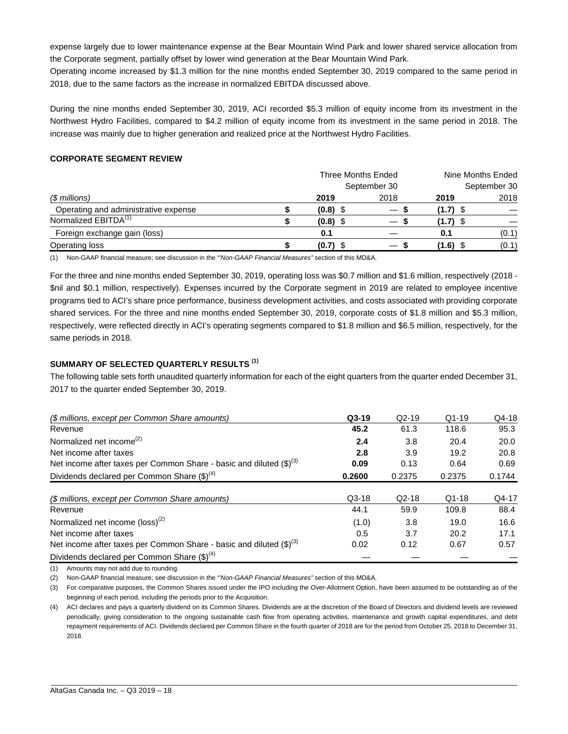expense largely due to lower maintenance expense at the Bear Mountain Wind Park and lower shared service allocation from the Corporate segment, partially offset by lower wind generation at the Bear Mountain Wind Park.

Operating income increased by $1.3 million for the nine months ended September 30, 2019 compared to the same period in 2018, due to the same factors as the increase in normalized EBITDA discussed above.

During the nine months ended September 30, 2019, ACI recorded $5.3 million of equity income from its investment in the Northwest Hydro Facilities, compared to $4.2 million of equity income from its investment in the same period in 2018. The increase was mainly due to higher generation and realized price at the Northwest Hydro Facilities.

### CORPORATE SEGMENT REVIEW

| | Three Months Ended September 30 | | Nine Months Ended September 30 | |
|---|---|---|---|---|
| *($ millions)* | **2019** | 2018 | **2019** | 2018 |
| Operating and administrative expense | **$ (0.8)** | $ — | **$ (1.7)** | $ — |
| Normalized EBITDA[1] | **$ (0.8)** | $ — | **$ (1.7)** | $ — |
| Foreign exchange gain (loss) | **0.1** | — | **0.1** | (0.1) |
| Operating loss | **$ (0.7)** | $ — | **$ (1.6)** | $ (0.1) |

(1) Non-GAAP financial measure; see discussion in the *"Non-GAAP Financial Measures"* section of this MD&A.

For the three and nine months ended September 30, 2019, operating loss was $0.7 million and $1.6 million, respectively (2018 - $nil and $0.1 million, respectively). Expenses incurred by the Corporate segment in 2019 are related to employee incentive programs tied to ACI's share price performance, business development activities, and costs associated with providing corporate shared services. For the three and nine months ended September 30, 2019, corporate costs of $1.8 million and $5.3 million, respectively, were reflected directly in ACI's operating segments compared to $1.8 million and $6.5 million, respectively, for the same periods in 2018.

### SUMMARY OF SELECTED QUARTERLY RESULTS [1]

The following table sets forth unaudited quarterly information for each of the eight quarters from the quarter ended December 31, 2017 to the quarter ended September 30, 2019.

| *($ millions, except per Common Share amounts)* | **Q3-19** | Q2-19 | Q1-19 | Q4-18 |
|---|---|---|---|---|
| Revenue | **45.2** | 61.3 | 118.6 | 95.3 |
| Normalized net income[2] | **2.4** | 3.8 | 20.4 | 20.0 |
| Net income after taxes | **2.8** | 3.9 | 19.2 | 20.8 |
| Net income after taxes per Common Share - basic and diluted ($)[3] | **0.09** | 0.13 | 0.64 | 0.69 |
| Dividends declared per Common Share ($)[4] | **0.2600** | 0.2375 | 0.2375 | 0.1744 |

| *($ millions, except per Common Share amounts)* | Q3-18 | Q2-18 | Q1-18 | Q4-17 |
|---|---|---|---|---|
| Revenue | 44.1 | 59.9 | 109.8 | 88.4 |
| Normalized net income (loss)[2] | (1.0) | 3.8 | 19.0 | 16.6 |
| Net income after taxes | 0.5 | 3.7 | 20.2 | 17.1 |
| Net income after taxes per Common Share - basic and diluted ($)[3] | 0.02 | 0.12 | 0.67 | 0.57 |
| Dividends declared per Common Share ($)[4] | — | — | — | — |

(1) Amounts may not add due to rounding.

(2) Non-GAAP financial measure; see discussion in the *"Non-GAAP Financial Measures"* section of this MD&A.

(3) For comparative purposes, the Common Shares issued under the IPO including the Over-Allotment Option, have been assumed to be outstanding as of the beginning of each period, including the periods prior to the Acquisition.

(4) ACI declares and pays a quarterly dividend on its Common Shares. Dividends are at the discretion of the Board of Directors and dividend levels are reviewed periodically, giving consideration to the ongoing sustainable cash flow from operating activities, maintenance and growth capital expenditures, and debt repayment requirements of ACI. Dividends declared per Common Share in the fourth quarter of 2018 are for the period from October 25, 2018 to December 31, 2018.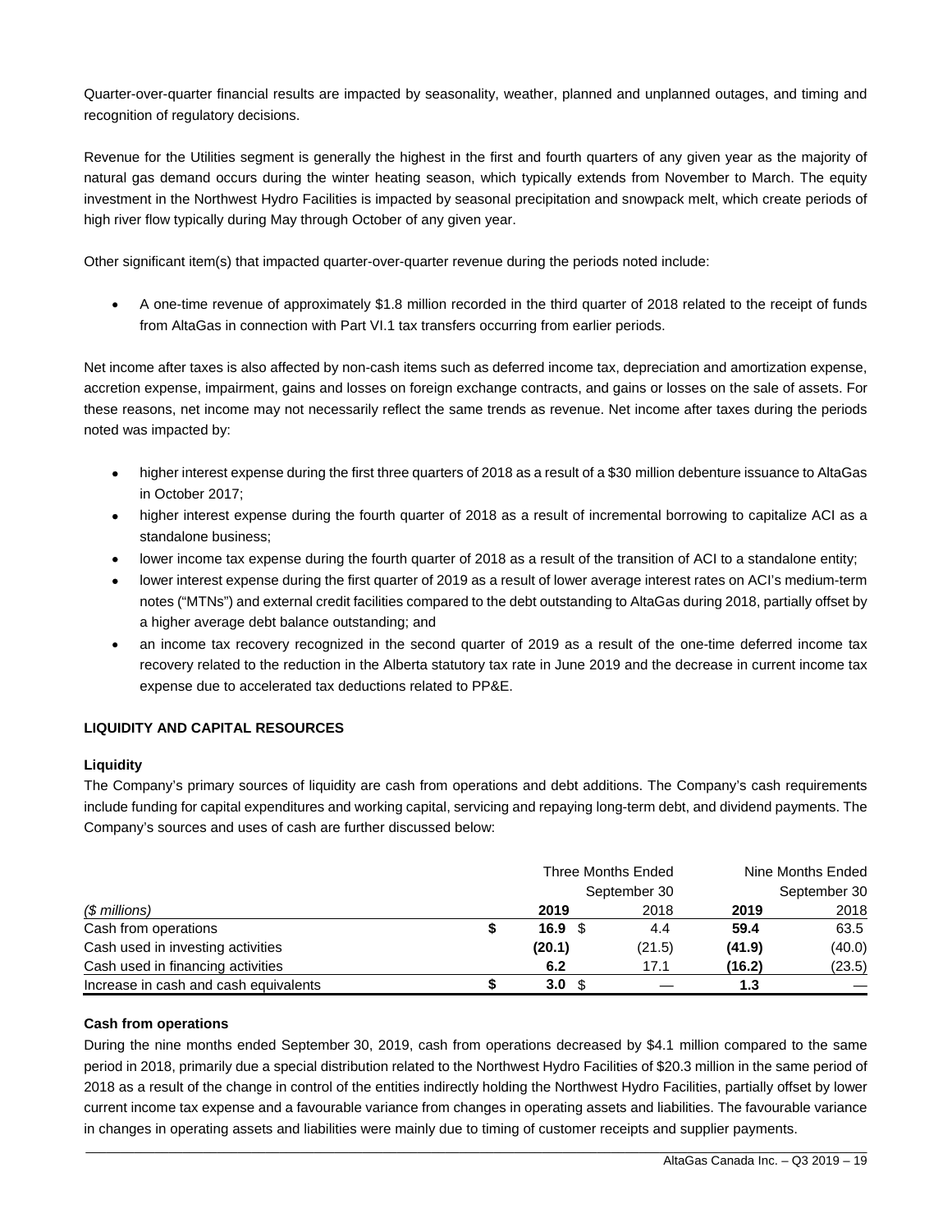Quarter-over-quarter financial results are impacted by seasonality, weather, planned and unplanned outages, and timing and recognition of regulatory decisions.

Revenue for the Utilities segment is generally the highest in the first and fourth quarters of any given year as the majority of natural gas demand occurs during the winter heating season, which typically extends from November to March. The equity investment in the Northwest Hydro Facilities is impacted by seasonal precipitation and snowpack melt, which create periods of high river flow typically during May through October of any given year.

Other significant item(s) that impacted quarter-over-quarter revenue during the periods noted include:

- A one-time revenue of approximately $1.8 million recorded in the third quarter of 2018 related to the receipt of funds from AltaGas in connection with Part VI.1 tax transfers occurring from earlier periods.

Net income after taxes is also affected by non-cash items such as deferred income tax, depreciation and amortization expense, accretion expense, impairment, gains and losses on foreign exchange contracts, and gains or losses on the sale of assets. For these reasons, net income may not necessarily reflect the same trends as revenue. Net income after taxes during the periods noted was impacted by:

- higher interest expense during the first three quarters of 2018 as a result of a $30 million debenture issuance to AltaGas in October 2017;
- higher interest expense during the fourth quarter of 2018 as a result of incremental borrowing to capitalize ACI as a standalone business;
- lower income tax expense during the fourth quarter of 2018 as a result of the transition of ACI to a standalone entity;
- lower interest expense during the first quarter of 2019 as a result of lower average interest rates on ACI's medium-term notes ("MTNs") and external credit facilities compared to the debt outstanding to AltaGas during 2018, partially offset by a higher average debt balance outstanding; and
- an income tax recovery recognized in the second quarter of 2019 as a result of the one-time deferred income tax recovery related to the reduction in the Alberta statutory tax rate in June 2019 and the decrease in current income tax expense due to accelerated tax deductions related to PP&E.

## LIQUIDITY AND CAPITAL RESOURCES

### Liquidity

The Company's primary sources of liquidity are cash from operations and debt additions. The Company's cash requirements include funding for capital expenditures and working capital, servicing and repaying long-term debt, and dividend payments. The Company's sources and uses of cash are further discussed below:

| | Three Months Ended September 30 | | Nine Months Ended September 30 | |
|---|---|---|---|---|
| *($ millions)* | **2019** | 2018 | **2019** | 2018 |
| Cash from operations | $ **16.9** | $ 4.4 | **59.4** | 63.5 |
| Cash used in investing activities | **(20.1)** | (21.5) | **(41.9)** | (40.0) |
| Cash used in financing activities | **6.2** | 17.1 | **(16.2)** | (23.5) |
| Increase in cash and cash equivalents | $ **3.0** | $ — | **1.3** | — |

### Cash from operations

During the nine months ended September 30, 2019, cash from operations decreased by $4.1 million compared to the same period in 2018, primarily due a special distribution related to the Northwest Hydro Facilities of $20.3 million in the same period of 2018 as a result of the change in control of the entities indirectly holding the Northwest Hydro Facilities, partially offset by lower current income tax expense and a favourable variance from changes in operating assets and liabilities. The favourable variance in changes in operating assets and liabilities were mainly due to timing of customer receipts and supplier payments.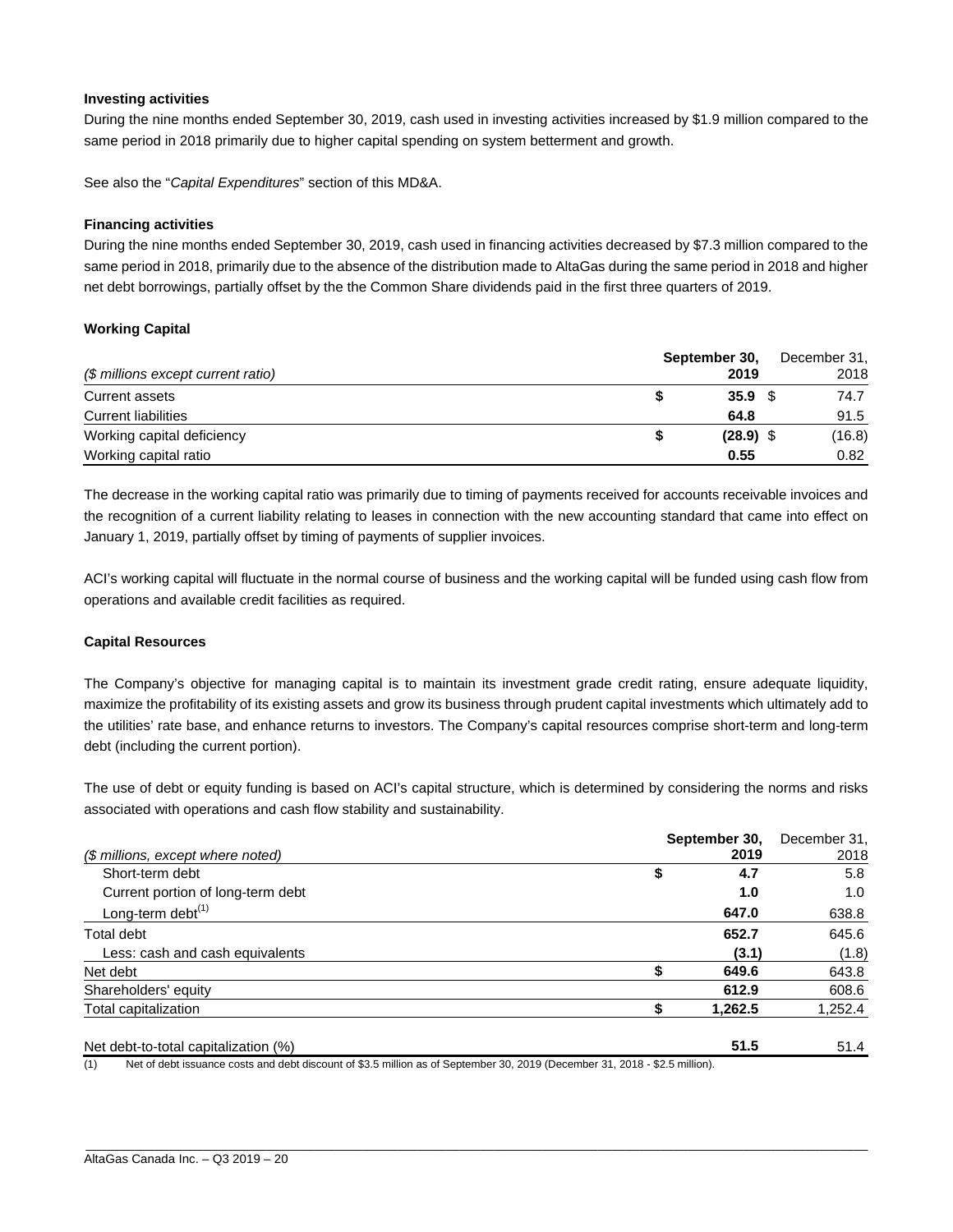**Investing activities**

During the nine months ended September 30, 2019, cash used in investing activities increased by $1.9 million compared to the same period in 2018 primarily due to higher capital spending on system betterment and growth.

See also the "*Capital Expenditures*" section of this MD&A.

**Financing activities**

During the nine months ended September 30, 2019, cash used in financing activities decreased by $7.3 million compared to the same period in 2018, primarily due to the absence of the distribution made to AltaGas during the same period in 2018 and higher net debt borrowings, partially offset by the the Common Share dividends paid in the first three quarters of 2019.

**Working Capital**

| *($ millions except current ratio)* | **September 30, 2019** | December 31, 2018 |
|---|---|---|
| Current assets | **$ 35.9** | $ 74.7 |
| Current liabilities | **64.8** | 91.5 |
| Working capital deficiency | **$ (28.9)** | $ (16.8) |
| Working capital ratio | **0.55** | 0.82 |

The decrease in the working capital ratio was primarily due to timing of payments received for accounts receivable invoices and the recognition of a current liability relating to leases in connection with the new accounting standard that came into effect on January 1, 2019, partially offset by timing of payments of supplier invoices.

ACI's working capital will fluctuate in the normal course of business and the working capital will be funded using cash flow from operations and available credit facilities as required.

**Capital Resources**

The Company's objective for managing capital is to maintain its investment grade credit rating, ensure adequate liquidity, maximize the profitability of its existing assets and grow its business through prudent capital investments which ultimately add to the utilities' rate base, and enhance returns to investors. The Company's capital resources comprise short-term and long-term debt (including the current portion).

The use of debt or equity funding is based on ACI's capital structure, which is determined by considering the norms and risks associated with operations and cash flow stability and sustainability.

| *($ millions, except where noted)* | **September 30, 2019** | December 31, 2018 |
|---|---|---|
| Short-term debt | **$ 4.7** | 5.8 |
| Current portion of long-term debt | **1.0** | 1.0 |
| Long-term debt[1] | **647.0** | 638.8 |
| Total debt | **652.7** | 645.6 |
| Less: cash and cash equivalents | **(3.1)** | (1.8) |
| Net debt | **$ 649.6** | 643.8 |
| Shareholders' equity | **612.9** | 608.6 |
| Total capitalization | **$ 1,262.5** | 1,252.4 |
| | | |
| Net debt-to-total capitalization (%) | **51.5** | 51.4 |

(1) Net of debt issuance costs and debt discount of $3.5 million as of September 30, 2019 (December 31, 2018 - $2.5 million).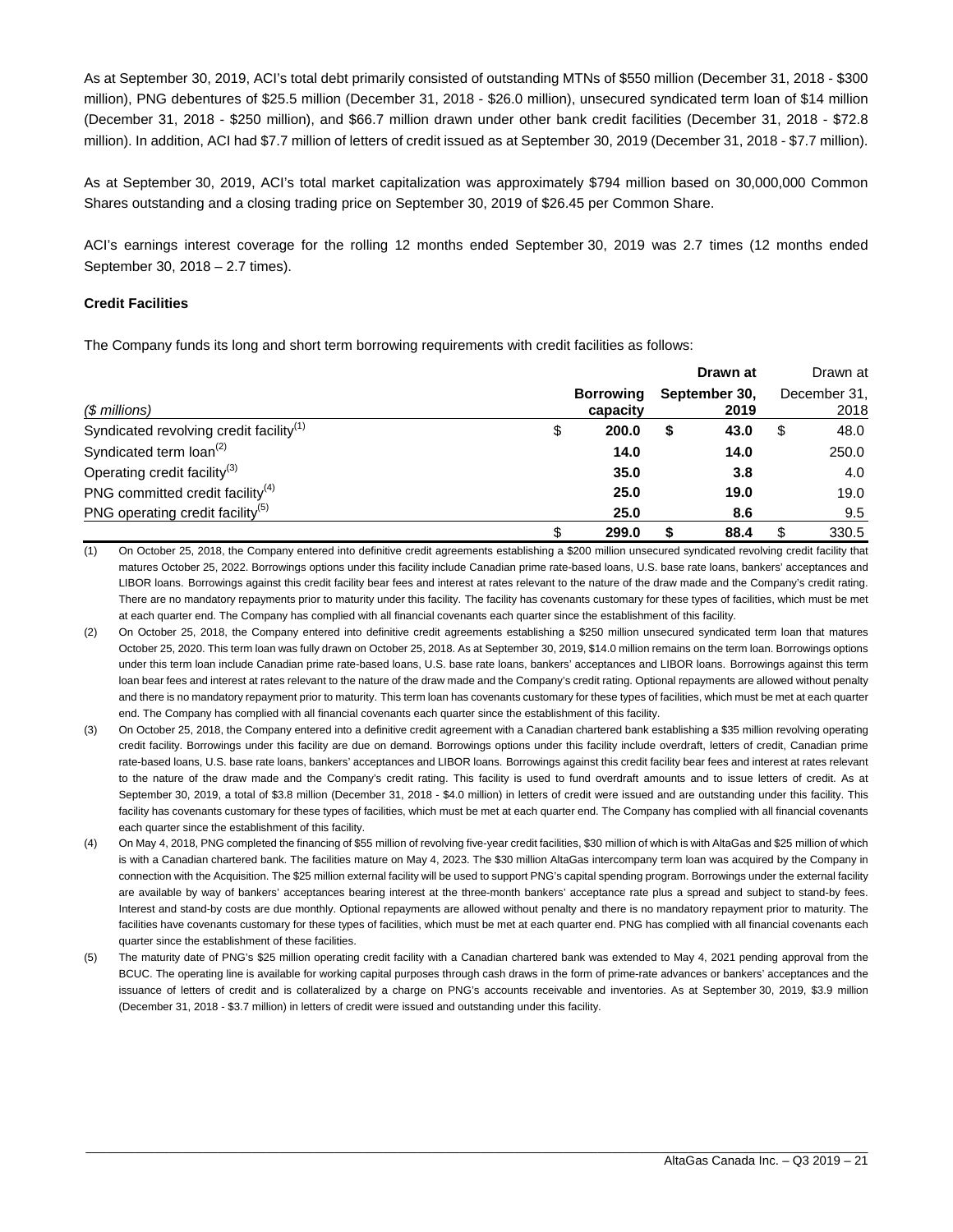As at September 30, 2019, ACI's total debt primarily consisted of outstanding MTNs of $550 million (December 31, 2018 - $300 million), PNG debentures of $25.5 million (December 31, 2018 - $26.0 million), unsecured syndicated term loan of $14 million (December 31, 2018 - $250 million), and $66.7 million drawn under other bank credit facilities (December 31, 2018 - $72.8 million). In addition, ACI had $7.7 million of letters of credit issued as at September 30, 2019 (December 31, 2018 - $7.7 million).

As at September 30, 2019, ACI's total market capitalization was approximately $794 million based on 30,000,000 Common Shares outstanding and a closing trading price on September 30, 2019 of $26.45 per Common Share.

ACI's earnings interest coverage for the rolling 12 months ended September 30, 2019 was 2.7 times (12 months ended September 30, 2018 – 2.7 times).

**Credit Facilities**

The Company funds its long and short term borrowing requirements with credit facilities as follows:

| *($ millions)* | **Borrowing capacity** | **Drawn at September 30, 2019** | Drawn at December 31, 2018 |
|---|---|---|---|
| Syndicated revolving credit facility(1) | $ **200.0** | $ **43.0** | $ 48.0 |
| Syndicated term loan(2) | **14.0** | **14.0** | 250.0 |
| Operating credit facility(3) | **35.0** | **3.8** | 4.0 |
| PNG committed credit facility(4) | **25.0** | **19.0** | 19.0 |
| PNG operating credit facility(5) | **25.0** | **8.6** | 9.5 |
| | $ **299.0** | $ **88.4** | $ 330.5 |

(1) On October 25, 2018, the Company entered into definitive credit agreements establishing a $200 million unsecured syndicated revolving credit facility that matures October 25, 2022. Borrowings options under this facility include Canadian prime rate-based loans, U.S. base rate loans, bankers' acceptances and LIBOR loans. Borrowings against this credit facility bear fees and interest at rates relevant to the nature of the draw made and the Company's credit rating. There are no mandatory repayments prior to maturity under this facility. The facility has covenants customary for these types of facilities, which must be met at each quarter end. The Company has complied with all financial covenants each quarter since the establishment of this facility.

(2) On October 25, 2018, the Company entered into definitive credit agreements establishing a $250 million unsecured syndicated term loan that matures October 25, 2020. This term loan was fully drawn on October 25, 2018. As at September 30, 2019, $14.0 million remains on the term loan. Borrowings options under this term loan include Canadian prime rate-based loans, U.S. base rate loans, bankers' acceptances and LIBOR loans. Borrowings against this term loan bear fees and interest at rates relevant to the nature of the draw made and the Company's credit rating. Optional repayments are allowed without penalty and there is no mandatory repayment prior to maturity. This term loan has covenants customary for these types of facilities, which must be met at each quarter end. The Company has complied with all financial covenants each quarter since the establishment of this facility.

(3) On October 25, 2018, the Company entered into a definitive credit agreement with a Canadian chartered bank establishing a $35 million revolving operating credit facility. Borrowings under this facility are due on demand. Borrowings options under this facility include overdraft, letters of credit, Canadian prime rate-based loans, U.S. base rate loans, bankers' acceptances and LIBOR loans. Borrowings against this credit facility bear fees and interest at rates relevant to the nature of the draw made and the Company's credit rating. This facility is used to fund overdraft amounts and to issue letters of credit. As at September 30, 2019, a total of $3.8 million (December 31, 2018 - $4.0 million) in letters of credit were issued and are outstanding under this facility. This facility has covenants customary for these types of facilities, which must be met at each quarter end. The Company has complied with all financial covenants each quarter since the establishment of this facility.

(4) On May 4, 2018, PNG completed the financing of $55 million of revolving five-year credit facilities, $30 million of which is with AltaGas and $25 million of which is with a Canadian chartered bank. The facilities mature on May 4, 2023. The $30 million AltaGas intercompany term loan was acquired by the Company in connection with the Acquisition. The $25 million external facility will be used to support PNG's capital spending program. Borrowings under the external facility are available by way of bankers' acceptances bearing interest at the three-month bankers' acceptance rate plus a spread and subject to stand-by fees. Interest and stand-by costs are due monthly. Optional repayments are allowed without penalty and there is no mandatory repayment prior to maturity. The facilities have covenants customary for these types of facilities, which must be met at each quarter end. PNG has complied with all financial covenants each quarter since the establishment of these facilities.

(5) The maturity date of PNG's $25 million operating credit facility with a Canadian chartered bank was extended to May 4, 2021 pending approval from the BCUC. The operating line is available for working capital purposes through cash draws in the form of prime-rate advances or bankers' acceptances and the issuance of letters of credit and is collateralized by a charge on PNG's accounts receivable and inventories. As at September 30, 2019, $3.9 million (December 31, 2018 - $3.7 million) in letters of credit were issued and outstanding under this facility.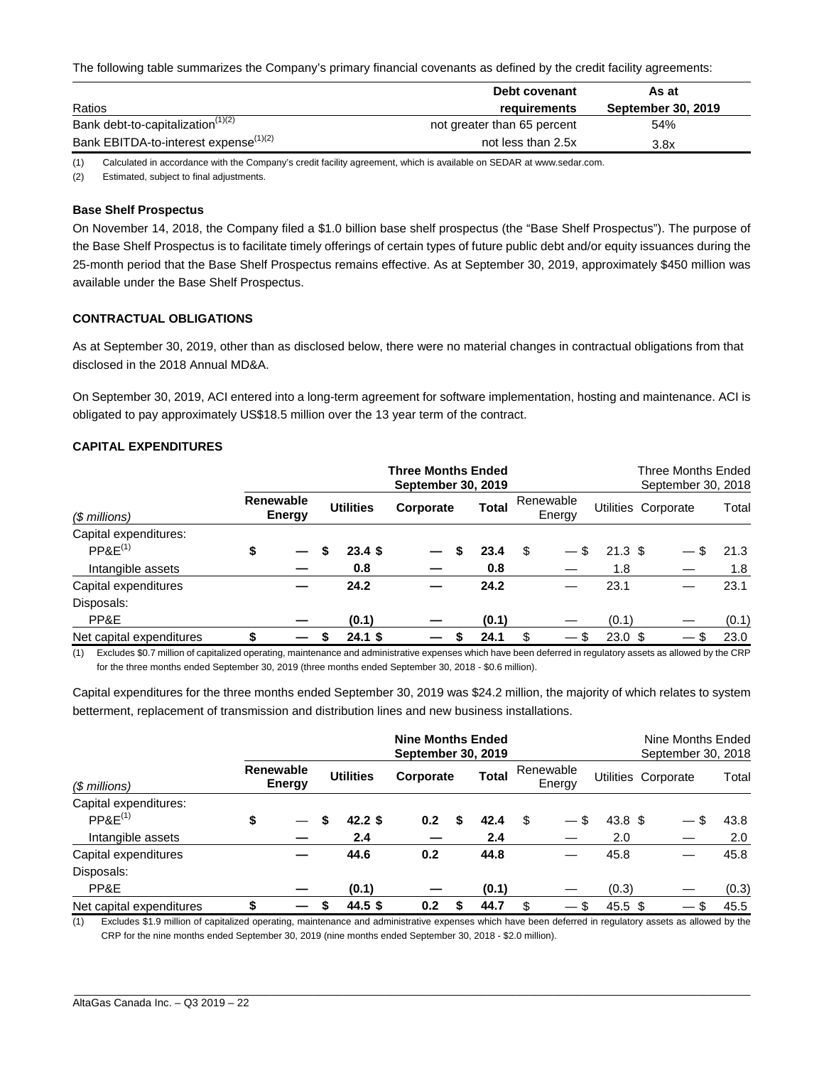The following table summarizes the Company's primary financial covenants as defined by the credit facility agreements:

| Ratios | Debt covenant requirements | As at September 30, 2019 |
|---|---|---|
| Bank debt-to-capitalization[(1)(2)] | not greater than 65 percent | 54% |
| Bank EBITDA-to-interest expense[(1)(2)] | not less than 2.5x | 3.8x |

(1) Calculated in accordance with the Company's credit facility agreement, which is available on SEDAR at www.sedar.com.

(2) Estimated, subject to final adjustments.

**Base Shelf Prospectus**

On November 14, 2018, the Company filed a $1.0 billion base shelf prospectus (the "Base Shelf Prospectus"). The purpose of the Base Shelf Prospectus is to facilitate timely offerings of certain types of future public debt and/or equity issuances during the 25-month period that the Base Shelf Prospectus remains effective. As at September 30, 2019, approximately $450 million was available under the Base Shelf Prospectus.

## CONTRACTUAL OBLIGATIONS

As at September 30, 2019, other than as disclosed below, there were no material changes in contractual obligations from that disclosed in the 2018 Annual MD&A.

On September 30, 2019, ACI entered into a long-term agreement for software implementation, hosting and maintenance. ACI is obligated to pay approximately US$18.5 million over the 13 year term of the contract.

## CAPITAL EXPENDITURES

| | **Three Months Ended September 30, 2019** | | | | Three Months Ended September 30, 2018 | | | |
|---|---|---|---|---|---|---|---|---|
| *($ millions)* | **Renewable Energy** | **Utilities** | **Corporate** | **Total** | Renewable Energy | Utilities | Corporate | Total |
| Capital expenditures: | | | | | | | | |
| PP&E[(1)] | $ — | $ 23.4 | $ — | $ 23.4 | $ — | $ 21.3 | $ — | $ 21.3 |
| Intangible assets | — | 0.8 | — | 0.8 | — | 1.8 | — | 1.8 |
| Capital expenditures | — | 24.2 | — | 24.2 | — | 23.1 | — | 23.1 |
| Disposals: | | | | | | | | |
| PP&E | — | (0.1) | — | (0.1) | — | (0.1) | — | (0.1) |
| Net capital expenditures | $ — | $ 24.1 | $ — | $ 24.1 | $ — | $ 23.0 | $ — | $ 23.0 |

(1) Excludes $0.7 million of capitalized operating, maintenance and administrative expenses which have been deferred in regulatory assets as allowed by the CRP for the three months ended September 30, 2019 (three months ended September 30, 2018 - $0.6 million).

Capital expenditures for the three months ended September 30, 2019 was $24.2 million, the majority of which relates to system betterment, replacement of transmission and distribution lines and new business installations.

| | **Nine Months Ended September 30, 2019** | | | | Nine Months Ended September 30, 2018 | | | |
|---|---|---|---|---|---|---|---|---|
| *($ millions)* | **Renewable Energy** | **Utilities** | **Corporate** | **Total** | Renewable Energy | Utilities | Corporate | Total |
| Capital expenditures: | | | | | | | | |
| PP&E[(1)] | $ — | $ 42.2 | $ 0.2 | $ 42.4 | $ — | $ 43.8 | $ — | $ 43.8 |
| Intangible assets | — | 2.4 | — | 2.4 | — | 2.0 | — | 2.0 |
| Capital expenditures | — | 44.6 | 0.2 | 44.8 | — | 45.8 | — | 45.8 |
| Disposals: | | | | | | | | |
| PP&E | — | (0.1) | — | (0.1) | — | (0.3) | — | (0.3) |
| Net capital expenditures | $ — | $ 44.5 | $ 0.2 | $ 44.7 | $ — | $ 45.5 | $ — | $ 45.5 |

(1) Excludes $1.9 million of capitalized operating, maintenance and administrative expenses which have been deferred in regulatory assets as allowed by the CRP for the nine months ended September 30, 2019 (nine months ended September 30, 2018 - $2.0 million).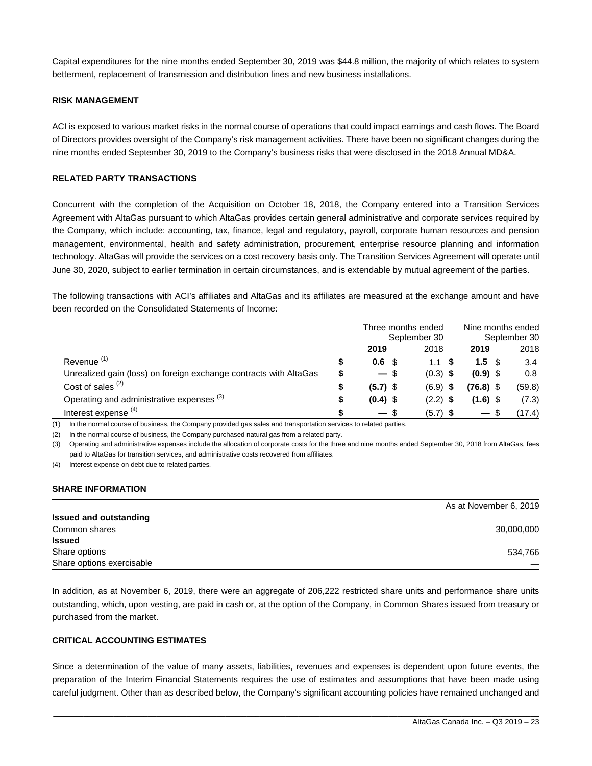Capital expenditures for the nine months ended September 30, 2019 was $44.8 million, the majority of which relates to system betterment, replacement of transmission and distribution lines and new business installations.

### RISK MANAGEMENT

ACI is exposed to various market risks in the normal course of operations that could impact earnings and cash flows. The Board of Directors provides oversight of the Company's risk management activities. There have been no significant changes during the nine months ended September 30, 2019 to the Company's business risks that were disclosed in the 2018 Annual MD&A.

### RELATED PARTY TRANSACTIONS

Concurrent with the completion of the Acquisition on October 18, 2018, the Company entered into a Transition Services Agreement with AltaGas pursuant to which AltaGas provides certain general administrative and corporate services required by the Company, which include: accounting, tax, finance, legal and regulatory, payroll, corporate human resources and pension management, environmental, health and safety administration, procurement, enterprise resource planning and information technology. AltaGas will provide the services on a cost recovery basis only. The Transition Services Agreement will operate until June 30, 2020, subject to earlier termination in certain circumstances, and is extendable by mutual agreement of the parties.

The following transactions with ACI's affiliates and AltaGas and its affiliates are measured at the exchange amount and have been recorded on the Consolidated Statements of Income:

| | Three months ended September 30 | | Nine months ended September 30 | |
|---|---|---|---|---|
| | **2019** | 2018 | **2019** | 2018 |
| Revenue (1) | **$ 0.6** | $ 1.1 | **$ 1.5** | $ 3.4 |
| Unrealized gain (loss) on foreign exchange contracts with AltaGas | **$ —** | $ (0.3) | **$ (0.9)** | $ 0.8 |
| Cost of sales (2) | **$ (5.7)** | $ (6.9) | **$ (76.8)** | $ (59.8) |
| Operating and administrative expenses (3) | **$ (0.4)** | $ (2.2) | **$ (1.6)** | $ (7.3) |
| Interest expense (4) | **$ —** | $ (5.7) | **$ —** | $ (17.4) |

(1) In the normal course of business, the Company provided gas sales and transportation services to related parties.

(2) In the normal course of business, the Company purchased natural gas from a related party.

(3) Operating and administrative expenses include the allocation of corporate costs for the three and nine months ended September 30, 2018 from AltaGas, fees paid to AltaGas for transition services, and administrative costs recovered from affiliates.

(4) Interest expense on debt due to related parties.

### SHARE INFORMATION

| | As at November 6, 2019 |
|---|---|
| **Issued and outstanding** | |
| Common shares | 30,000,000 |
| **Issued** | |
| Share options | 534,766 |
| Share options exercisable | — |

In addition, as at November 6, 2019, there were an aggregate of 206,222 restricted share units and performance share units outstanding, which, upon vesting, are paid in cash or, at the option of the Company, in Common Shares issued from treasury or purchased from the market.

### CRITICAL ACCOUNTING ESTIMATES

Since a determination of the value of many assets, liabilities, revenues and expenses is dependent upon future events, the preparation of the Interim Financial Statements requires the use of estimates and assumptions that have been made using careful judgment. Other than as described below, the Company's significant accounting policies have remained unchanged and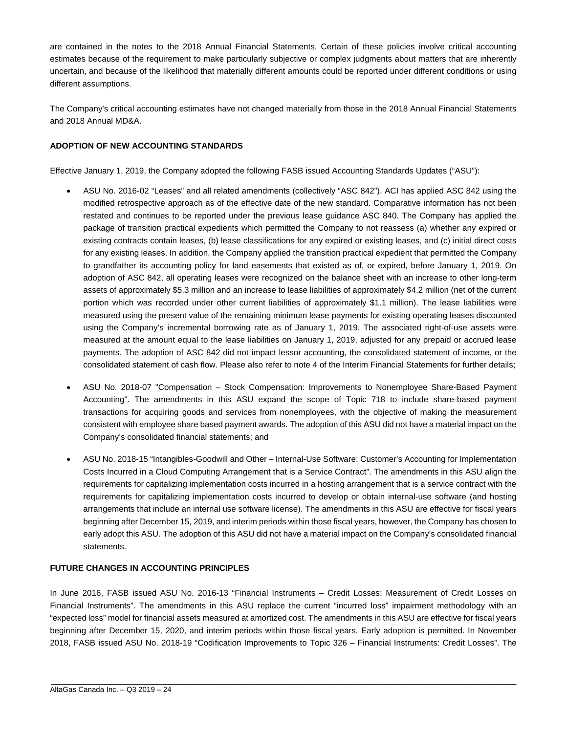are contained in the notes to the 2018 Annual Financial Statements. Certain of these policies involve critical accounting estimates because of the requirement to make particularly subjective or complex judgments about matters that are inherently uncertain, and because of the likelihood that materially different amounts could be reported under different conditions or using different assumptions.

The Company's critical accounting estimates have not changed materially from those in the 2018 Annual Financial Statements and 2018 Annual MD&A.

**ADOPTION OF NEW ACCOUNTING STANDARDS**

Effective January 1, 2019, the Company adopted the following FASB issued Accounting Standards Updates ("ASU"):

- ASU No. 2016-02 "Leases" and all related amendments (collectively "ASC 842"). ACI has applied ASC 842 using the modified retrospective approach as of the effective date of the new standard. Comparative information has not been restated and continues to be reported under the previous lease guidance ASC 840. The Company has applied the package of transition practical expedients which permitted the Company to not reassess (a) whether any expired or existing contracts contain leases, (b) lease classifications for any expired or existing leases, and (c) initial direct costs for any existing leases. In addition, the Company applied the transition practical expedient that permitted the Company to grandfather its accounting policy for land easements that existed as of, or expired, before January 1, 2019. On adoption of ASC 842, all operating leases were recognized on the balance sheet with an increase to other long-term assets of approximately $5.3 million and an increase to lease liabilities of approximately $4.2 million (net of the current portion which was recorded under other current liabilities of approximately $1.1 million). The lease liabilities were measured using the present value of the remaining minimum lease payments for existing operating leases discounted using the Company's incremental borrowing rate as of January 1, 2019. The associated right-of-use assets were measured at the amount equal to the lease liabilities on January 1, 2019, adjusted for any prepaid or accrued lease payments. The adoption of ASC 842 did not impact lessor accounting, the consolidated statement of income, or the consolidated statement of cash flow. Please also refer to note 4 of the Interim Financial Statements for further details;

- ASU No. 2018-07 "Compensation – Stock Compensation: Improvements to Nonemployee Share-Based Payment Accounting". The amendments in this ASU expand the scope of Topic 718 to include share-based payment transactions for acquiring goods and services from nonemployees, with the objective of making the measurement consistent with employee share based payment awards. The adoption of this ASU did not have a material impact on the Company's consolidated financial statements; and

- ASU No. 2018-15 "Intangibles-Goodwill and Other – Internal-Use Software: Customer's Accounting for Implementation Costs Incurred in a Cloud Computing Arrangement that is a Service Contract". The amendments in this ASU align the requirements for capitalizing implementation costs incurred in a hosting arrangement that is a service contract with the requirements for capitalizing implementation costs incurred to develop or obtain internal-use software (and hosting arrangements that include an internal use software license). The amendments in this ASU are effective for fiscal years beginning after December 15, 2019, and interim periods within those fiscal years, however, the Company has chosen to early adopt this ASU. The adoption of this ASU did not have a material impact on the Company's consolidated financial statements.

**FUTURE CHANGES IN ACCOUNTING PRINCIPLES**

In June 2016, FASB issued ASU No. 2016-13 "Financial Instruments – Credit Losses: Measurement of Credit Losses on Financial Instruments". The amendments in this ASU replace the current "incurred loss" impairment methodology with an "expected loss" model for financial assets measured at amortized cost. The amendments in this ASU are effective for fiscal years beginning after December 15, 2020, and interim periods within those fiscal years. Early adoption is permitted. In November 2018, FASB issued ASU No. 2018-19 "Codification Improvements to Topic 326 – Financial Instruments: Credit Losses". The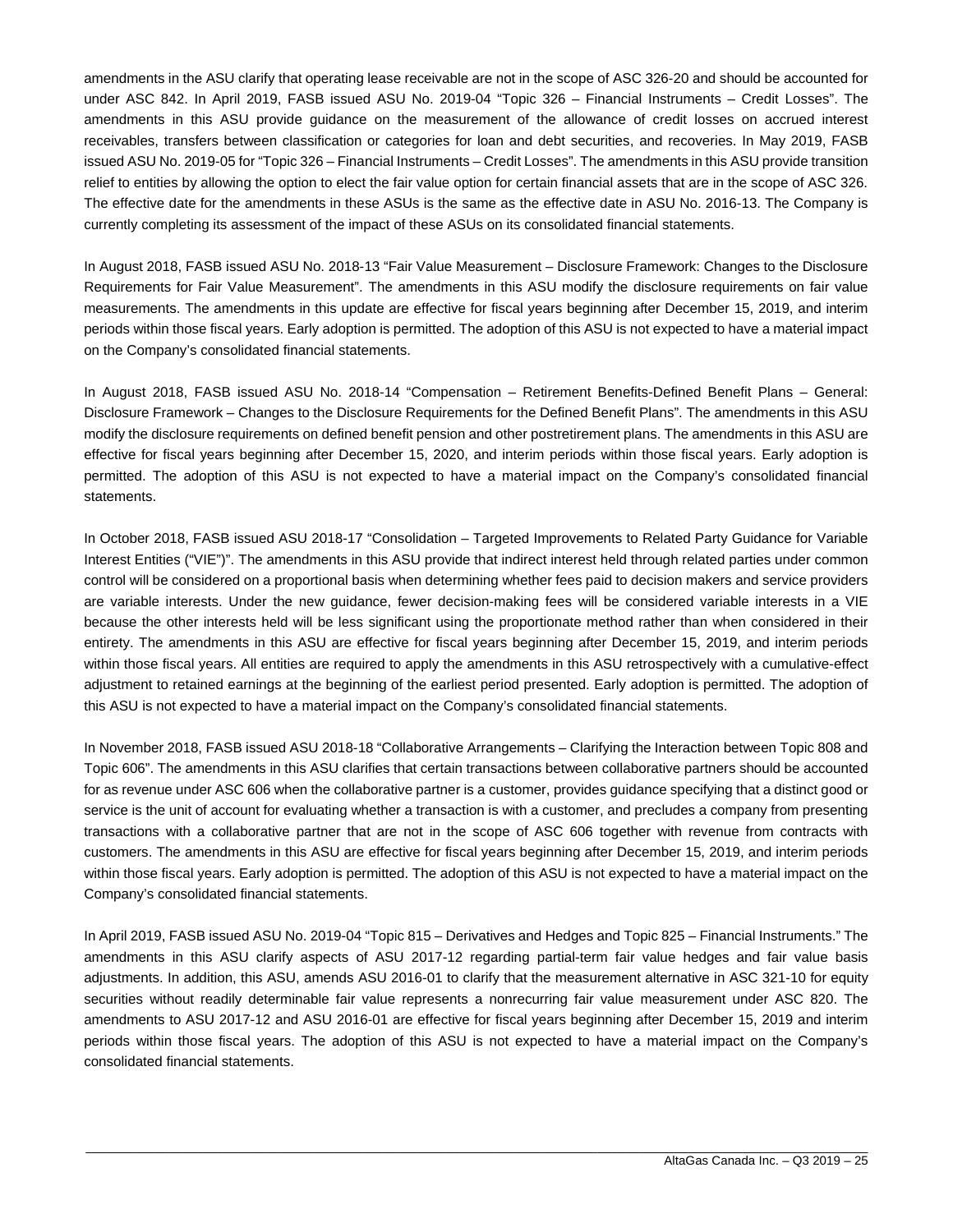amendments in the ASU clarify that operating lease receivable are not in the scope of ASC 326-20 and should be accounted for under ASC 842. In April 2019, FASB issued ASU No. 2019-04 "Topic 326 – Financial Instruments – Credit Losses". The amendments in this ASU provide guidance on the measurement of the allowance of credit losses on accrued interest receivables, transfers between classification or categories for loan and debt securities, and recoveries. In May 2019, FASB issued ASU No. 2019-05 for "Topic 326 – Financial Instruments – Credit Losses". The amendments in this ASU provide transition relief to entities by allowing the option to elect the fair value option for certain financial assets that are in the scope of ASC 326. The effective date for the amendments in these ASUs is the same as the effective date in ASU No. 2016-13. The Company is currently completing its assessment of the impact of these ASUs on its consolidated financial statements.

In August 2018, FASB issued ASU No. 2018-13 "Fair Value Measurement – Disclosure Framework: Changes to the Disclosure Requirements for Fair Value Measurement". The amendments in this ASU modify the disclosure requirements on fair value measurements. The amendments in this update are effective for fiscal years beginning after December 15, 2019, and interim periods within those fiscal years. Early adoption is permitted. The adoption of this ASU is not expected to have a material impact on the Company's consolidated financial statements.

In August 2018, FASB issued ASU No. 2018-14 "Compensation – Retirement Benefits-Defined Benefit Plans – General: Disclosure Framework – Changes to the Disclosure Requirements for the Defined Benefit Plans". The amendments in this ASU modify the disclosure requirements on defined benefit pension and other postretirement plans. The amendments in this ASU are effective for fiscal years beginning after December 15, 2020, and interim periods within those fiscal years. Early adoption is permitted. The adoption of this ASU is not expected to have a material impact on the Company's consolidated financial statements.

In October 2018, FASB issued ASU 2018-17 "Consolidation – Targeted Improvements to Related Party Guidance for Variable Interest Entities ("VIE")". The amendments in this ASU provide that indirect interest held through related parties under common control will be considered on a proportional basis when determining whether fees paid to decision makers and service providers are variable interests. Under the new guidance, fewer decision-making fees will be considered variable interests in a VIE because the other interests held will be less significant using the proportionate method rather than when considered in their entirety. The amendments in this ASU are effective for fiscal years beginning after December 15, 2019, and interim periods within those fiscal years. All entities are required to apply the amendments in this ASU retrospectively with a cumulative-effect adjustment to retained earnings at the beginning of the earliest period presented. Early adoption is permitted. The adoption of this ASU is not expected to have a material impact on the Company's consolidated financial statements.

In November 2018, FASB issued ASU 2018-18 "Collaborative Arrangements – Clarifying the Interaction between Topic 808 and Topic 606". The amendments in this ASU clarifies that certain transactions between collaborative partners should be accounted for as revenue under ASC 606 when the collaborative partner is a customer, provides guidance specifying that a distinct good or service is the unit of account for evaluating whether a transaction is with a customer, and precludes a company from presenting transactions with a collaborative partner that are not in the scope of ASC 606 together with revenue from contracts with customers. The amendments in this ASU are effective for fiscal years beginning after December 15, 2019, and interim periods within those fiscal years. Early adoption is permitted. The adoption of this ASU is not expected to have a material impact on the Company's consolidated financial statements.

In April 2019, FASB issued ASU No. 2019-04 "Topic 815 – Derivatives and Hedges and Topic 825 – Financial Instruments." The amendments in this ASU clarify aspects of ASU 2017-12 regarding partial-term fair value hedges and fair value basis adjustments. In addition, this ASU, amends ASU 2016-01 to clarify that the measurement alternative in ASC 321-10 for equity securities without readily determinable fair value represents a nonrecurring fair value measurement under ASC 820. The amendments to ASU 2017-12 and ASU 2016-01 are effective for fiscal years beginning after December 15, 2019 and interim periods within those fiscal years. The adoption of this ASU is not expected to have a material impact on the Company's consolidated financial statements.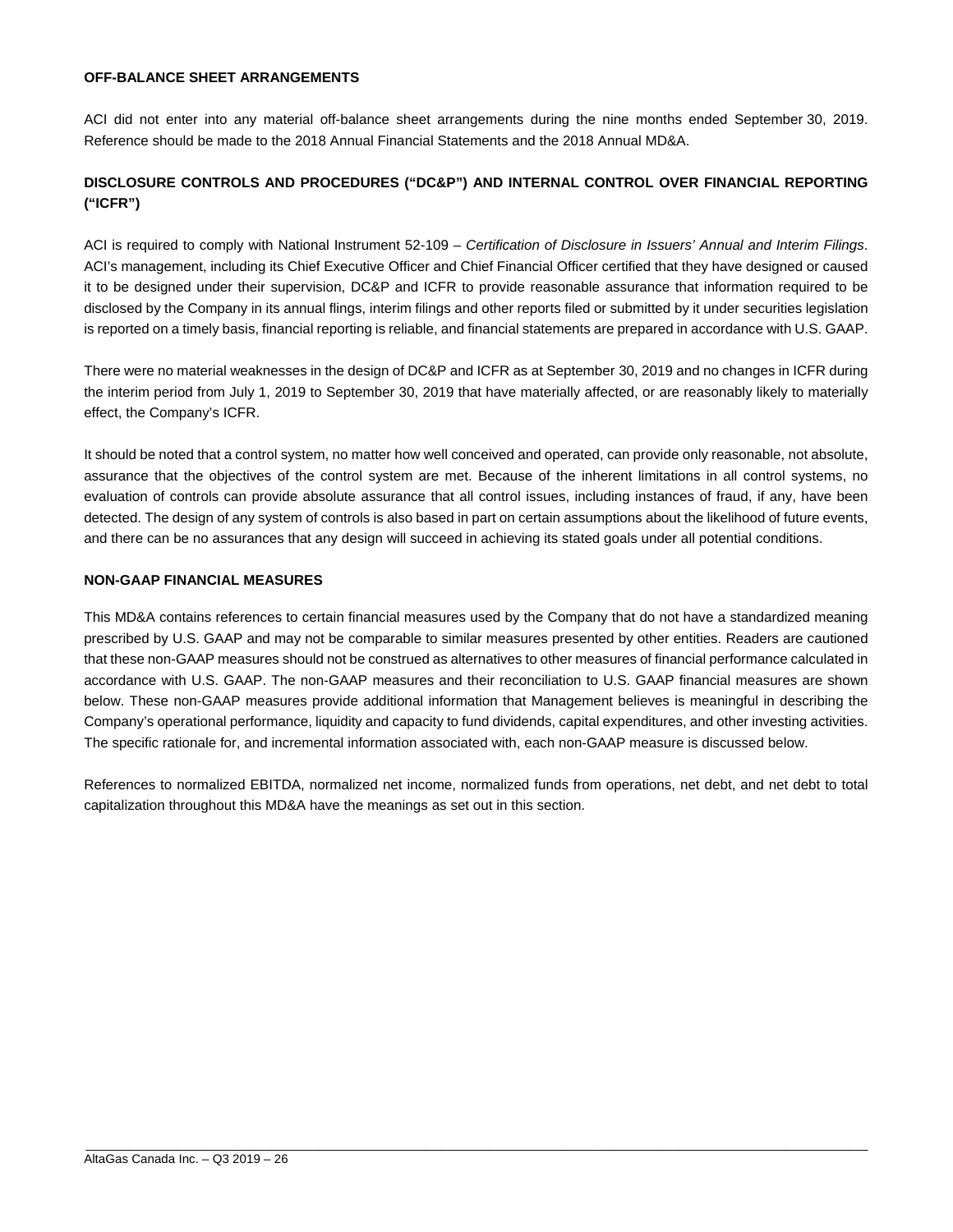**OFF-BALANCE SHEET ARRANGEMENTS**

ACI did not enter into any material off-balance sheet arrangements during the nine months ended September 30, 2019. Reference should be made to the 2018 Annual Financial Statements and the 2018 Annual MD&A.

**DISCLOSURE CONTROLS AND PROCEDURES ("DC&P") AND INTERNAL CONTROL OVER FINANCIAL REPORTING ("ICFR")**

ACI is required to comply with National Instrument 52-109 – *Certification of Disclosure in Issuers' Annual and Interim Filings*. ACI's management, including its Chief Executive Officer and Chief Financial Officer certified that they have designed or caused it to be designed under their supervision, DC&P and ICFR to provide reasonable assurance that information required to be disclosed by the Company in its annual flings, interim filings and other reports filed or submitted by it under securities legislation is reported on a timely basis, financial reporting is reliable, and financial statements are prepared in accordance with U.S. GAAP.

There were no material weaknesses in the design of DC&P and ICFR as at September 30, 2019 and no changes in ICFR during the interim period from July 1, 2019 to September 30, 2019 that have materially affected, or are reasonably likely to materially effect, the Company's ICFR.

It should be noted that a control system, no matter how well conceived and operated, can provide only reasonable, not absolute, assurance that the objectives of the control system are met. Because of the inherent limitations in all control systems, no evaluation of controls can provide absolute assurance that all control issues, including instances of fraud, if any, have been detected. The design of any system of controls is also based in part on certain assumptions about the likelihood of future events, and there can be no assurances that any design will succeed in achieving its stated goals under all potential conditions.

**NON-GAAP FINANCIAL MEASURES**

This MD&A contains references to certain financial measures used by the Company that do not have a standardized meaning prescribed by U.S. GAAP and may not be comparable to similar measures presented by other entities. Readers are cautioned that these non-GAAP measures should not be construed as alternatives to other measures of financial performance calculated in accordance with U.S. GAAP. The non-GAAP measures and their reconciliation to U.S. GAAP financial measures are shown below. These non-GAAP measures provide additional information that Management believes is meaningful in describing the Company's operational performance, liquidity and capacity to fund dividends, capital expenditures, and other investing activities. The specific rationale for, and incremental information associated with, each non-GAAP measure is discussed below.

References to normalized EBITDA, normalized net income, normalized funds from operations, net debt, and net debt to total capitalization throughout this MD&A have the meanings as set out in this section.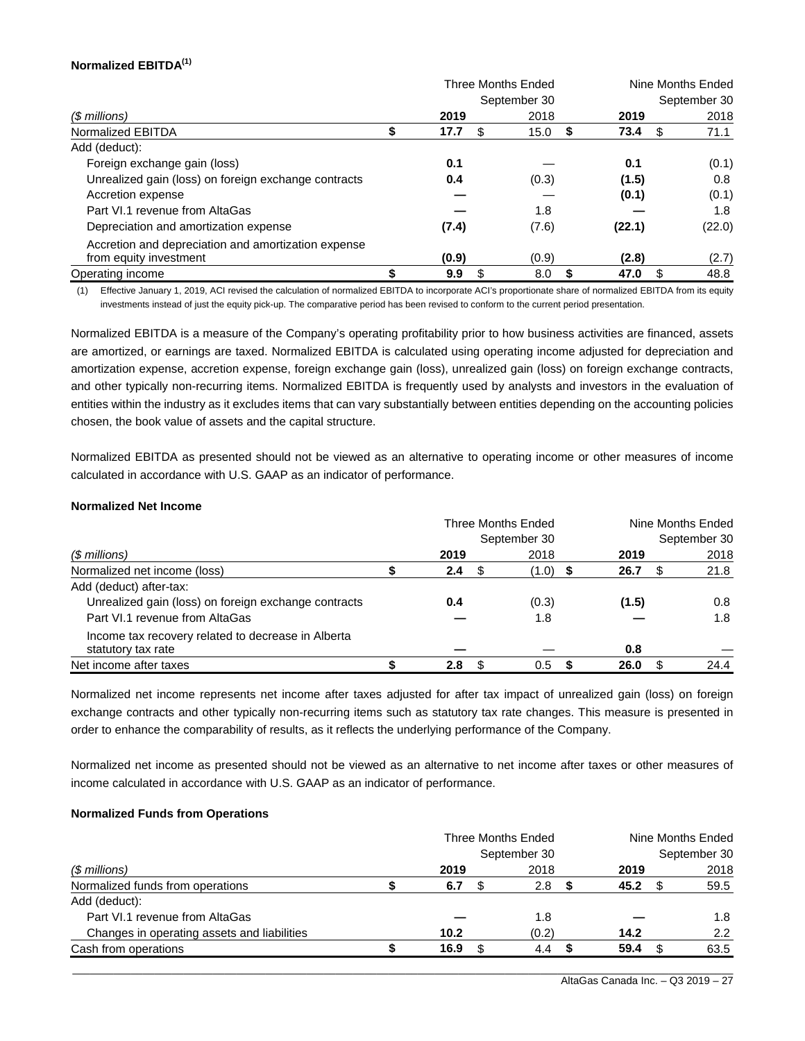**Normalized EBITDA[(1)]**

| ($ millions) | Three Months Ended September 30 2019 | Three Months Ended September 30 2018 | Nine Months Ended September 30 2019 | Nine Months Ended September 30 2018 |
|---|---|---|---|---|
| Normalized EBITDA | $ **17.7** | $ 15.0 | $ **73.4** | $ 71.1 |
| Add (deduct): | | | | |
| Foreign exchange gain (loss) | **0.1** | — | **0.1** | (0.1) |
| Unrealized gain (loss) on foreign exchange contracts | **0.4** | (0.3) | **(1.5)** | 0.8 |
| Accretion expense | **—** | — | **(0.1)** | (0.1) |
| Part VI.1 revenue from AltaGas | **—** | 1.8 | **—** | 1.8 |
| Depreciation and amortization expense | **(7.4)** | (7.6) | **(22.1)** | (22.0) |
| Accretion and depreciation and amortization expense from equity investment | **(0.9)** | (0.9) | **(2.8)** | (2.7) |
| Operating income | $ **9.9** | $ 8.0 | $ **47.0** | $ 48.8 |

(1) Effective January 1, 2019, ACI revised the calculation of normalized EBITDA to incorporate ACI's proportionate share of normalized EBITDA from its equity investments instead of just the equity pick-up. The comparative period has been revised to conform to the current period presentation.

Normalized EBITDA is a measure of the Company's operating profitability prior to how business activities are financed, assets are amortized, or earnings are taxed. Normalized EBITDA is calculated using operating income adjusted for depreciation and amortization expense, accretion expense, foreign exchange gain (loss), unrealized gain (loss) on foreign exchange contracts, and other typically non-recurring items. Normalized EBITDA is frequently used by analysts and investors in the evaluation of entities within the industry as it excludes items that can vary substantially between entities depending on the accounting policies chosen, the book value of assets and the capital structure.

Normalized EBITDA as presented should not be viewed as an alternative to operating income or other measures of income calculated in accordance with U.S. GAAP as an indicator of performance.

**Normalized Net Income**

| ($ millions) | Three Months Ended September 30 2019 | Three Months Ended September 30 2018 | Nine Months Ended September 30 2019 | Nine Months Ended September 30 2018 |
|---|---|---|---|---|
| Normalized net income (loss) | $ **2.4** | $ (1.0) | $ **26.7** | $ 21.8 |
| Add (deduct) after-tax: | | | | |
| Unrealized gain (loss) on foreign exchange contracts | **0.4** | (0.3) | **(1.5)** | 0.8 |
| Part VI.1 revenue from AltaGas | **—** | 1.8 | **—** | 1.8 |
| Income tax recovery related to decrease in Alberta statutory tax rate | **—** | — | **0.8** | — |
| Net income after taxes | $ **2.8** | $ 0.5 | $ **26.0** | $ 24.4 |

Normalized net income represents net income after taxes adjusted for after tax impact of unrealized gain (loss) on foreign exchange contracts and other typically non-recurring items such as statutory tax rate changes. This measure is presented in order to enhance the comparability of results, as it reflects the underlying performance of the Company.

Normalized net income as presented should not be viewed as an alternative to net income after taxes or other measures of income calculated in accordance with U.S. GAAP as an indicator of performance.

**Normalized Funds from Operations**

| ($ millions) | Three Months Ended September 30 2019 | Three Months Ended September 30 2018 | Nine Months Ended September 30 2019 | Nine Months Ended September 30 2018 |
|---|---|---|---|---|
| Normalized funds from operations | $ **6.7** | $ 2.8 | $ **45.2** | $ 59.5 |
| Add (deduct): | | | | |
| Part VI.1 revenue from AltaGas | **—** | 1.8 | **—** | 1.8 |
| Changes in operating assets and liabilities | **10.2** | (0.2) | **14.2** | 2.2 |
| Cash from operations | $ **16.9** | $ 4.4 | $ **59.4** | $ 63.5 |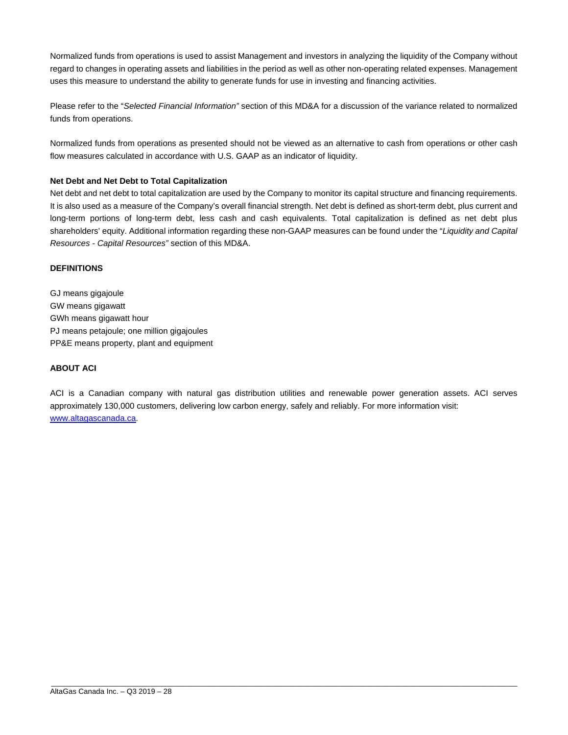Normalized funds from operations is used to assist Management and investors in analyzing the liquidity of the Company without regard to changes in operating assets and liabilities in the period as well as other non-operating related expenses. Management uses this measure to understand the ability to generate funds for use in investing and financing activities.

Please refer to the "*Selected Financial Information"* section of this MD&A for a discussion of the variance related to normalized funds from operations.

Normalized funds from operations as presented should not be viewed as an alternative to cash from operations or other cash flow measures calculated in accordance with U.S. GAAP as an indicator of liquidity.

**Net Debt and Net Debt to Total Capitalization**

Net debt and net debt to total capitalization are used by the Company to monitor its capital structure and financing requirements. It is also used as a measure of the Company's overall financial strength. Net debt is defined as short-term debt, plus current and long-term portions of long-term debt, less cash and cash equivalents. Total capitalization is defined as net debt plus shareholders' equity. Additional information regarding these non-GAAP measures can be found under the "*Liquidity and Capital Resources - Capital Resources"* section of this MD&A.

## DEFINITIONS

GJ means gigajoule
GW means gigawatt
GWh means gigawatt hour
PJ means petajoule; one million gigajoules
PP&E means property, plant and equipment

## ABOUT ACI

ACI is a Canadian company with natural gas distribution utilities and renewable power generation assets. ACI serves approximately 130,000 customers, delivering low carbon energy, safely and reliably. For more information visit: [www.altagascanada.ca](www.altagascanada.ca).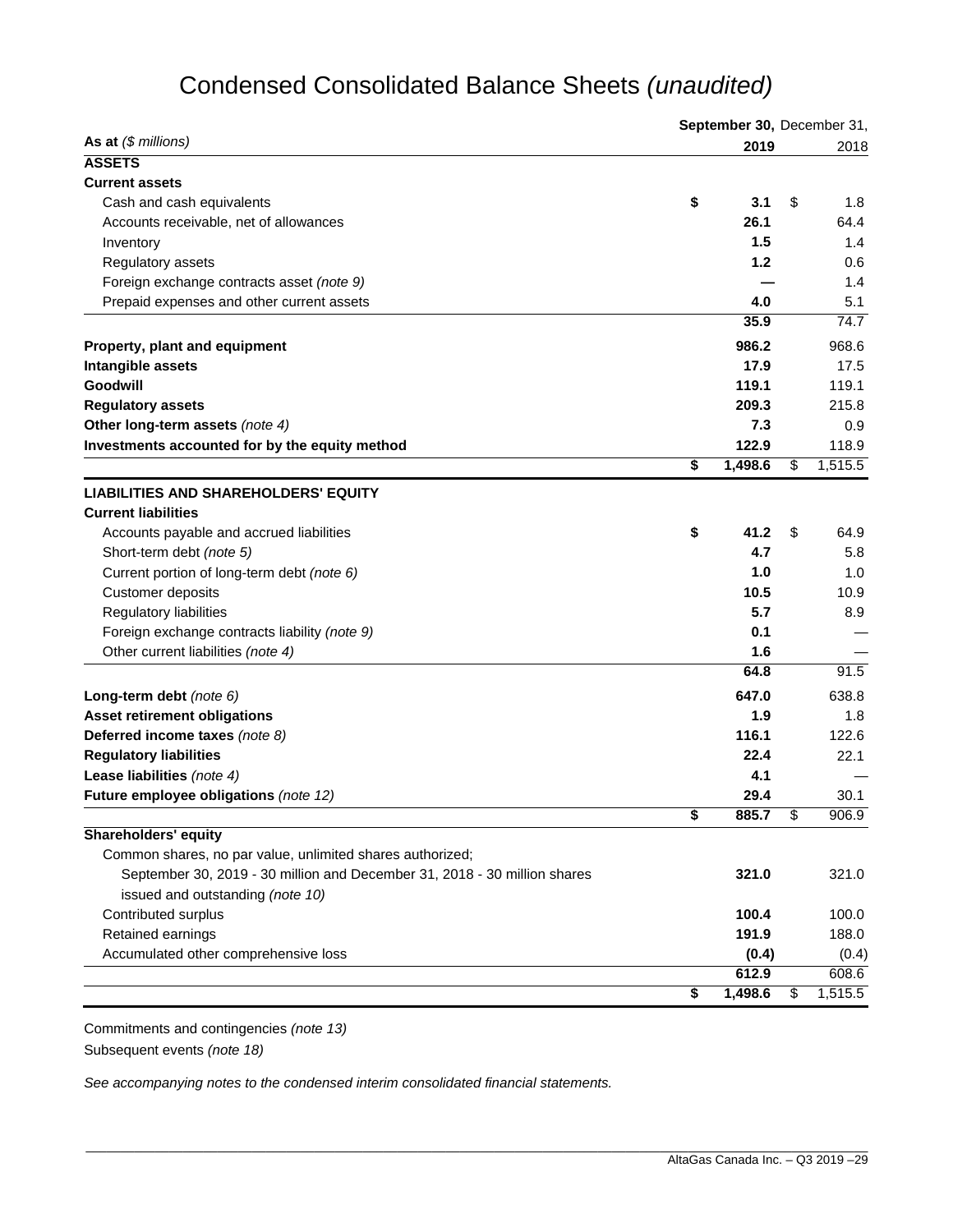# Condensed Consolidated Balance Sheets *(unaudited)*

| **As at** *($ millions)* | **September 30, 2019** | December 31, 2018 |
|---|---|---|
| **ASSETS** | | |
| **Current assets** | | |
| Cash and cash equivalents | **$ 3.1** | $ 1.8 |
| Accounts receivable, net of allowances | **26.1** | 64.4 |
| Inventory | **1.5** | 1.4 |
| Regulatory assets | **1.2** | 0.6 |
| Foreign exchange contracts asset *(note 9)* | **—** | 1.4 |
| Prepaid expenses and other current assets | **4.0** | 5.1 |
| | **35.9** | 74.7 |
| **Property, plant and equipment** | **986.2** | 968.6 |
| **Intangible assets** | **17.9** | 17.5 |
| **Goodwill** | **119.1** | 119.1 |
| **Regulatory assets** | **209.3** | 215.8 |
| **Other long-term assets** *(note 4)* | **7.3** | 0.9 |
| **Investments accounted for by the equity method** | **122.9** | 118.9 |
| | **$ 1,498.6** | $ 1,515.5 |
| **LIABILITIES AND SHAREHOLDERS' EQUITY** | | |
| **Current liabilities** | | |
| Accounts payable and accrued liabilities | **$ 41.2** | $ 64.9 |
| Short-term debt *(note 5)* | **4.7** | 5.8 |
| Current portion of long-term debt *(note 6)* | **1.0** | 1.0 |
| Customer deposits | **10.5** | 10.9 |
| Regulatory liabilities | **5.7** | 8.9 |
| Foreign exchange contracts liability *(note 9)* | **0.1** | — |
| Other current liabilities *(note 4)* | **1.6** | — |
| | **64.8** | 91.5 |
| **Long-term debt** *(note 6)* | **647.0** | 638.8 |
| **Asset retirement obligations** | **1.9** | 1.8 |
| **Deferred income taxes** *(note 8)* | **116.1** | 122.6 |
| **Regulatory liabilities** | **22.4** | 22.1 |
| **Lease liabilities** *(note 4)* | **4.1** | — |
| **Future employee obligations** *(note 12)* | **29.4** | 30.1 |
| | **$ 885.7** | $ 906.9 |
| **Shareholders' equity** | | |
| Common shares, no par value, unlimited shares authorized; September 30, 2019 - 30 million and December 31, 2018 - 30 million shares issued and outstanding *(note 10)* | **321.0** | 321.0 |
| Contributed surplus | **100.4** | 100.0 |
| Retained earnings | **191.9** | 188.0 |
| Accumulated other comprehensive loss | **(0.4)** | (0.4) |
| | **612.9** | 608.6 |
| | **$ 1,498.6** | $ 1,515.5 |

Commitments and contingencies *(note 13)*

Subsequent events *(note 18)*

*See accompanying notes to the condensed interim consolidated financial statements.*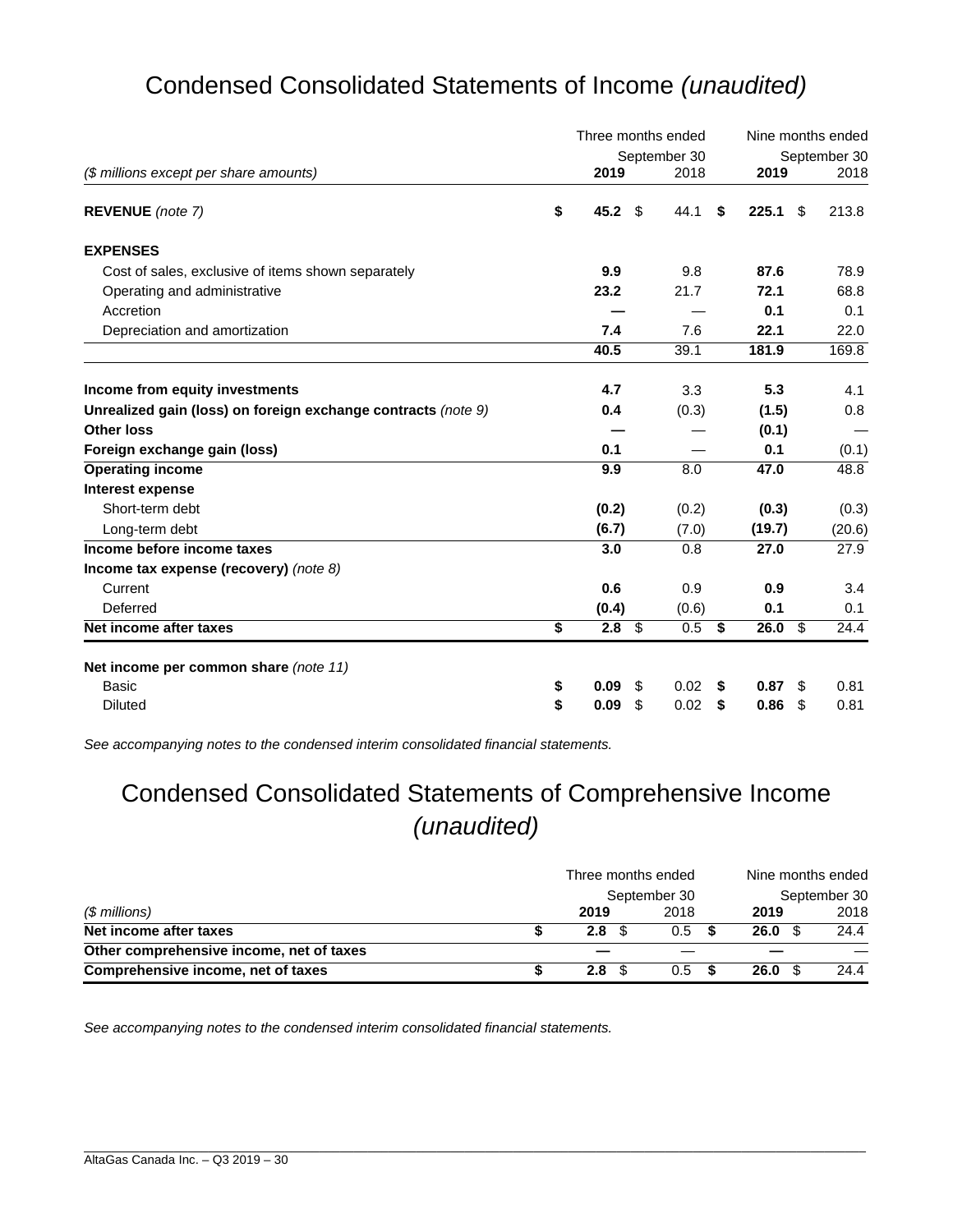# Condensed Consolidated Statements of Income *(unaudited)*

| *($ millions except per share amounts)* | Three months ended September 30 2019 | Three months ended September 30 2018 | Nine months ended September 30 2019 | Nine months ended September 30 2018 |
|---|---|---|---|---|
| **REVENUE** *(note 7)* | **$ 45.2** | $ 44.1 | **$ 225.1** | $ 213.8 |
| **EXPENSES** | | | | |
| Cost of sales, exclusive of items shown separately | **9.9** | 9.8 | **87.6** | 78.9 |
| Operating and administrative | **23.2** | 21.7 | **72.1** | 68.8 |
| Accretion | **—** | — | **0.1** | 0.1 |
| Depreciation and amortization | **7.4** | 7.6 | **22.1** | 22.0 |
| | **40.5** | 39.1 | **181.9** | 169.8 |
| **Income from equity investments** | **4.7** | 3.3 | **5.3** | 4.1 |
| **Unrealized gain (loss) on foreign exchange contracts** *(note 9)* | **0.4** | (0.3) | **(1.5)** | 0.8 |
| **Other loss** | **—** | — | **(0.1)** | — |
| **Foreign exchange gain (loss)** | **0.1** | — | **0.1** | (0.1) |
| **Operating income** | **9.9** | 8.0 | **47.0** | 48.8 |
| **Interest expense** | | | | |
| Short-term debt | **(0.2)** | (0.2) | **(0.3)** | (0.3) |
| Long-term debt | **(6.7)** | (7.0) | **(19.7)** | (20.6) |
| **Income before income taxes** | **3.0** | 0.8 | **27.0** | 27.9 |
| **Income tax expense (recovery)** *(note 8)* | | | | |
| Current | **0.6** | 0.9 | **0.9** | 3.4 |
| Deferred | **(0.4)** | (0.6) | **0.1** | 0.1 |
| **Net income after taxes** | **$ 2.8** | $ 0.5 | **$ 26.0** | $ 24.4 |
| **Net income per common share** *(note 11)* | | | | |
| Basic | **$ 0.09** | $ 0.02 | **$ 0.87** | $ 0.81 |
| Diluted | **$ 0.09** | $ 0.02 | **$ 0.86** | $ 0.81 |

*See accompanying notes to the condensed interim consolidated financial statements.*

# Condensed Consolidated Statements of Comprehensive Income *(unaudited)*

| *($ millions)* | Three months ended September 30 2019 | Three months ended September 30 2018 | Nine months ended September 30 2019 | Nine months ended September 30 2018 |
|---|---|---|---|---|
| **Net income after taxes** | **$ 2.8** | $ 0.5 | **$ 26.0** | $ 24.4 |
| **Other comprehensive income, net of taxes** | **—** | — | **—** | — |
| **Comprehensive income, net of taxes** | **$ 2.8** | $ 0.5 | **$ 26.0** | $ 24.4 |

*See accompanying notes to the condensed interim consolidated financial statements.*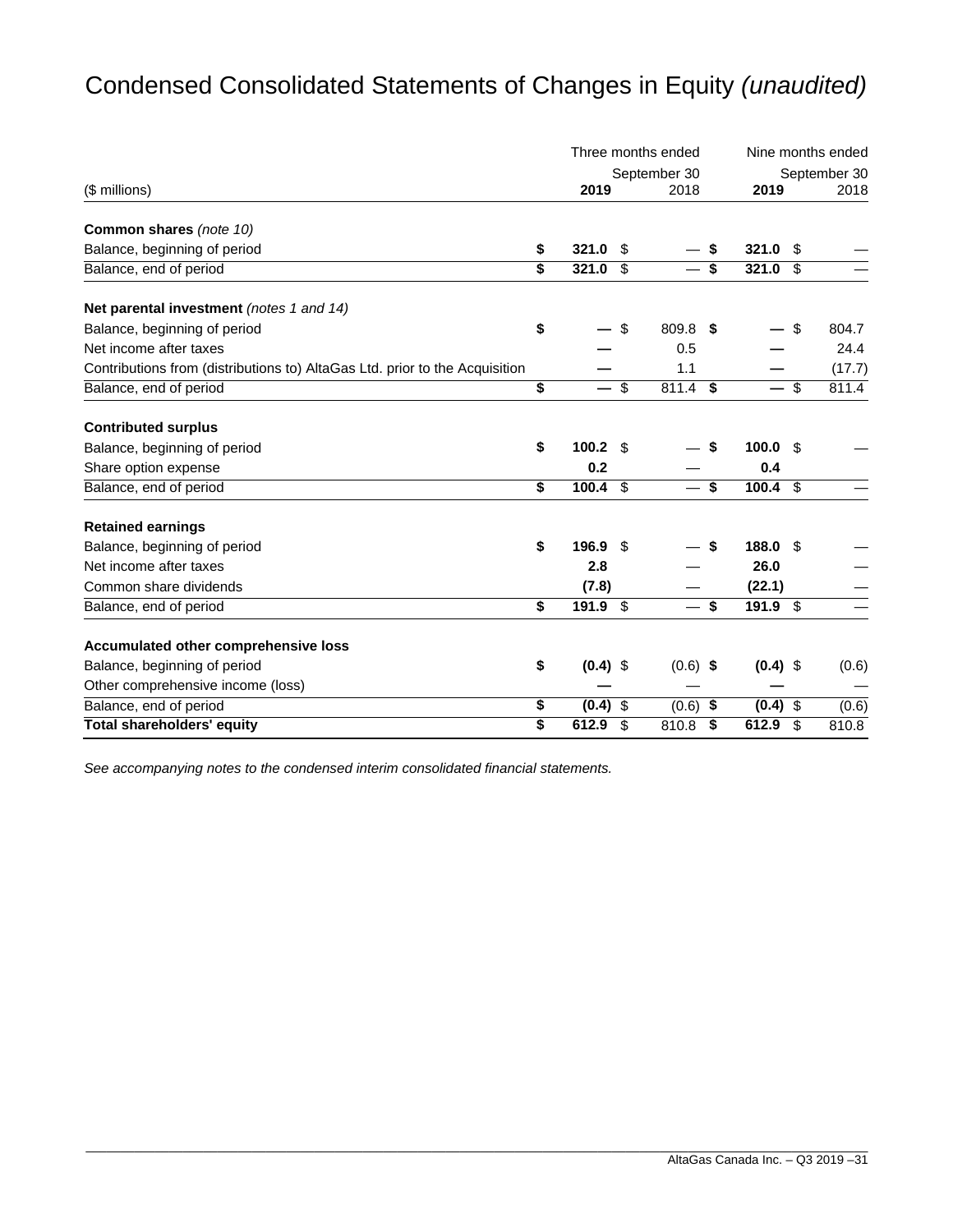# Condensed Consolidated Statements of Changes in Equity *(unaudited)*

| ($ millions) | Three months ended September 30 2019 | Three months ended September 30 2018 | Nine months ended September 30 2019 | Nine months ended September 30 2018 |
|---|---|---|---|---|
| **Common shares** *(note 10)* | | | | |
| Balance, beginning of period | **$ 321.0** | $ — | **$ 321.0** | $ — |
| Balance, end of period | **$ 321.0** | $ — | **$ 321.0** | $ — |
| **Net parental investment** *(notes 1 and 14)* | | | | |
| Balance, beginning of period | **$ —** | $ 809.8 | **$ —** | $ 804.7 |
| Net income after taxes | **—** | 0.5 | **—** | 24.4 |
| Contributions from (distributions to) AltaGas Ltd. prior to the Acquisition | **—** | 1.1 | **—** | (17.7) |
| Balance, end of period | **$ —** | $ 811.4 | **$ —** | $ 811.4 |
| **Contributed surplus** | | | | |
| Balance, beginning of period | **$ 100.2** | $ — | **$ 100.0** | $ — |
| Share option expense | **0.2** | — | **0.4** | |
| Balance, end of period | **$ 100.4** | $ — | **$ 100.4** | $ — |
| **Retained earnings** | | | | |
| Balance, beginning of period | **$ 196.9** | $ — | **$ 188.0** | $ — |
| Net income after taxes | **2.8** | — | **26.0** | — |
| Common share dividends | **(7.8)** | — | **(22.1)** | — |
| Balance, end of period | **$ 191.9** | $ — | **$ 191.9** | $ — |
| **Accumulated other comprehensive loss** | | | | |
| Balance, beginning of period | **$ (0.4)** | $ (0.6) | **$ (0.4)** | $ (0.6) |
| Other comprehensive income (loss) | **—** | — | **—** | — |
| Balance, end of period | **$ (0.4)** | $ (0.6) | **$ (0.4)** | $ (0.6) |
| **Total shareholders' equity** | **$ 612.9** | $ 810.8 | **$ 612.9** | $ 810.8 |

*See accompanying notes to the condensed interim consolidated financial statements.*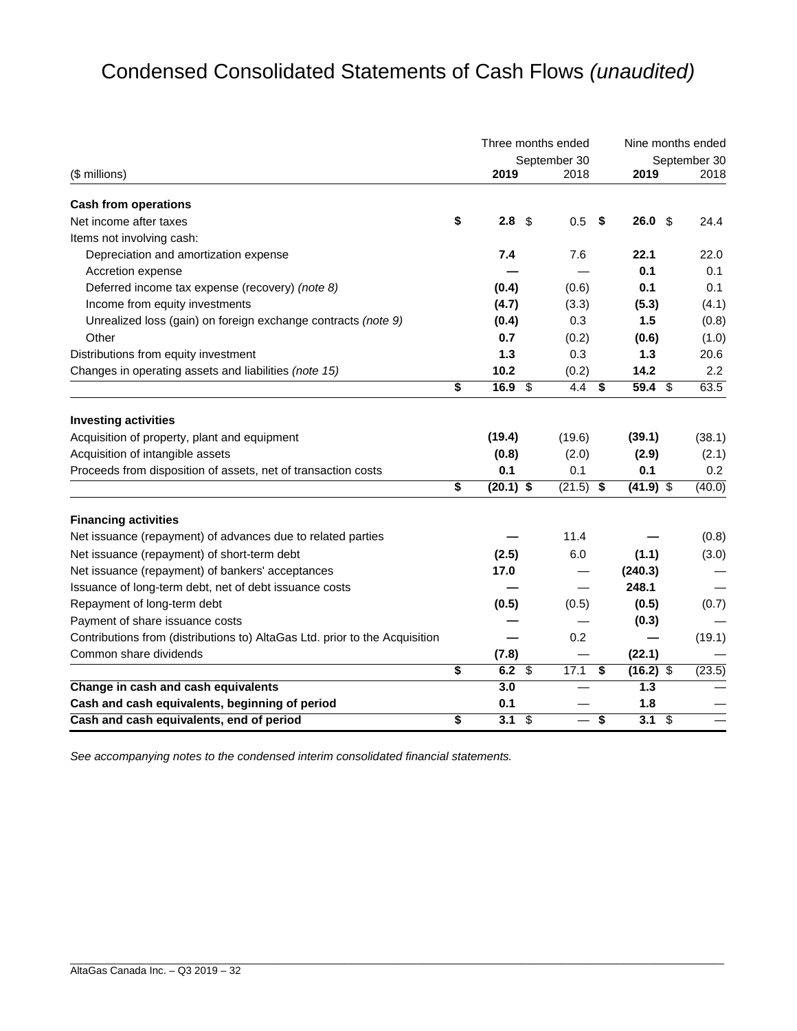# Condensed Consolidated Statements of Cash Flows *(unaudited)*

| ($ millions) | Three months ended September 30 2019 | Three months ended September 30 2018 | Nine months ended September 30 2019 | Nine months ended September 30 2018 |
|---|---|---|---|---|
| **Cash from operations** | | | | |
| Net income after taxes | **$ 2.8** | $ 0.5 | **$ 26.0** | $ 24.4 |
| Items not involving cash: | | | | |
| Depreciation and amortization expense | **7.4** | 7.6 | **22.1** | 22.0 |
| Accretion expense | **—** | — | **0.1** | 0.1 |
| Deferred income tax expense (recovery) *(note 8)* | **(0.4)** | (0.6) | **0.1** | 0.1 |
| Income from equity investments | **(4.7)** | (3.3) | **(5.3)** | (4.1) |
| Unrealized loss (gain) on foreign exchange contracts *(note 9)* | **(0.4)** | 0.3 | **1.5** | (0.8) |
| Other | **0.7** | (0.2) | **(0.6)** | (1.0) |
| Distributions from equity investment | **1.3** | 0.3 | **1.3** | 20.6 |
| Changes in operating assets and liabilities *(note 15)* | **10.2** | (0.2) | **14.2** | 2.2 |
| | **$ 16.9** | $ 4.4 | **$ 59.4** | $ 63.5 |
| **Investing activities** | | | | |
| Acquisition of property, plant and equipment | **(19.4)** | (19.6) | **(39.1)** | (38.1) |
| Acquisition of intangible assets | **(0.8)** | (2.0) | **(2.9)** | (2.1) |
| Proceeds from disposition of assets, net of transaction costs | **0.1** | 0.1 | **0.1** | 0.2 |
| | **$ (20.1)** | $ (21.5) | **$ (41.9)** | $ (40.0) |
| **Financing activities** | | | | |
| Net issuance (repayment) of advances due to related parties | **—** | 11.4 | **—** | (0.8) |
| Net issuance (repayment) of short-term debt | **(2.5)** | 6.0 | **(1.1)** | (3.0) |
| Net issuance (repayment) of bankers' acceptances | **17.0** | — | **(240.3)** | — |
| Issuance of long-term debt, net of debt issuance costs | **—** | — | **248.1** | — |
| Repayment of long-term debt | **(0.5)** | (0.5) | **(0.5)** | (0.7) |
| Payment of share issuance costs | **—** | — | **(0.3)** | — |
| Contributions from (distributions to) AltaGas Ltd. prior to the Acquisition | **—** | 0.2 | **—** | (19.1) |
| Common share dividends | **(7.8)** | — | **(22.1)** | — |
| | **$ 6.2** | $ 17.1 | **$ (16.2)** | $ (23.5) |
| **Change in cash and cash equivalents** | **3.0** | — | **1.3** | — |
| **Cash and cash equivalents, beginning of period** | **0.1** | — | **1.8** | — |
| **Cash and cash equivalents, end of period** | **$ 3.1** | $ — | **$ 3.1** | $ — |

*See accompanying notes to the condensed interim consolidated financial statements.*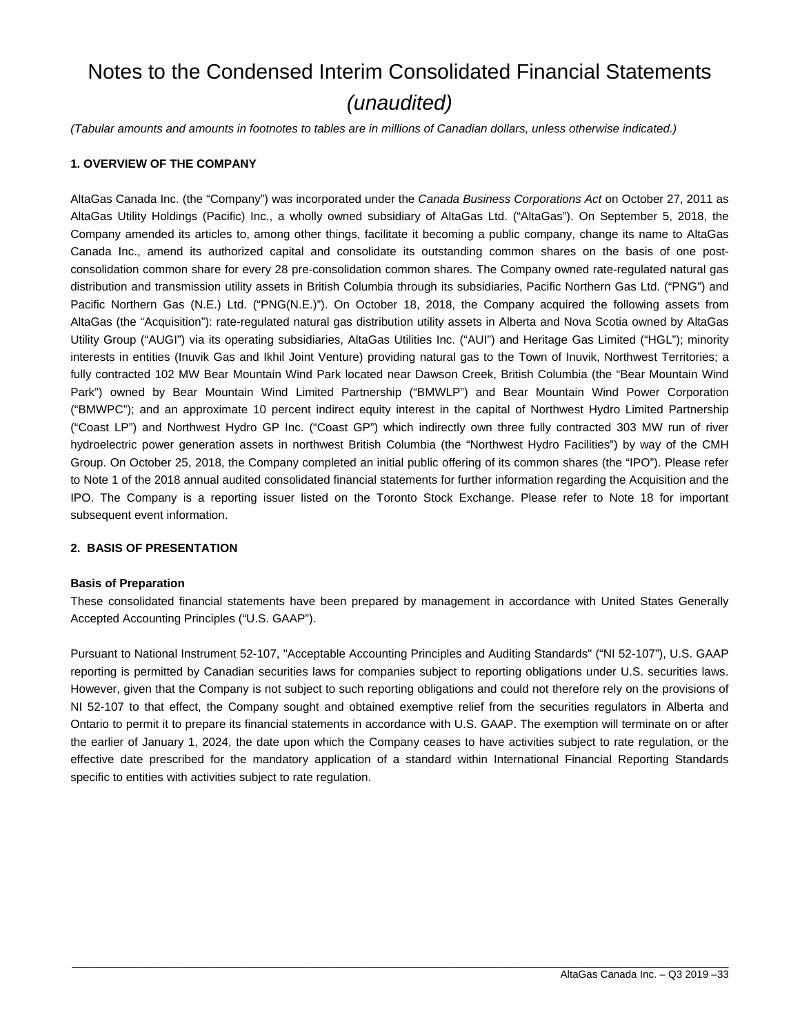# Notes to the Condensed Interim Consolidated Financial Statements *(unaudited)*

*(Tabular amounts and amounts in footnotes to tables are in millions of Canadian dollars, unless otherwise indicated.)*

### 1. OVERVIEW OF THE COMPANY

AltaGas Canada Inc. (the "Company") was incorporated under the *Canada Business Corporations Act* on October 27, 2011 as AltaGas Utility Holdings (Pacific) Inc., a wholly owned subsidiary of AltaGas Ltd. ("AltaGas"). On September 5, 2018, the Company amended its articles to, among other things, facilitate it becoming a public company, change its name to AltaGas Canada Inc., amend its authorized capital and consolidate its outstanding common shares on the basis of one post-consolidation common share for every 28 pre-consolidation common shares. The Company owned rate-regulated natural gas distribution and transmission utility assets in British Columbia through its subsidiaries, Pacific Northern Gas Ltd. ("PNG") and Pacific Northern Gas (N.E.) Ltd. ("PNG(N.E.)"). On October 18, 2018, the Company acquired the following assets from AltaGas (the "Acquisition"): rate-regulated natural gas distribution utility assets in Alberta and Nova Scotia owned by AltaGas Utility Group ("AUGI") via its operating subsidiaries, AltaGas Utilities Inc. ("AUI") and Heritage Gas Limited ("HGL"); minority interests in entities (Inuvik Gas and Ikhil Joint Venture) providing natural gas to the Town of Inuvik, Northwest Territories; a fully contracted 102 MW Bear Mountain Wind Park located near Dawson Creek, British Columbia (the "Bear Mountain Wind Park") owned by Bear Mountain Wind Limited Partnership ("BMWLP") and Bear Mountain Wind Power Corporation ("BMWPC"); and an approximate 10 percent indirect equity interest in the capital of Northwest Hydro Limited Partnership ("Coast LP") and Northwest Hydro GP Inc. ("Coast GP") which indirectly own three fully contracted 303 MW run of river hydroelectric power generation assets in northwest British Columbia (the "Northwest Hydro Facilities") by way of the CMH Group. On October 25, 2018, the Company completed an initial public offering of its common shares (the "IPO"). Please refer to Note 1 of the 2018 annual audited consolidated financial statements for further information regarding the Acquisition and the IPO. The Company is a reporting issuer listed on the Toronto Stock Exchange. Please refer to Note 18 for important subsequent event information.

### 2. BASIS OF PRESENTATION

**Basis of Preparation**

These consolidated financial statements have been prepared by management in accordance with United States Generally Accepted Accounting Principles ("U.S. GAAP").

Pursuant to National Instrument 52-107, "Acceptable Accounting Principles and Auditing Standards" ("NI 52-107"), U.S. GAAP reporting is permitted by Canadian securities laws for companies subject to reporting obligations under U.S. securities laws. However, given that the Company is not subject to such reporting obligations and could not therefore rely on the provisions of NI 52-107 to that effect, the Company sought and obtained exemptive relief from the securities regulators in Alberta and Ontario to permit it to prepare its financial statements in accordance with U.S. GAAP. The exemption will terminate on or after the earlier of January 1, 2024, the date upon which the Company ceases to have activities subject to rate regulation, or the effective date prescribed for the mandatory application of a standard within International Financial Reporting Standards specific to entities with activities subject to rate regulation.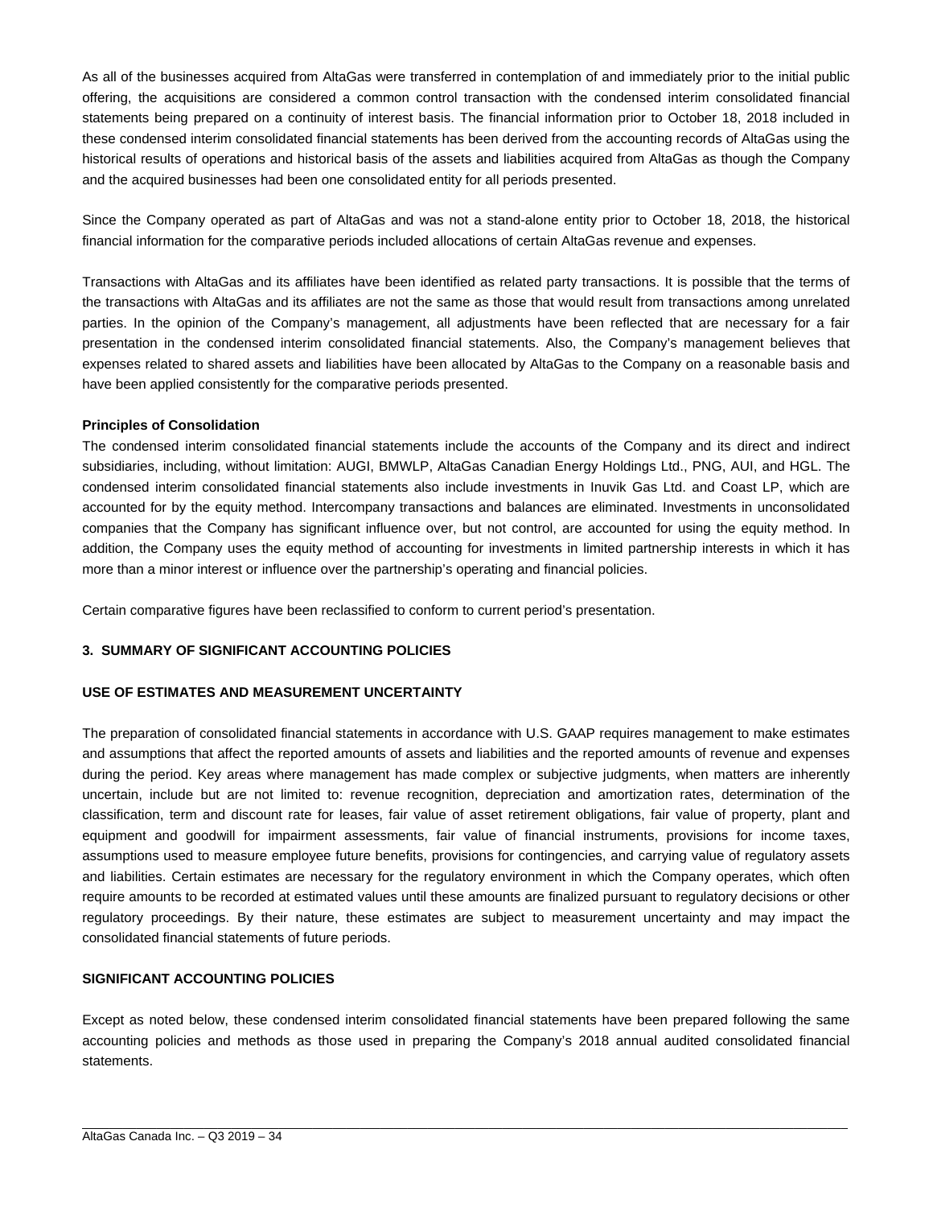As all of the businesses acquired from AltaGas were transferred in contemplation of and immediately prior to the initial public offering, the acquisitions are considered a common control transaction with the condensed interim consolidated financial statements being prepared on a continuity of interest basis. The financial information prior to October 18, 2018 included in these condensed interim consolidated financial statements has been derived from the accounting records of AltaGas using the historical results of operations and historical basis of the assets and liabilities acquired from AltaGas as though the Company and the acquired businesses had been one consolidated entity for all periods presented.

Since the Company operated as part of AltaGas and was not a stand-alone entity prior to October 18, 2018, the historical financial information for the comparative periods included allocations of certain AltaGas revenue and expenses.

Transactions with AltaGas and its affiliates have been identified as related party transactions. It is possible that the terms of the transactions with AltaGas and its affiliates are not the same as those that would result from transactions among unrelated parties. In the opinion of the Company's management, all adjustments have been reflected that are necessary for a fair presentation in the condensed interim consolidated financial statements. Also, the Company's management believes that expenses related to shared assets and liabilities have been allocated by AltaGas to the Company on a reasonable basis and have been applied consistently for the comparative periods presented.

**Principles of Consolidation**

The condensed interim consolidated financial statements include the accounts of the Company and its direct and indirect subsidiaries, including, without limitation: AUGI, BMWLP, AltaGas Canadian Energy Holdings Ltd., PNG, AUI, and HGL. The condensed interim consolidated financial statements also include investments in Inuvik Gas Ltd. and Coast LP, which are accounted for by the equity method. Intercompany transactions and balances are eliminated. Investments in unconsolidated companies that the Company has significant influence over, but not control, are accounted for using the equity method. In addition, the Company uses the equity method of accounting for investments in limited partnership interests in which it has more than a minor interest or influence over the partnership's operating and financial policies.

Certain comparative figures have been reclassified to conform to current period's presentation.

## 3. SUMMARY OF SIGNIFICANT ACCOUNTING POLICIES

### USE OF ESTIMATES AND MEASUREMENT UNCERTAINTY

The preparation of consolidated financial statements in accordance with U.S. GAAP requires management to make estimates and assumptions that affect the reported amounts of assets and liabilities and the reported amounts of revenue and expenses during the period. Key areas where management has made complex or subjective judgments, when matters are inherently uncertain, include but are not limited to: revenue recognition, depreciation and amortization rates, determination of the classification, term and discount rate for leases, fair value of asset retirement obligations, fair value of property, plant and equipment and goodwill for impairment assessments, fair value of financial instruments, provisions for income taxes, assumptions used to measure employee future benefits, provisions for contingencies, and carrying value of regulatory assets and liabilities. Certain estimates are necessary for the regulatory environment in which the Company operates, which often require amounts to be recorded at estimated values until these amounts are finalized pursuant to regulatory decisions or other regulatory proceedings. By their nature, these estimates are subject to measurement uncertainty and may impact the consolidated financial statements of future periods.

### SIGNIFICANT ACCOUNTING POLICIES

Except as noted below, these condensed interim consolidated financial statements have been prepared following the same accounting policies and methods as those used in preparing the Company's 2018 annual audited consolidated financial statements.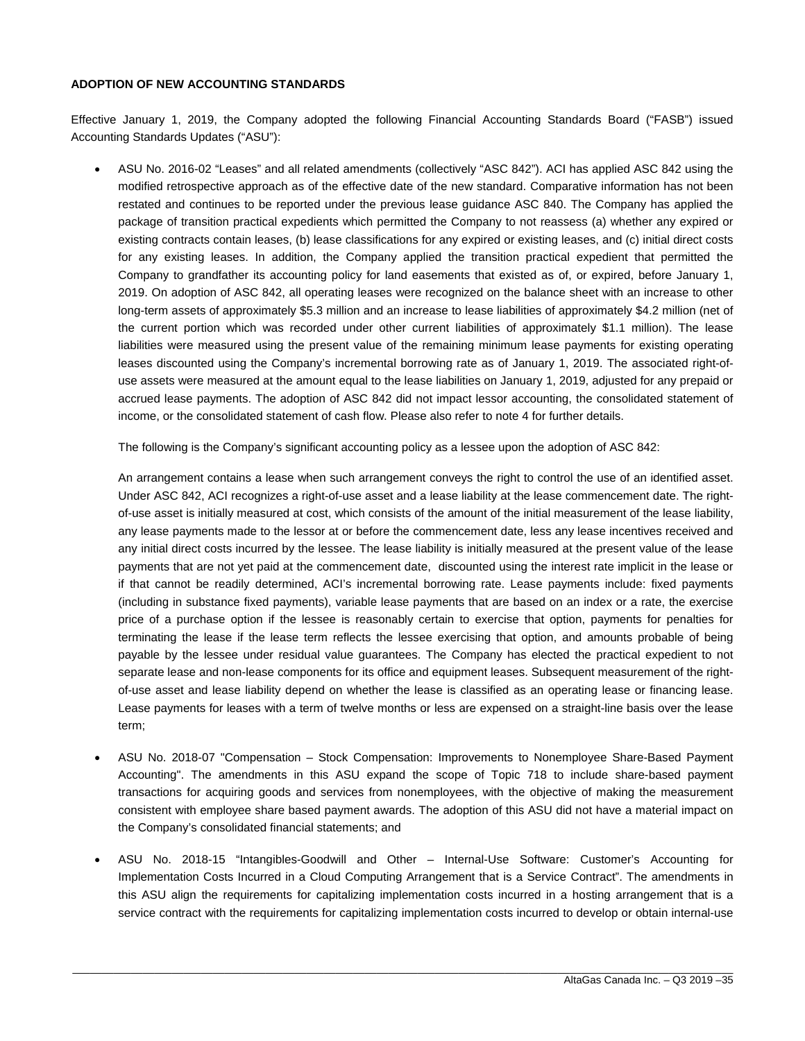**ADOPTION OF NEW ACCOUNTING STANDARDS**

Effective January 1, 2019, the Company adopted the following Financial Accounting Standards Board ("FASB") issued Accounting Standards Updates ("ASU"):

- ASU No. 2016-02 "Leases" and all related amendments (collectively "ASC 842"). ACI has applied ASC 842 using the modified retrospective approach as of the effective date of the new standard. Comparative information has not been restated and continues to be reported under the previous lease guidance ASC 840. The Company has applied the package of transition practical expedients which permitted the Company to not reassess (a) whether any expired or existing contracts contain leases, (b) lease classifications for any expired or existing leases, and (c) initial direct costs for any existing leases. In addition, the Company applied the transition practical expedient that permitted the Company to grandfather its accounting policy for land easements that existed as of, or expired, before January 1, 2019. On adoption of ASC 842, all operating leases were recognized on the balance sheet with an increase to other long-term assets of approximately $5.3 million and an increase to lease liabilities of approximately $4.2 million (net of the current portion which was recorded under other current liabilities of approximately $1.1 million). The lease liabilities were measured using the present value of the remaining minimum lease payments for existing operating leases discounted using the Company's incremental borrowing rate as of January 1, 2019. The associated right-of-use assets were measured at the amount equal to the lease liabilities on January 1, 2019, adjusted for any prepaid or accrued lease payments. The adoption of ASC 842 did not impact lessor accounting, the consolidated statement of income, or the consolidated statement of cash flow. Please also refer to note 4 for further details.

  The following is the Company's significant accounting policy as a lessee upon the adoption of ASC 842:

  An arrangement contains a lease when such arrangement conveys the right to control the use of an identified asset. Under ASC 842, ACI recognizes a right-of-use asset and a lease liability at the lease commencement date. The right-of-use asset is initially measured at cost, which consists of the amount of the initial measurement of the lease liability, any lease payments made to the lessor at or before the commencement date, less any lease incentives received and any initial direct costs incurred by the lessee. The lease liability is initially measured at the present value of the lease payments that are not yet paid at the commencement date, discounted using the interest rate implicit in the lease or if that cannot be readily determined, ACI's incremental borrowing rate. Lease payments include: fixed payments (including in substance fixed payments), variable lease payments that are based on an index or a rate, the exercise price of a purchase option if the lessee is reasonably certain to exercise that option, payments for penalties for terminating the lease if the lease term reflects the lessee exercising that option, and amounts probable of being payable by the lessee under residual value guarantees. The Company has elected the practical expedient to not separate lease and non-lease components for its office and equipment leases. Subsequent measurement of the right-of-use asset and lease liability depend on whether the lease is classified as an operating lease or financing lease. Lease payments for leases with a term of twelve months or less are expensed on a straight-line basis over the lease term;

- ASU No. 2018-07 "Compensation – Stock Compensation: Improvements to Nonemployee Share-Based Payment Accounting". The amendments in this ASU expand the scope of Topic 718 to include share-based payment transactions for acquiring goods and services from nonemployees, with the objective of making the measurement consistent with employee share based payment awards. The adoption of this ASU did not have a material impact on the Company's consolidated financial statements; and

- ASU No. 2018-15 "Intangibles-Goodwill and Other – Internal-Use Software: Customer's Accounting for Implementation Costs Incurred in a Cloud Computing Arrangement that is a Service Contract". The amendments in this ASU align the requirements for capitalizing implementation costs incurred in a hosting arrangement that is a service contract with the requirements for capitalizing implementation costs incurred to develop or obtain internal-use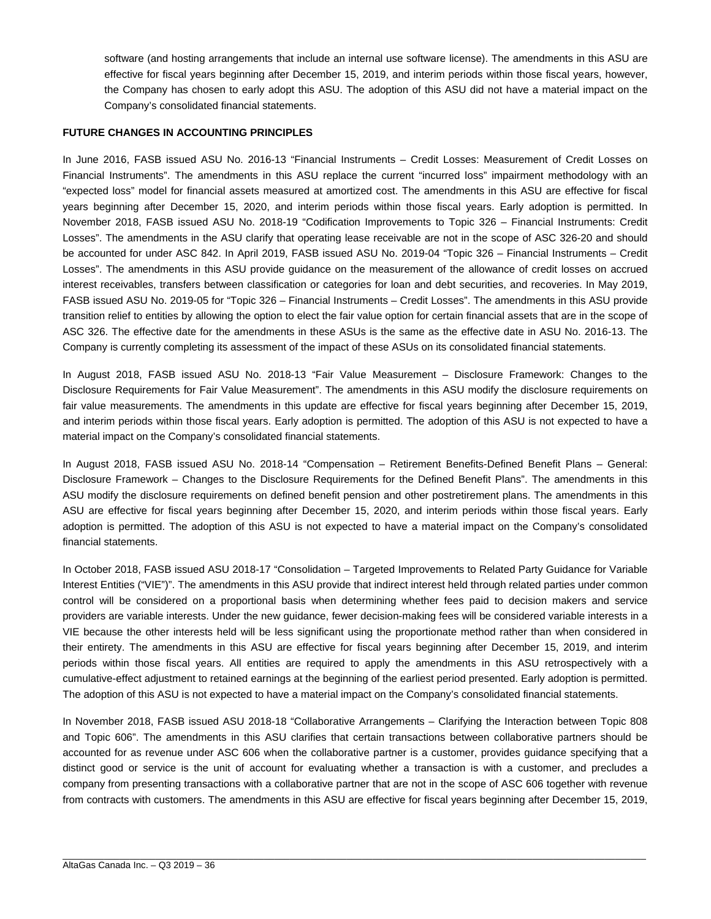software (and hosting arrangements that include an internal use software license). The amendments in this ASU are effective for fiscal years beginning after December 15, 2019, and interim periods within those fiscal years, however, the Company has chosen to early adopt this ASU. The adoption of this ASU did not have a material impact on the Company's consolidated financial statements.

**FUTURE CHANGES IN ACCOUNTING PRINCIPLES**

In June 2016, FASB issued ASU No. 2016-13 "Financial Instruments – Credit Losses: Measurement of Credit Losses on Financial Instruments". The amendments in this ASU replace the current "incurred loss" impairment methodology with an "expected loss" model for financial assets measured at amortized cost. The amendments in this ASU are effective for fiscal years beginning after December 15, 2020, and interim periods within those fiscal years. Early adoption is permitted. In November 2018, FASB issued ASU No. 2018-19 "Codification Improvements to Topic 326 – Financial Instruments: Credit Losses". The amendments in the ASU clarify that operating lease receivable are not in the scope of ASC 326-20 and should be accounted for under ASC 842. In April 2019, FASB issued ASU No. 2019-04 "Topic 326 – Financial Instruments – Credit Losses". The amendments in this ASU provide guidance on the measurement of the allowance of credit losses on accrued interest receivables, transfers between classification or categories for loan and debt securities, and recoveries. In May 2019, FASB issued ASU No. 2019-05 for "Topic 326 – Financial Instruments – Credit Losses". The amendments in this ASU provide transition relief to entities by allowing the option to elect the fair value option for certain financial assets that are in the scope of ASC 326. The effective date for the amendments in these ASUs is the same as the effective date in ASU No. 2016-13. The Company is currently completing its assessment of the impact of these ASUs on its consolidated financial statements.

In August 2018, FASB issued ASU No. 2018-13 "Fair Value Measurement – Disclosure Framework: Changes to the Disclosure Requirements for Fair Value Measurement". The amendments in this ASU modify the disclosure requirements on fair value measurements. The amendments in this update are effective for fiscal years beginning after December 15, 2019, and interim periods within those fiscal years. Early adoption is permitted. The adoption of this ASU is not expected to have a material impact on the Company's consolidated financial statements.

In August 2018, FASB issued ASU No. 2018-14 "Compensation – Retirement Benefits-Defined Benefit Plans – General: Disclosure Framework – Changes to the Disclosure Requirements for the Defined Benefit Plans". The amendments in this ASU modify the disclosure requirements on defined benefit pension and other postretirement plans. The amendments in this ASU are effective for fiscal years beginning after December 15, 2020, and interim periods within those fiscal years. Early adoption is permitted. The adoption of this ASU is not expected to have a material impact on the Company's consolidated financial statements.

In October 2018, FASB issued ASU 2018-17 "Consolidation – Targeted Improvements to Related Party Guidance for Variable Interest Entities ("VIE")". The amendments in this ASU provide that indirect interest held through related parties under common control will be considered on a proportional basis when determining whether fees paid to decision makers and service providers are variable interests. Under the new guidance, fewer decision-making fees will be considered variable interests in a VIE because the other interests held will be less significant using the proportionate method rather than when considered in their entirety. The amendments in this ASU are effective for fiscal years beginning after December 15, 2019, and interim periods within those fiscal years. All entities are required to apply the amendments in this ASU retrospectively with a cumulative-effect adjustment to retained earnings at the beginning of the earliest period presented. Early adoption is permitted. The adoption of this ASU is not expected to have a material impact on the Company's consolidated financial statements.

In November 2018, FASB issued ASU 2018-18 "Collaborative Arrangements – Clarifying the Interaction between Topic 808 and Topic 606". The amendments in this ASU clarifies that certain transactions between collaborative partners should be accounted for as revenue under ASC 606 when the collaborative partner is a customer, provides guidance specifying that a distinct good or service is the unit of account for evaluating whether a transaction is with a customer, and precludes a company from presenting transactions with a collaborative partner that are not in the scope of ASC 606 together with revenue from contracts with customers. The amendments in this ASU are effective for fiscal years beginning after December 15, 2019,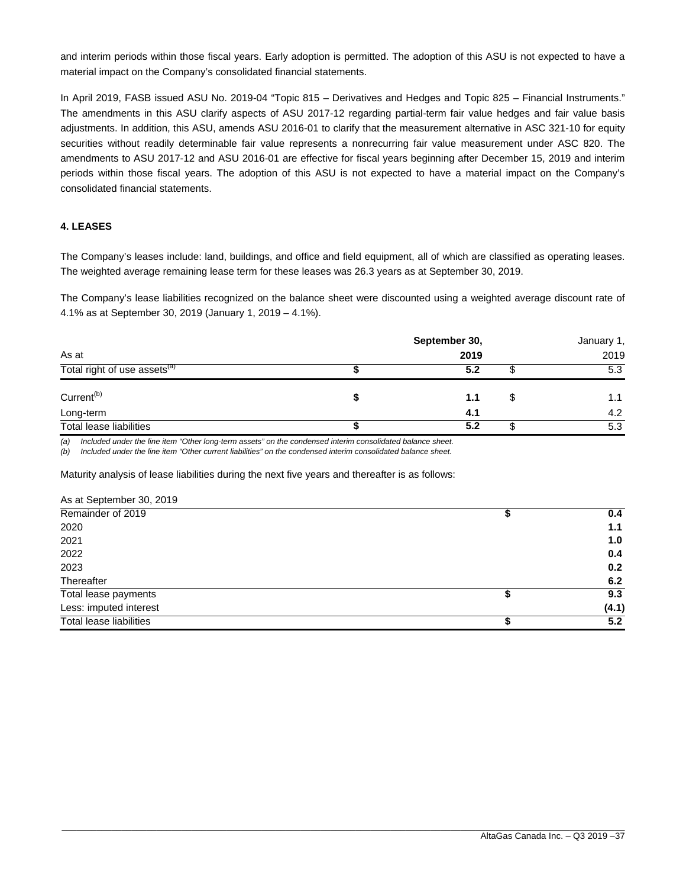and interim periods within those fiscal years. Early adoption is permitted. The adoption of this ASU is not expected to have a material impact on the Company's consolidated financial statements.

In April 2019, FASB issued ASU No. 2019-04 "Topic 815 – Derivatives and Hedges and Topic 825 – Financial Instruments." The amendments in this ASU clarify aspects of ASU 2017-12 regarding partial-term fair value hedges and fair value basis adjustments. In addition, this ASU, amends ASU 2016-01 to clarify that the measurement alternative in ASC 321-10 for equity securities without readily determinable fair value represents a nonrecurring fair value measurement under ASC 820. The amendments to ASU 2017-12 and ASU 2016-01 are effective for fiscal years beginning after December 15, 2019 and interim periods within those fiscal years. The adoption of this ASU is not expected to have a material impact on the Company's consolidated financial statements.

**4. LEASES**

The Company's leases include: land, buildings, and office and field equipment, all of which are classified as operating leases. The weighted average remaining lease term for these leases was 26.3 years as at September 30, 2019.

The Company's lease liabilities recognized on the balance sheet were discounted using a weighted average discount rate of 4.1% as at September 30, 2019 (January 1, 2019 – 4.1%).

| As at | | **September 30, 2019** | | January 1, 2019 |
|---|---|---|---|---|
| Total right of use assets[(a)] | **$** | **5.2** | $ | 5.3 |
| Current[(b)] | **$** | **1.1** | $ | 1.1 |
| Long-term | | **4.1** | | 4.2 |
| Total lease liabilities | **$** | **5.2** | $ | 5.3 |

*(a) Included under the line item "Other long-term assets" on the condensed interim consolidated balance sheet.*
*(b) Included under the line item "Other current liabilities" on the condensed interim consolidated balance sheet.*

Maturity analysis of lease liabilities during the next five years and thereafter is as follows:

| As at September 30, 2019 | | |
|---|---|---|
| Remainder of 2019 | **$** | **0.4** |
| 2020 | | **1.1** |
| 2021 | | **1.0** |
| 2022 | | **0.4** |
| 2023 | | **0.2** |
| Thereafter | | **6.2** |
| Total lease payments | **$** | **9.3** |
| Less: imputed interest | | **(4.1)** |
| Total lease liabilities | **$** | **5.2** |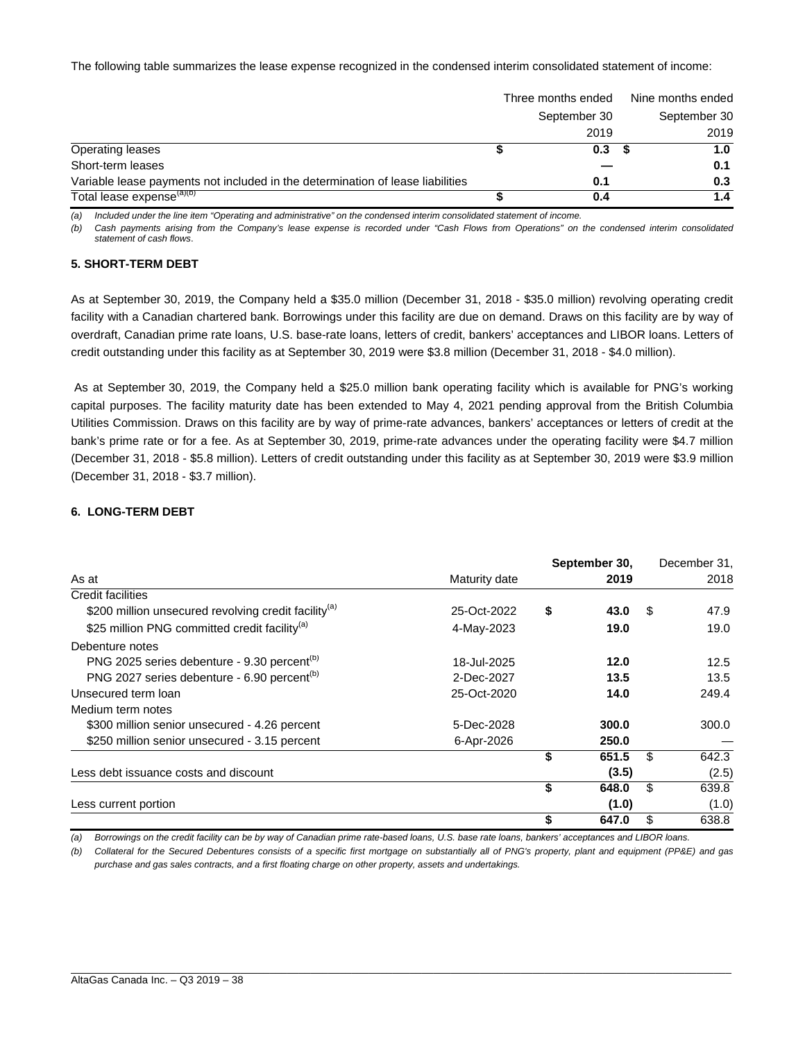The following table summarizes the lease expense recognized in the condensed interim consolidated statement of income:

| | Three months ended September 30 2019 | Nine months ended September 30 2019 |
|---|---|---|
| Operating leases | $ **0.3** | $ **1.0** |
| Short-term leases | **—** | **0.1** |
| Variable lease payments not included in the determination of lease liabilities | **0.1** | **0.3** |
| Total lease expense[(a)(b)] | $ **0.4** | **1.4** |

*(a) Included under the line item "Operating and administrative" on the condensed interim consolidated statement of income.*

*(b) Cash payments arising from the Company's lease expense is recorded under "Cash Flows from Operations" on the condensed interim consolidated statement of cash flows.*

**5. SHORT-TERM DEBT**

As at September 30, 2019, the Company held a $35.0 million (December 31, 2018 - $35.0 million) revolving operating credit facility with a Canadian chartered bank. Borrowings under this facility are due on demand. Draws on this facility are by way of overdraft, Canadian prime rate loans, U.S. base-rate loans, letters of credit, bankers' acceptances and LIBOR loans. Letters of credit outstanding under this facility as at September 30, 2019 were $3.8 million (December 31, 2018 - $4.0 million).

As at September 30, 2019, the Company held a $25.0 million bank operating facility which is available for PNG's working capital purposes. The facility maturity date has been extended to May 4, 2021 pending approval from the British Columbia Utilities Commission. Draws on this facility are by way of prime-rate advances, bankers' acceptances or letters of credit at the bank's prime rate or for a fee. As at September 30, 2019, prime-rate advances under the operating facility were $4.7 million (December 31, 2018 - $5.8 million). Letters of credit outstanding under this facility as at September 30, 2019 were $3.9 million (December 31, 2018 - $3.7 million).

**6. LONG-TERM DEBT**

| As at | Maturity date | **September 30, 2019** | December 31, 2018 |
|---|---|---|---|
| Credit facilities | | | |
| $200 million unsecured revolving credit facility[(a)] | 25-Oct-2022 | $ **43.0** | $ 47.9 |
| $25 million PNG committed credit facility[(a)] | 4-May-2023 | **19.0** | 19.0 |
| Debenture notes | | | |
| PNG 2025 series debenture - 9.30 percent[(b)] | 18-Jul-2025 | **12.0** | 12.5 |
| PNG 2027 series debenture - 6.90 percent[(b)] | 2-Dec-2027 | **13.5** | 13.5 |
| Unsecured term loan | 25-Oct-2020 | **14.0** | 249.4 |
| Medium term notes | | | |
| $300 million senior unsecured - 4.26 percent | 5-Dec-2028 | **300.0** | 300.0 |
| $250 million senior unsecured - 3.15 percent | 6-Apr-2026 | **250.0** | — |
| | | $ **651.5** | $ 642.3 |
| Less debt issuance costs and discount | | **(3.5)** | (2.5) |
| | | $ **648.0** | $ 639.8 |
| Less current portion | | **(1.0)** | (1.0) |
| | | $ **647.0** | $ 638.8 |

*(a) Borrowings on the credit facility can be by way of Canadian prime rate-based loans, U.S. base rate loans, bankers' acceptances and LIBOR loans.*

*(b) Collateral for the Secured Debentures consists of a specific first mortgage on substantially all of PNG's property, plant and equipment (PP&E) and gas purchase and gas sales contracts, and a first floating charge on other property, assets and undertakings.*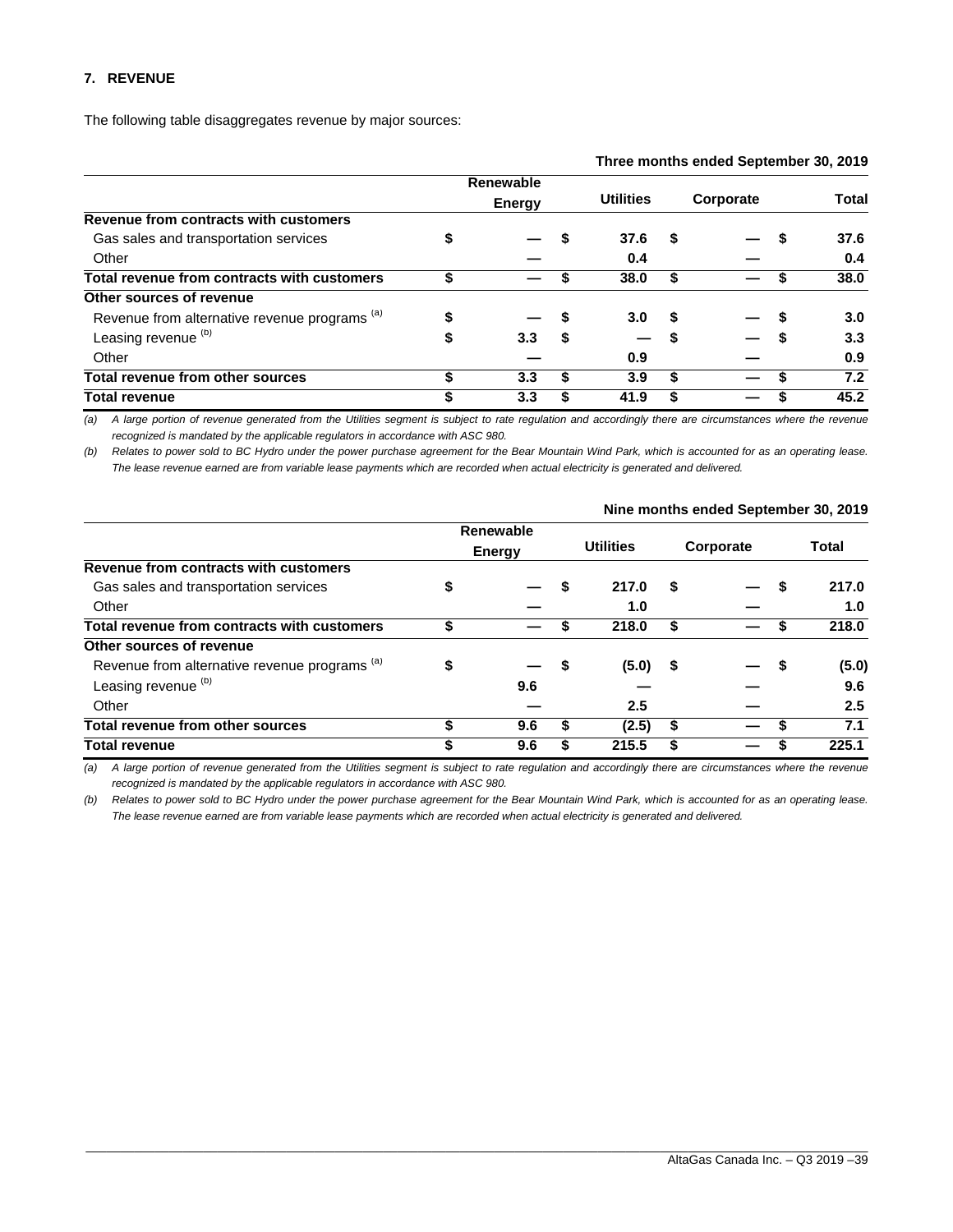## 7. REVENUE

The following table disaggregates revenue by major sources:

| Three months ended September 30, 2019 | Renewable Energy | Utilities | Corporate | Total |
|---|---|---|---|---|
| **Revenue from contracts with customers** | | | | |
| Gas sales and transportation services | $ — | $ 37.6 | $ — | $ 37.6 |
| Other | — | 0.4 | — | 0.4 |
| **Total revenue from contracts with customers** | $ — | $ 38.0 | $ — | $ 38.0 |
| **Other sources of revenue** | | | | |
| Revenue from alternative revenue programs [(a)] | $ — | $ 3.0 | $ — | $ 3.0 |
| Leasing revenue [(b)] | $ 3.3 | $ — | $ — | $ 3.3 |
| Other | — | 0.9 | — | 0.9 |
| **Total revenue from other sources** | $ 3.3 | $ 3.9 | $ — | $ 7.2 |
| **Total revenue** | $ 3.3 | $ 41.9 | $ — | $ 45.2 |

*(a) A large portion of revenue generated from the Utilities segment is subject to rate regulation and accordingly there are circumstances where the revenue recognized is mandated by the applicable regulators in accordance with ASC 980.*

*(b) Relates to power sold to BC Hydro under the power purchase agreement for the Bear Mountain Wind Park, which is accounted for as an operating lease. The lease revenue earned are from variable lease payments which are recorded when actual electricity is generated and delivered.*

| Nine months ended September 30, 2019 | Renewable Energy | Utilities | Corporate | Total |
|---|---|---|---|---|
| **Revenue from contracts with customers** | | | | |
| Gas sales and transportation services | $ — | $ 217.0 | $ — | $ 217.0 |
| Other | — | 1.0 | — | 1.0 |
| **Total revenue from contracts with customers** | $ — | $ 218.0 | $ — | $ 218.0 |
| **Other sources of revenue** | | | | |
| Revenue from alternative revenue programs [(a)] | $ — | $ (5.0) | $ — | $ (5.0) |
| Leasing revenue [(b)] | 9.6 | — | — | 9.6 |
| Other | — | 2.5 | — | 2.5 |
| **Total revenue from other sources** | $ 9.6 | $ (2.5) | $ — | $ 7.1 |
| **Total revenue** | $ 9.6 | $ 215.5 | $ — | $ 225.1 |

*(a) A large portion of revenue generated from the Utilities segment is subject to rate regulation and accordingly there are circumstances where the revenue recognized is mandated by the applicable regulators in accordance with ASC 980.*

*(b) Relates to power sold to BC Hydro under the power purchase agreement for the Bear Mountain Wind Park, which is accounted for as an operating lease. The lease revenue earned are from variable lease payments which are recorded when actual electricity is generated and delivered.*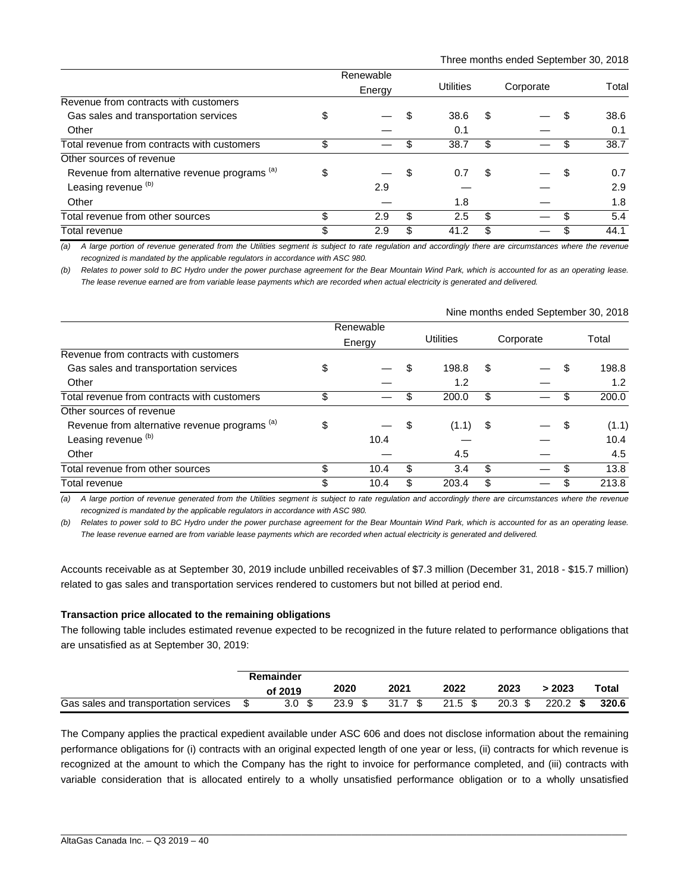Three months ended September 30, 2018

| | Renewable Energy | Utilities | Corporate | Total |
|---|---|---|---|---|
| Revenue from contracts with customers | | | | |
| Gas sales and transportation services | $ — | $ 38.6 | $ — | $ 38.6 |
| Other | — | 0.1 | — | 0.1 |
| Total revenue from contracts with customers | $ — | $ 38.7 | $ — | $ 38.7 |
| Other sources of revenue | | | | |
| Revenue from alternative revenue programs [(a)] | $ — | $ 0.7 | $ — | $ 0.7 |
| Leasing revenue [(b)] | 2.9 | — | — | 2.9 |
| Other | — | 1.8 | — | 1.8 |
| Total revenue from other sources | $ 2.9 | $ 2.5 | $ — | $ 5.4 |
| Total revenue | $ 2.9 | $ 41.2 | $ — | $ 44.1 |

*(a) A large portion of revenue generated from the Utilities segment is subject to rate regulation and accordingly there are circumstances where the revenue recognized is mandated by the applicable regulators in accordance with ASC 980.*

*(b) Relates to power sold to BC Hydro under the power purchase agreement for the Bear Mountain Wind Park, which is accounted for as an operating lease. The lease revenue earned are from variable lease payments which are recorded when actual electricity is generated and delivered.*

Nine months ended September 30, 2018

| | Renewable Energy | Utilities | Corporate | Total |
|---|---|---|---|---|
| Revenue from contracts with customers | | | | |
| Gas sales and transportation services | $ — | $ 198.8 | $ — | $ 198.8 |
| Other | — | 1.2 | — | 1.2 |
| Total revenue from contracts with customers | $ — | $ 200.0 | $ — | $ 200.0 |
| Other sources of revenue | | | | |
| Revenue from alternative revenue programs [(a)] | $ — | $ (1.1) | $ — | $ (1.1) |
| Leasing revenue [(b)] | 10.4 | — | — | 10.4 |
| Other | — | 4.5 | — | 4.5 |
| Total revenue from other sources | $ 10.4 | $ 3.4 | $ — | $ 13.8 |
| Total revenue | $ 10.4 | $ 203.4 | $ — | $ 213.8 |

*(a) A large portion of revenue generated from the Utilities segment is subject to rate regulation and accordingly there are circumstances where the revenue recognized is mandated by the applicable regulators in accordance with ASC 980.*

*(b) Relates to power sold to BC Hydro under the power purchase agreement for the Bear Mountain Wind Park, which is accounted for as an operating lease. The lease revenue earned are from variable lease payments which are recorded when actual electricity is generated and delivered.*

Accounts receivable as at September 30, 2019 include unbilled receivables of $7.3 million (December 31, 2018 - $15.7 million) related to gas sales and transportation services rendered to customers but not billed at period end.

**Transaction price allocated to the remaining obligations**

The following table includes estimated revenue expected to be recognized in the future related to performance obligations that are unsatisfied as at September 30, 2019:

| | Remainder of 2019 | 2020 | 2021 | 2022 | 2023 | > 2023 | Total |
|---|---|---|---|---|---|---|---|
| Gas sales and transportation services | $ 3.0 | $ 23.9 | $ 31.7 | $ 21.5 | $ 20.3 | $ 220.2 | **$ 320.6** |

The Company applies the practical expedient available under ASC 606 and does not disclose information about the remaining performance obligations for (i) contracts with an original expected length of one year or less, (ii) contracts for which revenue is recognized at the amount to which the Company has the right to invoice for performance completed, and (iii) contracts with variable consideration that is allocated entirely to a wholly unsatisfied performance obligation or to a wholly unsatisfied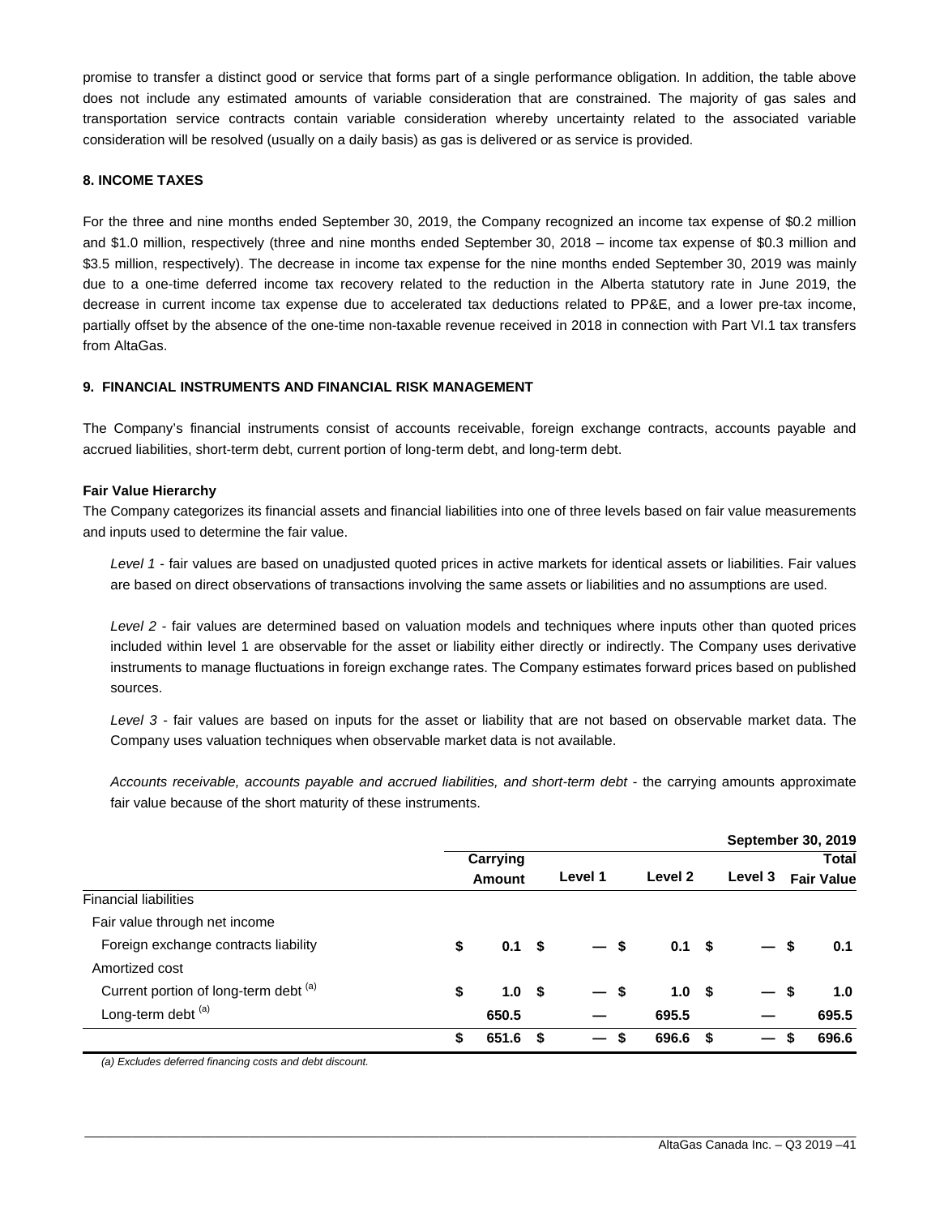promise to transfer a distinct good or service that forms part of a single performance obligation. In addition, the table above does not include any estimated amounts of variable consideration that are constrained. The majority of gas sales and transportation service contracts contain variable consideration whereby uncertainty related to the associated variable consideration will be resolved (usually on a daily basis) as gas is delivered or as service is provided.

## 8. INCOME TAXES

For the three and nine months ended September 30, 2019, the Company recognized an income tax expense of $0.2 million and $1.0 million, respectively (three and nine months ended September 30, 2018 – income tax expense of $0.3 million and $3.5 million, respectively). The decrease in income tax expense for the nine months ended September 30, 2019 was mainly due to a one-time deferred income tax recovery related to the reduction in the Alberta statutory rate in June 2019, the decrease in current income tax expense due to accelerated tax deductions related to PP&E, and a lower pre-tax income, partially offset by the absence of the one-time non-taxable revenue received in 2018 in connection with Part VI.1 tax transfers from AltaGas.

## 9. FINANCIAL INSTRUMENTS AND FINANCIAL RISK MANAGEMENT

The Company's financial instruments consist of accounts receivable, foreign exchange contracts, accounts payable and accrued liabilities, short-term debt, current portion of long-term debt, and long-term debt.

**Fair Value Hierarchy**

The Company categorizes its financial assets and financial liabilities into one of three levels based on fair value measurements and inputs used to determine the fair value.

*Level 1* - fair values are based on unadjusted quoted prices in active markets for identical assets or liabilities. Fair values are based on direct observations of transactions involving the same assets or liabilities and no assumptions are used.

*Level 2* - fair values are determined based on valuation models and techniques where inputs other than quoted prices included within level 1 are observable for the asset or liability either directly or indirectly. The Company uses derivative instruments to manage fluctuations in foreign exchange rates. The Company estimates forward prices based on published sources.

*Level 3* - fair values are based on inputs for the asset or liability that are not based on observable market data. The Company uses valuation techniques when observable market data is not available.

*Accounts receivable, accounts payable and accrued liabilities, and short-term debt* - the carrying amounts approximate fair value because of the short maturity of these instruments.

| | | | | | **September 30, 2019** |
|---|---|---|---|---|---|
| | **Carrying Amount** | **Level 1** | **Level 2** | **Level 3** | **Total Fair Value** |
| Financial liabilities | | | | | |
| Fair value through net income | | | | | |
| Foreign exchange contracts liability | $ 0.1 | $ — | $ 0.1 | $ — | $ 0.1 |
| Amortized cost | | | | | |
| Current portion of long-term debt [(a)] | $ 1.0 | $ — | $ 1.0 | $ — | $ 1.0 |
| Long-term debt [(a)] | 650.5 | — | 695.5 | — | 695.5 |
| | $ 651.6 | $ — | $ 696.6 | $ — | $ 696.6 |

*(a) Excludes deferred financing costs and debt discount.*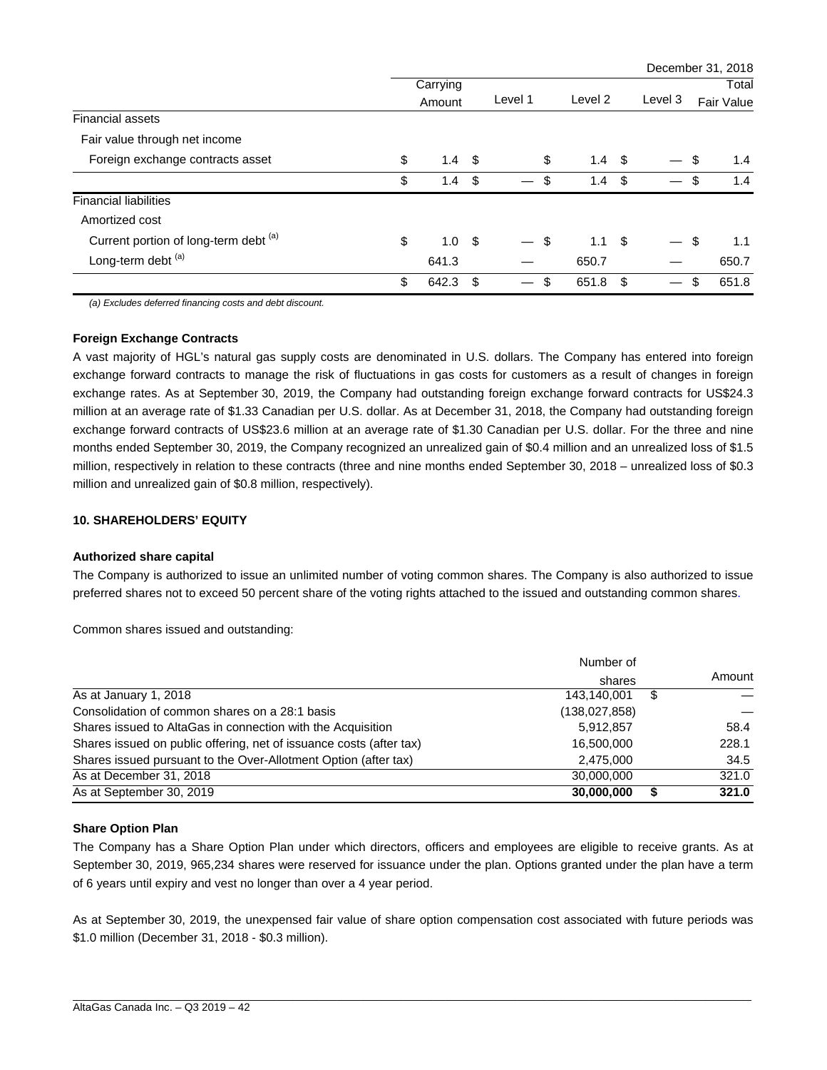| | December 31, 2018 | | | | |
|---|---|---|---|---|---|
| | Carrying Amount | Level 1 | Level 2 | Level 3 | Total Fair Value |
| **Financial assets** | | | | | |
| Fair value through net income | | | | | |
| Foreign exchange contracts asset | $ 1.4 | $ | $ 1.4 | $ — | $ 1.4 |
| | $ 1.4 | $ — | $ 1.4 | $ — | $ 1.4 |
| **Financial liabilities** | | | | | |
| Amortized cost | | | | | |
| Current portion of long-term debt [(a)] | $ 1.0 | $ — | $ 1.1 | $ — | $ 1.1 |
| Long-term debt [(a)] | 641.3 | — | 650.7 | — | 650.7 |
| | $ 642.3 | $ — | $ 651.8 | $ — | $ 651.8 |

*(a) Excludes deferred financing costs and debt discount.*

**Foreign Exchange Contracts**

A vast majority of HGL's natural gas supply costs are denominated in U.S. dollars. The Company has entered into foreign exchange forward contracts to manage the risk of fluctuations in gas costs for customers as a result of changes in foreign exchange rates. As at September 30, 2019, the Company had outstanding foreign exchange forward contracts for US$24.3 million at an average rate of $1.33 Canadian per U.S. dollar. As at December 31, 2018, the Company had outstanding foreign exchange forward contracts of US$23.6 million at an average rate of $1.30 Canadian per U.S. dollar. For the three and nine months ended September 30, 2019, the Company recognized an unrealized gain of $0.4 million and an unrealized loss of $1.5 million, respectively in relation to these contracts (three and nine months ended September 30, 2018 – unrealized loss of $0.3 million and unrealized gain of $0.8 million, respectively).

**10. SHAREHOLDERS' EQUITY**

**Authorized share capital**

The Company is authorized to issue an unlimited number of voting common shares. The Company is also authorized to issue preferred shares not to exceed 50 percent share of the voting rights attached to the issued and outstanding common shares.

Common shares issued and outstanding:

| | Number of shares | Amount |
|---|---|---|
| As at January 1, 2018 | 143,140,001 | $ — |
| Consolidation of common shares on a 28:1 basis | (138,027,858) | — |
| Shares issued to AltaGas in connection with the Acquisition | 5,912,857 | 58.4 |
| Shares issued on public offering, net of issuance costs (after tax) | 16,500,000 | 228.1 |
| Shares issued pursuant to the Over-Allotment Option (after tax) | 2,475,000 | 34.5 |
| As at December 31, 2018 | 30,000,000 | 321.0 |
| As at September 30, 2019 | **30,000,000** | **$ 321.0** |

**Share Option Plan**

The Company has a Share Option Plan under which directors, officers and employees are eligible to receive grants. As at September 30, 2019, 965,234 shares were reserved for issuance under the plan. Options granted under the plan have a term of 6 years until expiry and vest no longer than over a 4 year period.

As at September 30, 2019, the unexpensed fair value of share option compensation cost associated with future periods was $1.0 million (December 31, 2018 - $0.3 million).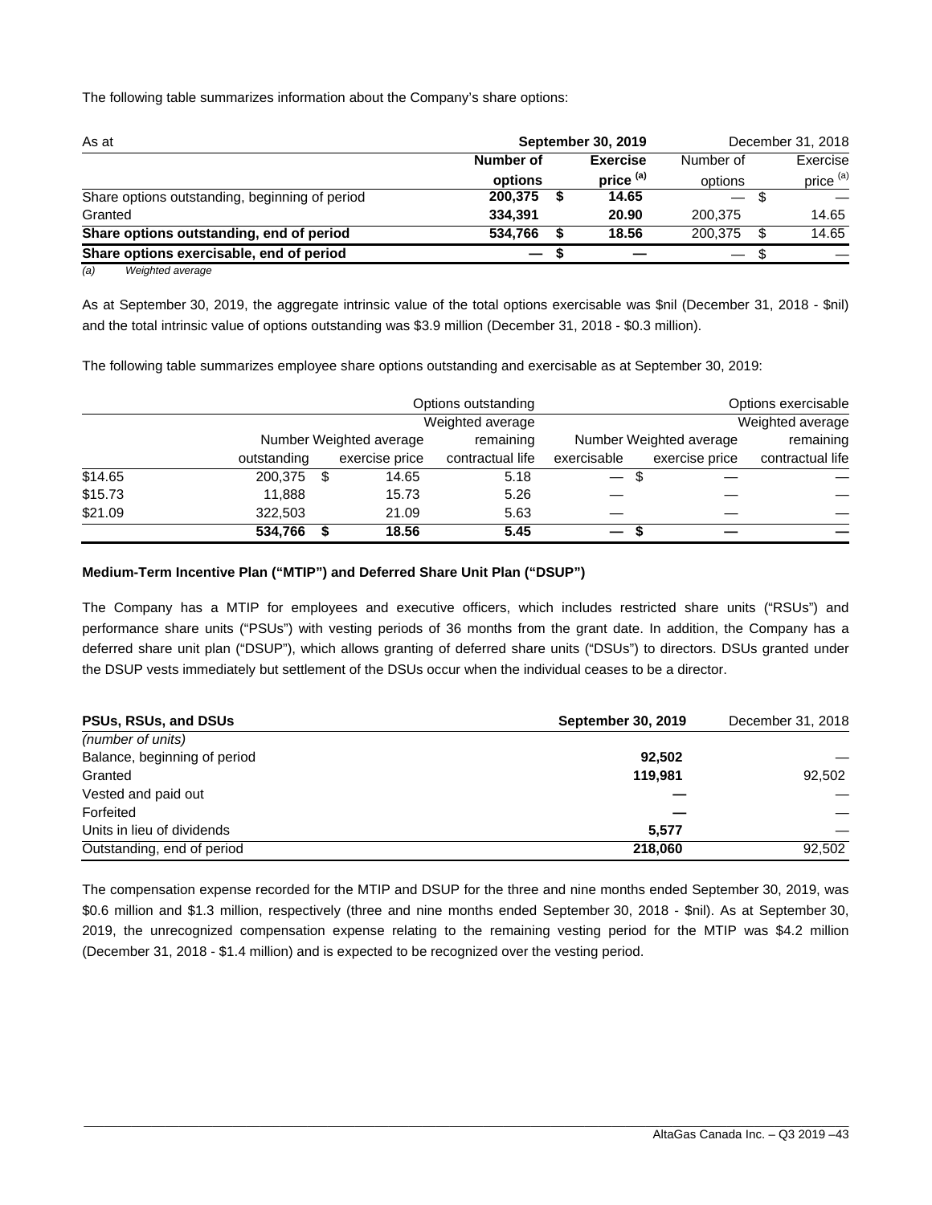The following table summarizes information about the Company's share options:

| As at | **September 30, 2019** | | December 31, 2018 | |
|---|---|---|---|---|
| | **Number of options** | **Exercise price [(a)]** | Number of options | Exercise price [(a)] |
| Share options outstanding, beginning of period | **200,375** | **$ 14.65** | — | $ — |
| Granted | **334,391** | **20.90** | 200,375 | 14.65 |
| **Share options outstanding, end of period** | **534,766** | **$ 18.56** | 200,375 | $ 14.65 |
| **Share options exercisable, end of period** | **—** | **$ —** | — | $ — |

*(a) Weighted average*

As at September 30, 2019, the aggregate intrinsic value of the total options exercisable was $nil (December 31, 2018 - $nil) and the total intrinsic value of options outstanding was $3.9 million (December 31, 2018 - $0.3 million).

The following table summarizes employee share options outstanding and exercisable as at September 30, 2019:

| | Options outstanding | | | Options exercisable | | |
|---|---|---|---|---|---|---|
| | Number outstanding | Weighted average exercise price | Weighted average remaining contractual life | Number exercisable | Weighted average exercise price | Weighted average remaining contractual life |
| $14.65 | 200,375 | $ 14.65 | 5.18 | — | $ — | — |
| $15.73 | 11,888 | 15.73 | 5.26 | — | — | — |
| $21.09 | 322,503 | 21.09 | 5.63 | — | — | — |
| | **534,766** | **$ 18.56** | **5.45** | **—** | **$ —** | **—** |

**Medium-Term Incentive Plan ("MTIP") and Deferred Share Unit Plan ("DSUP")**

The Company has a MTIP for employees and executive officers, which includes restricted share units ("RSUs") and performance share units ("PSUs") with vesting periods of 36 months from the grant date. In addition, the Company has a deferred share unit plan ("DSUP"), which allows granting of deferred share units ("DSUs") to directors. DSUs granted under the DSUP vests immediately but settlement of the DSUs occur when the individual ceases to be a director.

| **PSUs, RSUs, and DSUs** | **September 30, 2019** | December 31, 2018 |
|---|---|---|
| *(number of units)* | | |
| Balance, beginning of period | **92,502** | — |
| Granted | **119,981** | 92,502 |
| Vested and paid out | **—** | — |
| Forfeited | **—** | — |
| Units in lieu of dividends | **5,577** | — |
| Outstanding, end of period | **218,060** | 92,502 |

The compensation expense recorded for the MTIP and DSUP for the three and nine months ended September 30, 2019, was $0.6 million and $1.3 million, respectively (three and nine months ended September 30, 2018 - $nil). As at September 30, 2019, the unrecognized compensation expense relating to the remaining vesting period for the MTIP was $4.2 million (December 31, 2018 - $1.4 million) and is expected to be recognized over the vesting period.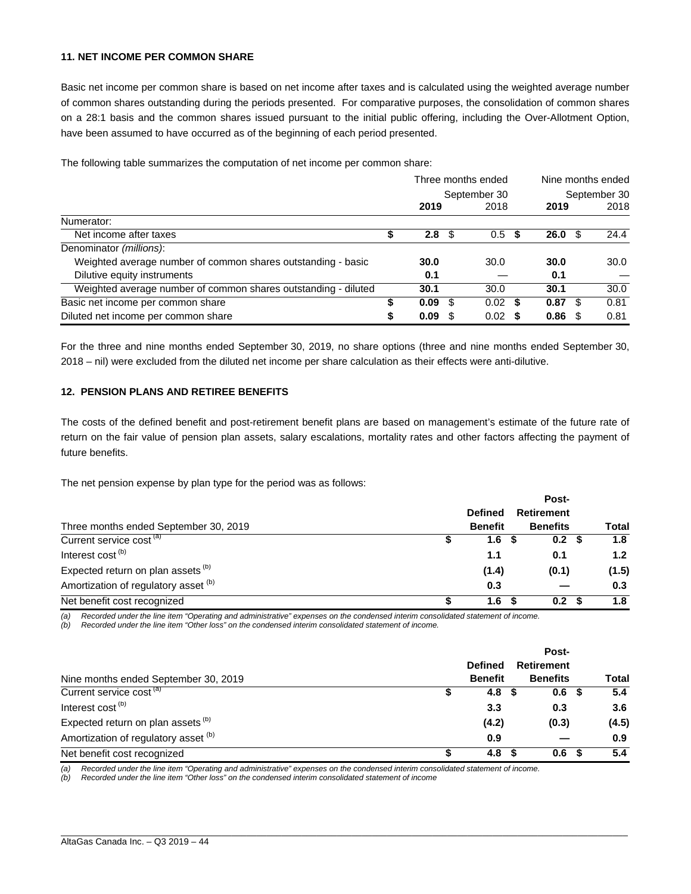### 11. NET INCOME PER COMMON SHARE

Basic net income per common share is based on net income after taxes and is calculated using the weighted average number of common shares outstanding during the periods presented. For comparative purposes, the consolidation of common shares on a 28:1 basis and the common shares issued pursuant to the initial public offering, including the Over-Allotment Option, have been assumed to have occurred as of the beginning of each period presented.

The following table summarizes the computation of net income per common share:

| | Three months ended September 30 | | Nine months ended September 30 | |
|---|---|---|---|---|
| | **2019** | 2018 | **2019** | 2018 |
| Numerator: | | | | |
| Net income after taxes | **$ 2.8** | $ 0.5 | **$ 26.0** | $ 24.4 |
| Denominator *(millions)*: | | | | |
| Weighted average number of common shares outstanding - basic | **30.0** | 30.0 | **30.0** | 30.0 |
| Dilutive equity instruments | **0.1** | — | **0.1** | — |
| Weighted average number of common shares outstanding - diluted | **30.1** | 30.0 | **30.1** | 30.0 |
| Basic net income per common share | **$ 0.09** | $ 0.02 | **$ 0.87** | $ 0.81 |
| Diluted net income per common share | **$ 0.09** | $ 0.02 | **$ 0.86** | $ 0.81 |

For the three and nine months ended September 30, 2019, no share options (three and nine months ended September 30, 2018 – nil) were excluded from the diluted net income per share calculation as their effects were anti-dilutive.

### 12. PENSION PLANS AND RETIREE BENEFITS

The costs of the defined benefit and post-retirement benefit plans are based on management's estimate of the future rate of return on the fair value of pension plan assets, salary escalations, mortality rates and other factors affecting the payment of future benefits.

The net pension expense by plan type for the period was as follows:

| Three months ended September 30, 2019 | Defined Benefit | Post-Retirement Benefits | Total |
|---|---|---|---|
| Current service cost [(a)] | $ 1.6 | $ 0.2 | $ 1.8 |
| Interest cost [(b)] | 1.1 | 0.1 | 1.2 |
| Expected return on plan assets [(b)] | (1.4) | (0.1) | (1.5) |
| Amortization of regulatory asset [(b)] | 0.3 | — | 0.3 |
| Net benefit cost recognized | $ 1.6 | $ 0.2 | $ 1.8 |

*(a) Recorded under the line item "Operating and administrative" expenses on the condensed interim consolidated statement of income.*
*(b) Recorded under the line item "Other loss" on the condensed interim consolidated statement of income.*

| Nine months ended September 30, 2019 | Defined Benefit | Post-Retirement Benefits | Total |
|---|---|---|---|
| Current service cost [(a)] | $ 4.8 | $ 0.6 | $ 5.4 |
| Interest cost [(b)] | 3.3 | 0.3 | 3.6 |
| Expected return on plan assets [(b)] | (4.2) | (0.3) | (4.5) |
| Amortization of regulatory asset [(b)] | 0.9 | — | 0.9 |
| Net benefit cost recognized | $ 4.8 | $ 0.6 | $ 5.4 |

*(a) Recorded under the line item "Operating and administrative" expenses on the condensed interim consolidated statement of income.*
*(b) Recorded under the line item "Other loss" on the condensed interim consolidated statement of income*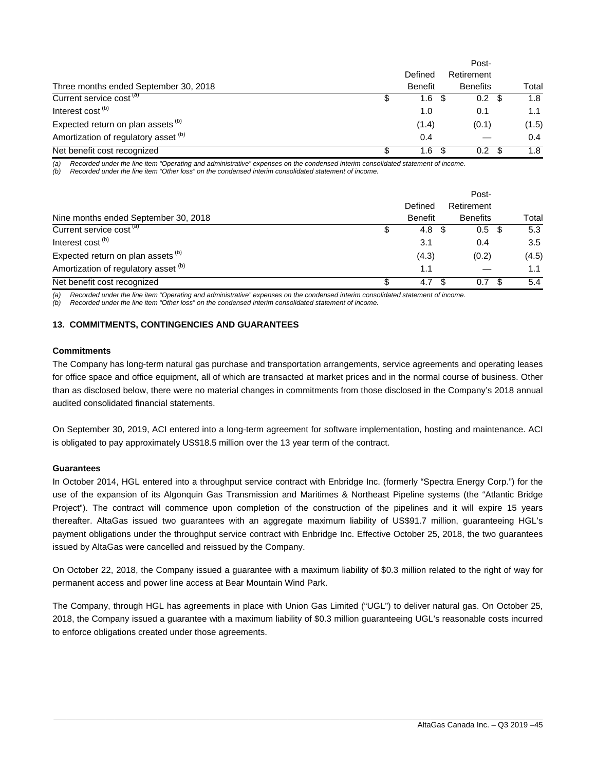| Three months ended September 30, 2018 | Defined Benefit | Post-Retirement Benefits | Total |
|---|---|---|---|
| Current service cost [(a)] | $ 1.6 | $ 0.2 | $ 1.8 |
| Interest cost [(b)] | 1.0 | 0.1 | 1.1 |
| Expected return on plan assets [(b)] | (1.4) | (0.1) | (1.5) |
| Amortization of regulatory asset [(b)] | 0.4 | — | 0.4 |
| Net benefit cost recognized | $ 1.6 | $ 0.2 | $ 1.8 |

*(a) Recorded under the line item "Operating and administrative" expenses on the condensed interim consolidated statement of income.*
*(b) Recorded under the line item "Other loss" on the condensed interim consolidated statement of income.*

| Nine months ended September 30, 2018 | Defined Benefit | Post-Retirement Benefits | Total |
|---|---|---|---|
| Current service cost [(a)] | $ 4.8 | $ 0.5 | $ 5.3 |
| Interest cost [(b)] | 3.1 | 0.4 | 3.5 |
| Expected return on plan assets [(b)] | (4.3) | (0.2) | (4.5) |
| Amortization of regulatory asset [(b)] | 1.1 | — | 1.1 |
| Net benefit cost recognized | $ 4.7 | $ 0.7 | $ 5.4 |

*(a) Recorded under the line item "Operating and administrative" expenses on the condensed interim consolidated statement of income.*
*(b) Recorded under the line item "Other loss" on the condensed interim consolidated statement of income.*

## 13. COMMITMENTS, CONTINGENCIES AND GUARANTEES

**Commitments**

The Company has long-term natural gas purchase and transportation arrangements, service agreements and operating leases for office space and office equipment, all of which are transacted at market prices and in the normal course of business. Other than as disclosed below, there were no material changes in commitments from those disclosed in the Company's 2018 annual audited consolidated financial statements.

On September 30, 2019, ACI entered into a long-term agreement for software implementation, hosting and maintenance. ACI is obligated to pay approximately US$18.5 million over the 13 year term of the contract.

**Guarantees**

In October 2014, HGL entered into a throughput service contract with Enbridge Inc. (formerly "Spectra Energy Corp.") for the use of the expansion of its Algonquin Gas Transmission and Maritimes & Northeast Pipeline systems (the "Atlantic Bridge Project"). The contract will commence upon completion of the construction of the pipelines and it will expire 15 years thereafter. AltaGas issued two guarantees with an aggregate maximum liability of US$91.7 million, guaranteeing HGL's payment obligations under the throughput service contract with Enbridge Inc. Effective October 25, 2018, the two guarantees issued by AltaGas were cancelled and reissued by the Company.

On October 22, 2018, the Company issued a guarantee with a maximum liability of $0.3 million related to the right of way for permanent access and power line access at Bear Mountain Wind Park.

The Company, through HGL has agreements in place with Union Gas Limited ("UGL") to deliver natural gas. On October 25, 2018, the Company issued a guarantee with a maximum liability of $0.3 million guaranteeing UGL's reasonable costs incurred to enforce obligations created under those agreements.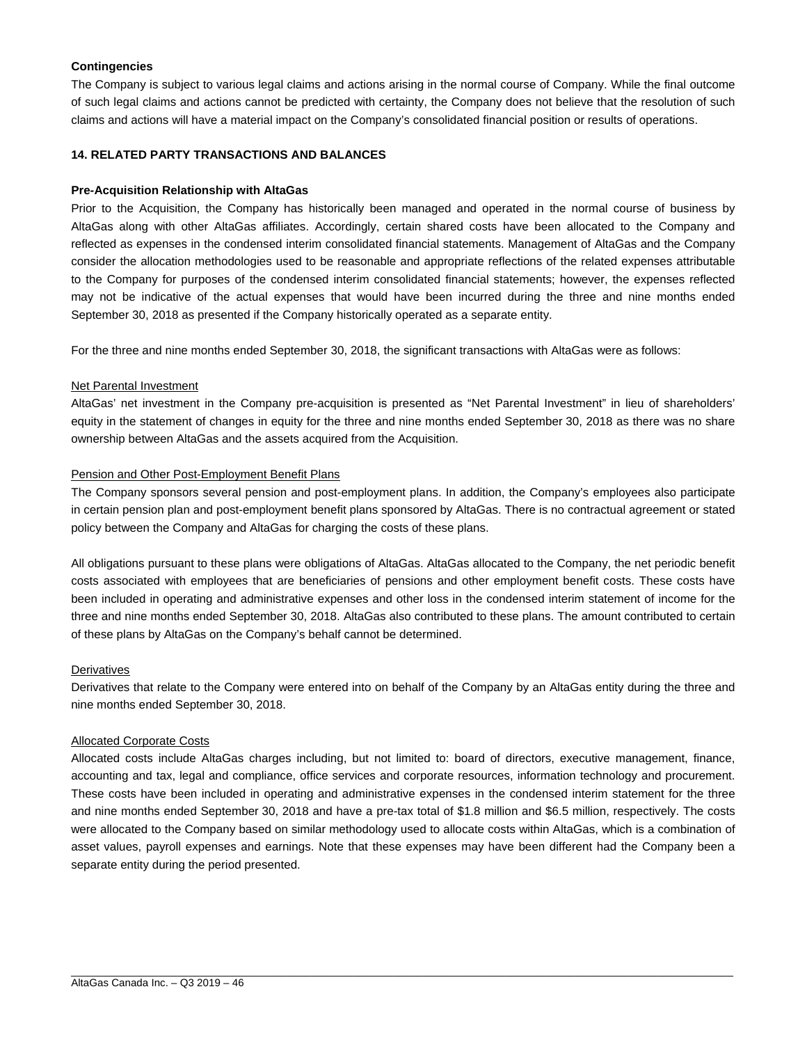**Contingencies**

The Company is subject to various legal claims and actions arising in the normal course of Company. While the final outcome of such legal claims and actions cannot be predicted with certainty, the Company does not believe that the resolution of such claims and actions will have a material impact on the Company's consolidated financial position or results of operations.

## 14. RELATED PARTY TRANSACTIONS AND BALANCES

**Pre-Acquisition Relationship with AltaGas**

Prior to the Acquisition, the Company has historically been managed and operated in the normal course of business by AltaGas along with other AltaGas affiliates. Accordingly, certain shared costs have been allocated to the Company and reflected as expenses in the condensed interim consolidated financial statements. Management of AltaGas and the Company consider the allocation methodologies used to be reasonable and appropriate reflections of the related expenses attributable to the Company for purposes of the condensed interim consolidated financial statements; however, the expenses reflected may not be indicative of the actual expenses that would have been incurred during the three and nine months ended September 30, 2018 as presented if the Company historically operated as a separate entity.

For the three and nine months ended September 30, 2018, the significant transactions with AltaGas were as follows:

Net Parental Investment

AltaGas' net investment in the Company pre-acquisition is presented as "Net Parental Investment" in lieu of shareholders' equity in the statement of changes in equity for the three and nine months ended September 30, 2018 as there was no share ownership between AltaGas and the assets acquired from the Acquisition.

Pension and Other Post-Employment Benefit Plans

The Company sponsors several pension and post-employment plans. In addition, the Company's employees also participate in certain pension plan and post-employment benefit plans sponsored by AltaGas. There is no contractual agreement or stated policy between the Company and AltaGas for charging the costs of these plans.

All obligations pursuant to these plans were obligations of AltaGas. AltaGas allocated to the Company, the net periodic benefit costs associated with employees that are beneficiaries of pensions and other employment benefit costs. These costs have been included in operating and administrative expenses and other loss in the condensed interim statement of income for the three and nine months ended September 30, 2018. AltaGas also contributed to these plans. The amount contributed to certain of these plans by AltaGas on the Company's behalf cannot be determined.

Derivatives

Derivatives that relate to the Company were entered into on behalf of the Company by an AltaGas entity during the three and nine months ended September 30, 2018.

Allocated Corporate Costs

Allocated costs include AltaGas charges including, but not limited to: board of directors, executive management, finance, accounting and tax, legal and compliance, office services and corporate resources, information technology and procurement. These costs have been included in operating and administrative expenses in the condensed interim statement for the three and nine months ended September 30, 2018 and have a pre-tax total of $1.8 million and $6.5 million, respectively. The costs were allocated to the Company based on similar methodology used to allocate costs within AltaGas, which is a combination of asset values, payroll expenses and earnings. Note that these expenses may have been different had the Company been a separate entity during the period presented.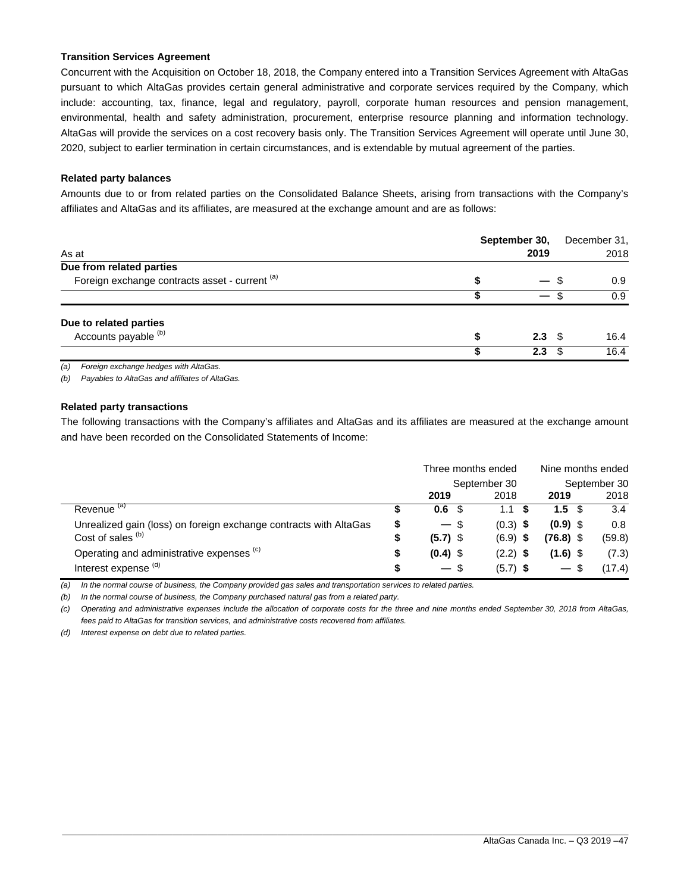**Transition Services Agreement**

Concurrent with the Acquisition on October 18, 2018, the Company entered into a Transition Services Agreement with AltaGas pursuant to which AltaGas provides certain general administrative and corporate services required by the Company, which include: accounting, tax, finance, legal and regulatory, payroll, corporate human resources and pension management, environmental, health and safety administration, procurement, enterprise resource planning and information technology. AltaGas will provide the services on a cost recovery basis only. The Transition Services Agreement will operate until June 30, 2020, subject to earlier termination in certain circumstances, and is extendable by mutual agreement of the parties.

**Related party balances**

Amounts due to or from related parties on the Consolidated Balance Sheets, arising from transactions with the Company's affiliates and AltaGas and its affiliates, are measured at the exchange amount and are as follows:

| As at | **September 30, 2019** | December 31, 2018 |
|---|---|---|
| **Due from related parties** | | |
| Foreign exchange contracts asset - current [(a)] | **$ —** | $ 0.9 |
| | **$ —** | $ 0.9 |
| **Due to related parties** | | |
| Accounts payable [(b)] | **$ 2.3** | $ 16.4 |
| | **$ 2.3** | $ 16.4 |

*(a) Foreign exchange hedges with AltaGas.*

*(b) Payables to AltaGas and affiliates of AltaGas.*

**Related party transactions**

The following transactions with the Company's affiliates and AltaGas and its affiliates are measured at the exchange amount and have been recorded on the Consolidated Statements of Income:

| | Three months ended September 30 | | Nine months ended September 30 | |
|---|---|---|---|---|
| | **2019** | 2018 | **2019** | 2018 |
| Revenue [(a)] | **$ 0.6** | $ 1.1 | **$ 1.5** | $ 3.4 |
| Unrealized gain (loss) on foreign exchange contracts with AltaGas | **$ —** | $ (0.3) | **$ (0.9)** | $ 0.8 |
| Cost of sales [(b)] | **$ (5.7)** | $ (6.9) | **$ (76.8)** | $ (59.8) |
| Operating and administrative expenses [(c)] | **$ (0.4)** | $ (2.2) | **$ (1.6)** | $ (7.3) |
| Interest expense [(d)] | **$ —** | $ (5.7) | **$ —** | $ (17.4) |

*(a) In the normal course of business, the Company provided gas sales and transportation services to related parties.*

*(b) In the normal course of business, the Company purchased natural gas from a related party.*

*(c) Operating and administrative expenses include the allocation of corporate costs for the three and nine months ended September 30, 2018 from AltaGas, fees paid to AltaGas for transition services, and administrative costs recovered from affiliates.*

*(d) Interest expense on debt due to related parties.*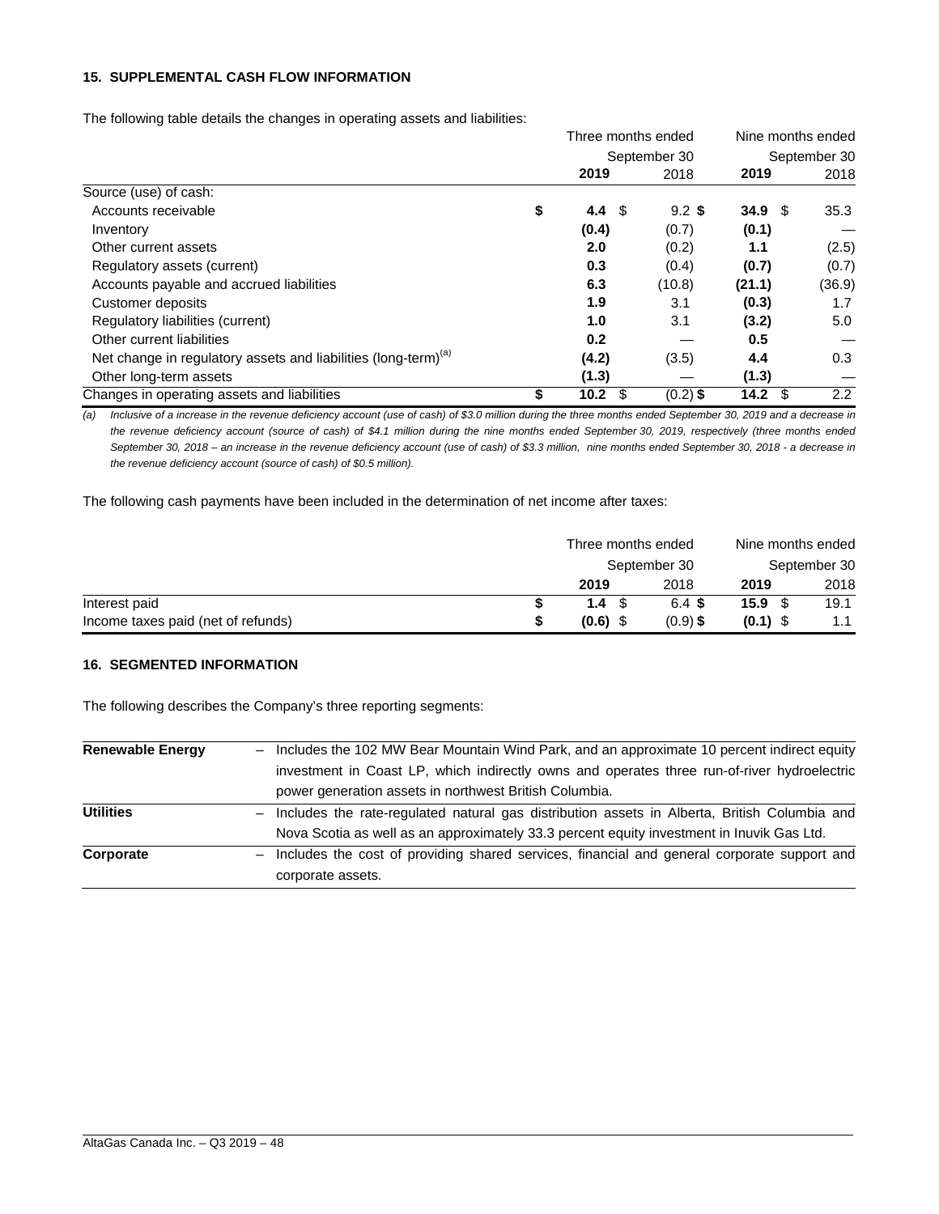## 15. SUPPLEMENTAL CASH FLOW INFORMATION

The following table details the changes in operating assets and liabilities:

| | Three months ended September 30 | | Nine months ended September 30 | |
|---|---|---|---|---|
| | **2019** | 2018 | **2019** | 2018 |
| Source (use) of cash: | | | | |
| Accounts receivable | **$ 4.4** | $ 9.2 | **$ 34.9** | $ 35.3 |
| Inventory | **(0.4)** | (0.7) | **(0.1)** | — |
| Other current assets | **2.0** | (0.2) | **1.1** | (2.5) |
| Regulatory assets (current) | **0.3** | (0.4) | **(0.7)** | (0.7) |
| Accounts payable and accrued liabilities | **6.3** | (10.8) | **(21.1)** | (36.9) |
| Customer deposits | **1.9** | 3.1 | **(0.3)** | 1.7 |
| Regulatory liabilities (current) | **1.0** | 3.1 | **(3.2)** | 5.0 |
| Other current liabilities | **0.2** | — | **0.5** | — |
| Net change in regulatory assets and liabilities (long-term)[(a)] | **(4.2)** | (3.5) | **4.4** | 0.3 |
| Other long-term assets | **(1.3)** | — | **(1.3)** | — |
| Changes in operating assets and liabilities | **$ 10.2** | $ (0.2) | **$ 14.2** | $ 2.2 |

*(a) Inclusive of a increase in the revenue deficiency account (use of cash) of $3.0 million during the three months ended September 30, 2019 and a decrease in the revenue deficiency account (source of cash) of $4.1 million during the nine months ended September 30, 2019, respectively (three months ended September 30, 2018 – an increase in the revenue deficiency account (use of cash) of $3.3 million, nine months ended September 30, 2018 - a decrease in the revenue deficiency account (source of cash) of $0.5 million).*

The following cash payments have been included in the determination of net income after taxes:

| | Three months ended September 30 | | Nine months ended September 30 | |
|---|---|---|---|---|
| | **2019** | 2018 | **2019** | 2018 |
| Interest paid | **$ 1.4** | $ 6.4 | **$ 15.9** | $ 19.1 |
| Income taxes paid (net of refunds) | **$ (0.6)** | $ (0.9) | **$ (0.1)** | $ 1.1 |

## 16. SEGMENTED INFORMATION

The following describes the Company's three reporting segments:

| | |
|---|---|
| **Renewable Energy** | – Includes the 102 MW Bear Mountain Wind Park, and an approximate 10 percent indirect equity investment in Coast LP, which indirectly owns and operates three run-of-river hydroelectric power generation assets in northwest British Columbia. |
| **Utilities** | – Includes the rate-regulated natural gas distribution assets in Alberta, British Columbia and Nova Scotia as well as an approximately 33.3 percent equity investment in Inuvik Gas Ltd. |
| **Corporate** | – Includes the cost of providing shared services, financial and general corporate support and corporate assets. |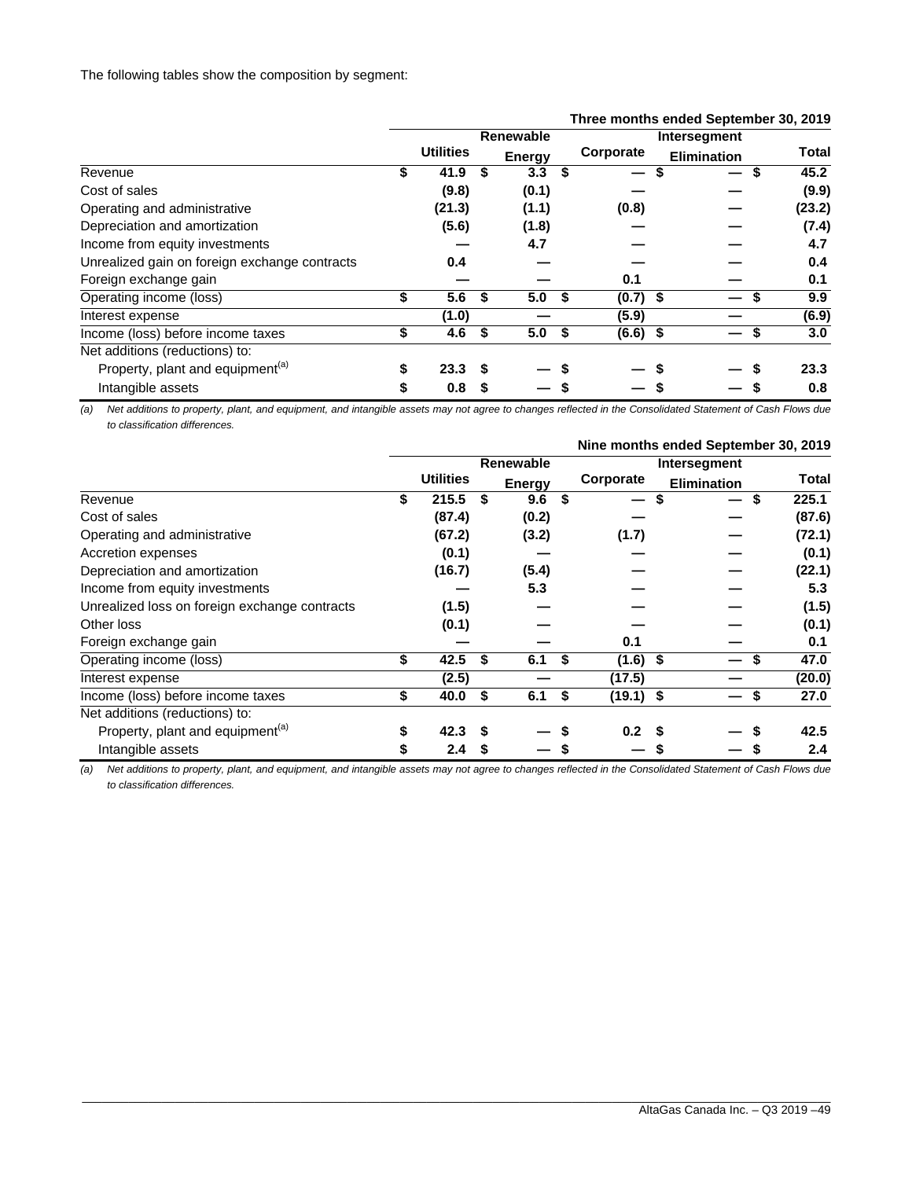The following tables show the composition by segment:

| Three months ended September 30, 2019 | Utilities | Renewable Energy | Corporate | Intersegment Elimination | Total |
|---|---|---|---|---|---|
| Revenue | $ 41.9 | $ 3.3 | $ — | $ — | $ 45.2 |
| Cost of sales | (9.8) | (0.1) | — | — | (9.9) |
| Operating and administrative | (21.3) | (1.1) | (0.8) | — | (23.2) |
| Depreciation and amortization | (5.6) | (1.8) | — | — | (7.4) |
| Income from equity investments | — | 4.7 | — | — | 4.7 |
| Unrealized gain on foreign exchange contracts | 0.4 | — | — | — | 0.4 |
| Foreign exchange gain | — | — | 0.1 | — | 0.1 |
| Operating income (loss) | $ 5.6 | $ 5.0 | $ (0.7) | $ — | $ 9.9 |
| Interest expense | (1.0) | — | (5.9) | — | (6.9) |
| Income (loss) before income taxes | $ 4.6 | $ 5.0 | $ (6.6) | $ — | $ 3.0 |
| Net additions (reductions) to: | | | | | |
| Property, plant and equipment[(a)] | $ 23.3 | $ — | $ — | $ — | $ 23.3 |
| Intangible assets | $ 0.8 | $ — | $ — | $ — | $ 0.8 |

*(a) Net additions to property, plant, and equipment, and intangible assets may not agree to changes reflected in the Consolidated Statement of Cash Flows due to classification differences.*

| Nine months ended September 30, 2019 | Utilities | Renewable Energy | Corporate | Intersegment Elimination | Total |
|---|---|---|---|---|---|
| Revenue | $ 215.5 | $ 9.6 | $ — | $ — | $ 225.1 |
| Cost of sales | (87.4) | (0.2) | — | — | (87.6) |
| Operating and administrative | (67.2) | (3.2) | (1.7) | — | (72.1) |
| Accretion expenses | (0.1) | — | — | — | (0.1) |
| Depreciation and amortization | (16.7) | (5.4) | — | — | (22.1) |
| Income from equity investments | — | 5.3 | — | — | 5.3 |
| Unrealized loss on foreign exchange contracts | (1.5) | — | — | — | (1.5) |
| Other loss | (0.1) | — | — | — | (0.1) |
| Foreign exchange gain | — | — | 0.1 | — | 0.1 |
| Operating income (loss) | $ 42.5 | $ 6.1 | $ (1.6) | $ — | $ 47.0 |
| Interest expense | (2.5) | — | (17.5) | — | (20.0) |
| Income (loss) before income taxes | $ 40.0 | $ 6.1 | $ (19.1) | $ — | $ 27.0 |
| Net additions (reductions) to: | | | | | |
| Property, plant and equipment[(a)] | $ 42.3 | $ — | $ 0.2 | $ — | $ 42.5 |
| Intangible assets | $ 2.4 | $ — | $ — | $ — | $ 2.4 |

*(a) Net additions to property, plant, and equipment, and intangible assets may not agree to changes reflected in the Consolidated Statement of Cash Flows due to classification differences.*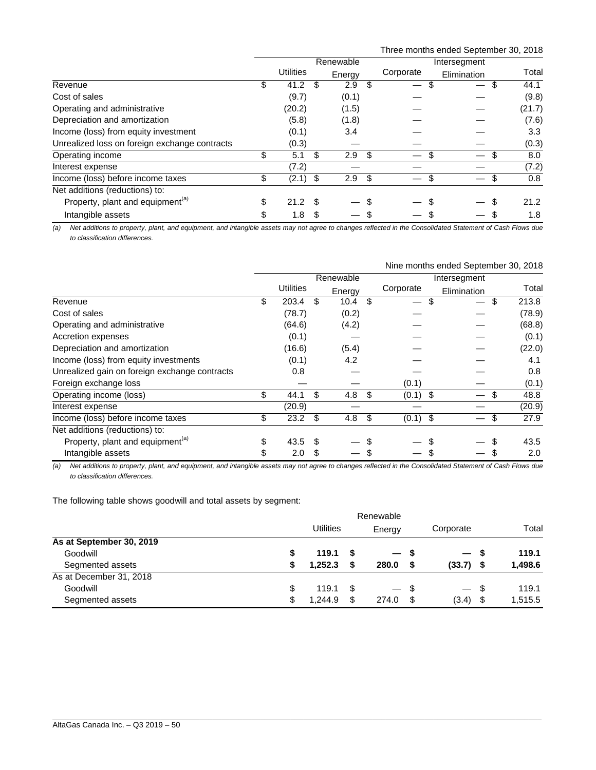| Three months ended September 30, 2018 | | | | | |
|---|---|---|---|---|---|
| | Utilities | Renewable Energy | Corporate | Intersegment Elimination | Total |
| Revenue | $ 41.2 | $ 2.9 | $ — | $ — | $ 44.1 |
| Cost of sales | (9.7) | (0.1) | — | — | (9.8) |
| Operating and administrative | (20.2) | (1.5) | — | — | (21.7) |
| Depreciation and amortization | (5.8) | (1.8) | — | — | (7.6) |
| Income (loss) from equity investment | (0.1) | 3.4 | — | — | 3.3 |
| Unrealized loss on foreign exchange contracts | (0.3) | — | — | — | (0.3) |
| Operating income | $ 5.1 | $ 2.9 | $ — | $ — | $ 8.0 |
| Interest expense | (7.2) | — | — | — | (7.2) |
| Income (loss) before income taxes | $ (2.1) | $ 2.9 | $ — | $ — | $ 0.8 |
| Net additions (reductions) to: | | | | | |
| Property, plant and equipment[(a)] | $ 21.2 | $ — | $ — | $ — | $ 21.2 |
| Intangible assets | $ 1.8 | $ — | $ — | $ — | $ 1.8 |

*(a) Net additions to property, plant, and equipment, and intangible assets may not agree to changes reflected in the Consolidated Statement of Cash Flows due to classification differences.*

| Nine months ended September 30, 2018 | | | | | |
|---|---|---|---|---|---|
| | Utilities | Renewable Energy | Corporate | Intersegment Elimination | Total |
| Revenue | $ 203.4 | $ 10.4 | $ — | $ — | $ 213.8 |
| Cost of sales | (78.7) | (0.2) | — | — | (78.9) |
| Operating and administrative | (64.6) | (4.2) | — | — | (68.8) |
| Accretion expenses | (0.1) | — | — | — | (0.1) |
| Depreciation and amortization | (16.6) | (5.4) | — | — | (22.0) |
| Income (loss) from equity investments | (0.1) | 4.2 | — | — | 4.1 |
| Unrealized gain on foreign exchange contracts | 0.8 | — | — | — | 0.8 |
| Foreign exchange loss | — | — | (0.1) | — | (0.1) |
| Operating income (loss) | $ 44.1 | $ 4.8 | $ (0.1) | $ — | $ 48.8 |
| Interest expense | (20.9) | — | — | — | (20.9) |
| Income (loss) before income taxes | $ 23.2 | $ 4.8 | $ (0.1) | $ — | $ 27.9 |
| Net additions (reductions) to: | | | | | |
| Property, plant and equipment[(a)] | $ 43.5 | $ — | $ — | $ — | $ 43.5 |
| Intangible assets | $ 2.0 | $ — | $ — | $ — | $ 2.0 |

*(a) Net additions to property, plant, and equipment, and intangible assets may not agree to changes reflected in the Consolidated Statement of Cash Flows due to classification differences.*

The following table shows goodwill and total assets by segment:

| | Utilities | Renewable Energy | Corporate | Total |
|---|---|---|---|---|
| **As at September 30, 2019** | | | | |
| Goodwill | **$ 119.1** | **$ —** | **$ —** | **$ 119.1** |
| Segmented assets | **$ 1,252.3** | **$ 280.0** | **$ (33.7)** | **$ 1,498.6** |
| As at December 31, 2018 | | | | |
| Goodwill | $ 119.1 | $ — | $ — | $ 119.1 |
| Segmented assets | $ 1,244.9 | $ 274.0 | $ (3.4) | $ 1,515.5 |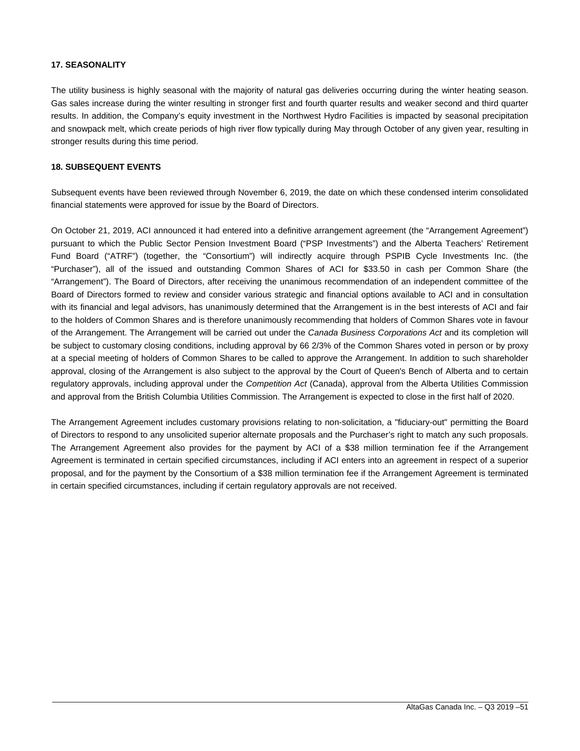**17. SEASONALITY**

The utility business is highly seasonal with the majority of natural gas deliveries occurring during the winter heating season. Gas sales increase during the winter resulting in stronger first and fourth quarter results and weaker second and third quarter results. In addition, the Company's equity investment in the Northwest Hydro Facilities is impacted by seasonal precipitation and snowpack melt, which create periods of high river flow typically during May through October of any given year, resulting in stronger results during this time period.

**18. SUBSEQUENT EVENTS**

Subsequent events have been reviewed through November 6, 2019, the date on which these condensed interim consolidated financial statements were approved for issue by the Board of Directors.

On October 21, 2019, ACI announced it had entered into a definitive arrangement agreement (the "Arrangement Agreement") pursuant to which the Public Sector Pension Investment Board ("PSP Investments") and the Alberta Teachers' Retirement Fund Board ("ATRF") (together, the "Consortium") will indirectly acquire through PSPIB Cycle Investments Inc. (the "Purchaser"), all of the issued and outstanding Common Shares of ACI for $33.50 in cash per Common Share (the "Arrangement"). The Board of Directors, after receiving the unanimous recommendation of an independent committee of the Board of Directors formed to review and consider various strategic and financial options available to ACI and in consultation with its financial and legal advisors, has unanimously determined that the Arrangement is in the best interests of ACI and fair to the holders of Common Shares and is therefore unanimously recommending that holders of Common Shares vote in favour of the Arrangement. The Arrangement will be carried out under the *Canada Business Corporations Act* and its completion will be subject to customary closing conditions, including approval by 66 2/3% of the Common Shares voted in person or by proxy at a special meeting of holders of Common Shares to be called to approve the Arrangement. In addition to such shareholder approval, closing of the Arrangement is also subject to the approval by the Court of Queen's Bench of Alberta and to certain regulatory approvals, including approval under the *Competition Act* (Canada), approval from the Alberta Utilities Commission and approval from the British Columbia Utilities Commission. The Arrangement is expected to close in the first half of 2020.

The Arrangement Agreement includes customary provisions relating to non-solicitation, a "fiduciary-out" permitting the Board of Directors to respond to any unsolicited superior alternate proposals and the Purchaser's right to match any such proposals. The Arrangement Agreement also provides for the payment by ACI of a $38 million termination fee if the Arrangement Agreement is terminated in certain specified circumstances, including if ACI enters into an agreement in respect of a superior proposal, and for the payment by the Consortium of a $38 million termination fee if the Arrangement Agreement is terminated in certain specified circumstances, including if certain regulatory approvals are not received.